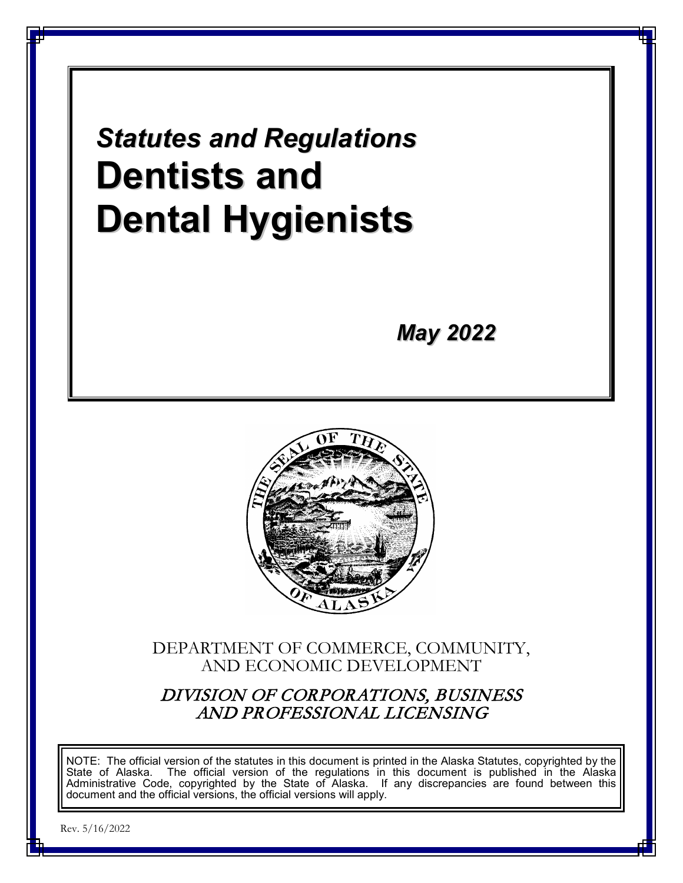*Statutes and Regulations*

# Dentists and Dental Hygienists

***May 2022***

DEPARTMENT OF COMMERCE, COMMUNITY, AND ECONOMIC DEVELOPMENT

*DIVISION OF CORPORATIONS, BUSINESS AND PROFESSIONAL LICENSING*

NOTE: The official version of the statutes in this document is printed in the Alaska Statutes, copyrighted by the State of Alaska. The official version of the regulations in this document is published in the Alaska Administrative Code, copyrighted by the State of Alaska. If any discrepancies are found between this document and the official versions, the official versions will apply.

Rev. 5/16/2022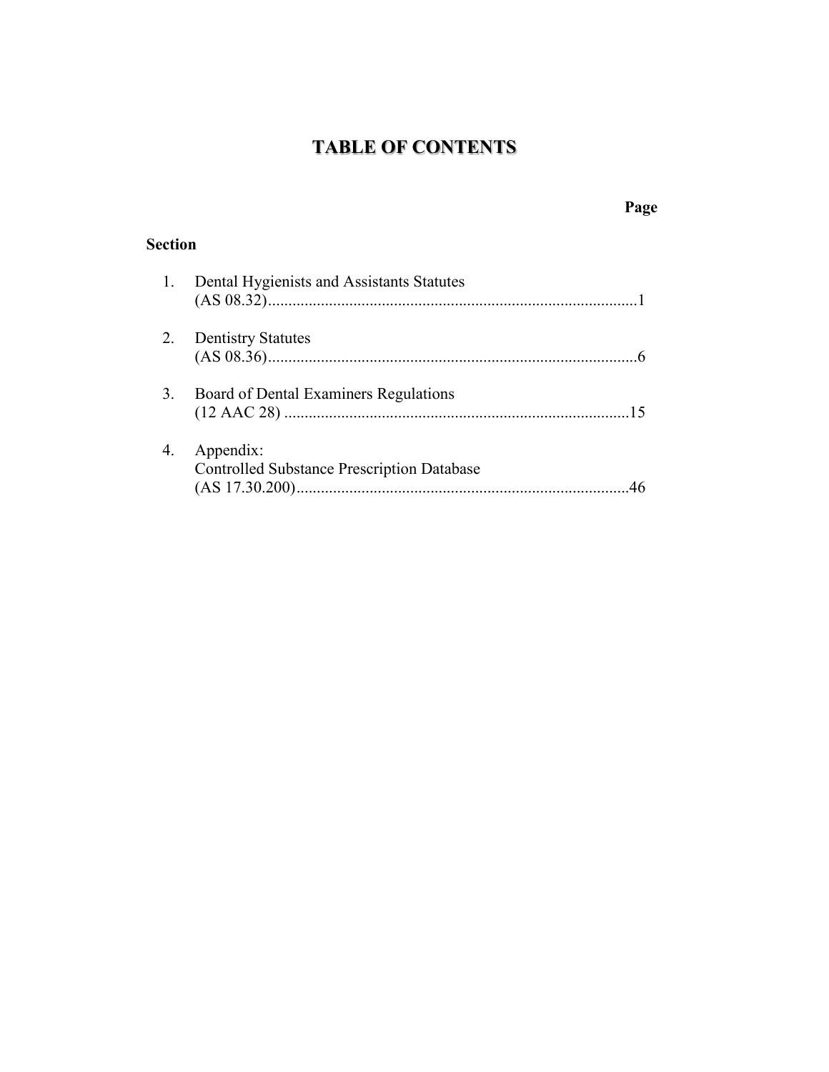# TABLE OF CONTENTS

| Section | | Page |
|---|---|---|
| 1. | Dental Hygienists and Assistants Statutes (AS 08.32) | 1 |
| 2. | Dentistry Statutes (AS 08.36) | 6 |
| 3. | Board of Dental Examiners Regulations (12 AAC 28) | 15 |
| 4. | Appendix: Controlled Substance Prescription Database (AS 17.30.200) | 46 |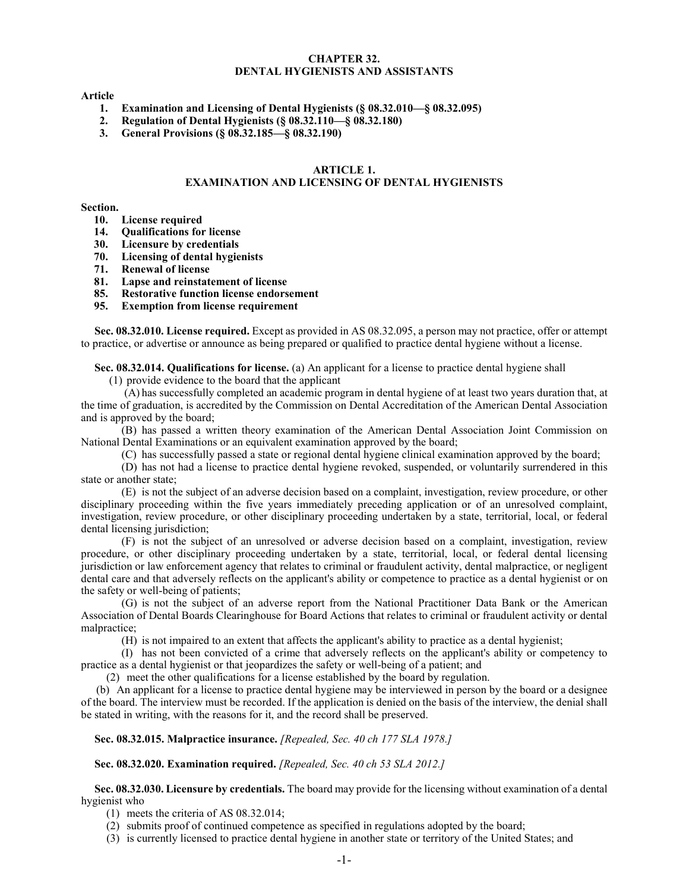# CHAPTER 32.
# DENTAL HYGIENISTS AND ASSISTANTS

**Article**

1. **Examination and Licensing of Dental Hygienists (§ 08.32.010—§ 08.32.095)**
2. **Regulation of Dental Hygienists (§ 08.32.110—§ 08.32.180)**
3. **General Provisions (§ 08.32.185—§ 08.32.190)**

## ARTICLE 1.
## EXAMINATION AND LICENSING OF DENTAL HYGIENISTS

**Section.**

- **10. License required**
- **14. Qualifications for license**
- **30. Licensure by credentials**
- **70. Licensing of dental hygienists**
- **71. Renewal of license**
- **81. Lapse and reinstatement of license**
- **85. Restorative function license endorsement**
- **95. Exemption from license requirement**

**Sec. 08.32.010. License required.** Except as provided in AS 08.32.095, a person may not practice, offer or attempt to practice, or advertise or announce as being prepared or qualified to practice dental hygiene without a license.

**Sec. 08.32.014. Qualifications for license.** (a) An applicant for a license to practice dental hygiene shall

(1) provide evidence to the board that the applicant

(A) has successfully completed an academic program in dental hygiene of at least two years duration that, at the time of graduation, is accredited by the Commission on Dental Accreditation of the American Dental Association and is approved by the board;

(B) has passed a written theory examination of the American Dental Association Joint Commission on National Dental Examinations or an equivalent examination approved by the board;

(C) has successfully passed a state or regional dental hygiene clinical examination approved by the board;

(D) has not had a license to practice dental hygiene revoked, suspended, or voluntarily surrendered in this state or another state;

(E) is not the subject of an adverse decision based on a complaint, investigation, review procedure, or other disciplinary proceeding within the five years immediately preceding application or of an unresolved complaint, investigation, review procedure, or other disciplinary proceeding undertaken by a state, territorial, local, or federal dental licensing jurisdiction;

(F) is not the subject of an unresolved or adverse decision based on a complaint, investigation, review procedure, or other disciplinary proceeding undertaken by a state, territorial, local, or federal dental licensing jurisdiction or law enforcement agency that relates to criminal or fraudulent activity, dental malpractice, or negligent dental care and that adversely reflects on the applicant's ability or competence to practice as a dental hygienist or on the safety or well-being of patients;

(G) is not the subject of an adverse report from the National Practitioner Data Bank or the American Association of Dental Boards Clearinghouse for Board Actions that relates to criminal or fraudulent activity or dental malpractice;

(H) is not impaired to an extent that affects the applicant's ability to practice as a dental hygienist;

(I) has not been convicted of a crime that adversely reflects on the applicant's ability or competency to practice as a dental hygienist or that jeopardizes the safety or well-being of a patient; and

(2) meet the other qualifications for a license established by the board by regulation.

(b) An applicant for a license to practice dental hygiene may be interviewed in person by the board or a designee of the board. The interview must be recorded. If the application is denied on the basis of the interview, the denial shall be stated in writing, with the reasons for it, and the record shall be preserved.

**Sec. 08.32.015. Malpractice insurance.** *[Repealed, Sec. 40 ch 177 SLA 1978.]*

**Sec. 08.32.020. Examination required.** *[Repealed, Sec. 40 ch 53 SLA 2012.]*

**Sec. 08.32.030. Licensure by credentials.** The board may provide for the licensing without examination of a dental hygienist who

(1) meets the criteria of AS 08.32.014;

(2) submits proof of continued competence as specified in regulations adopted by the board;

(3) is currently licensed to practice dental hygiene in another state or territory of the United States; and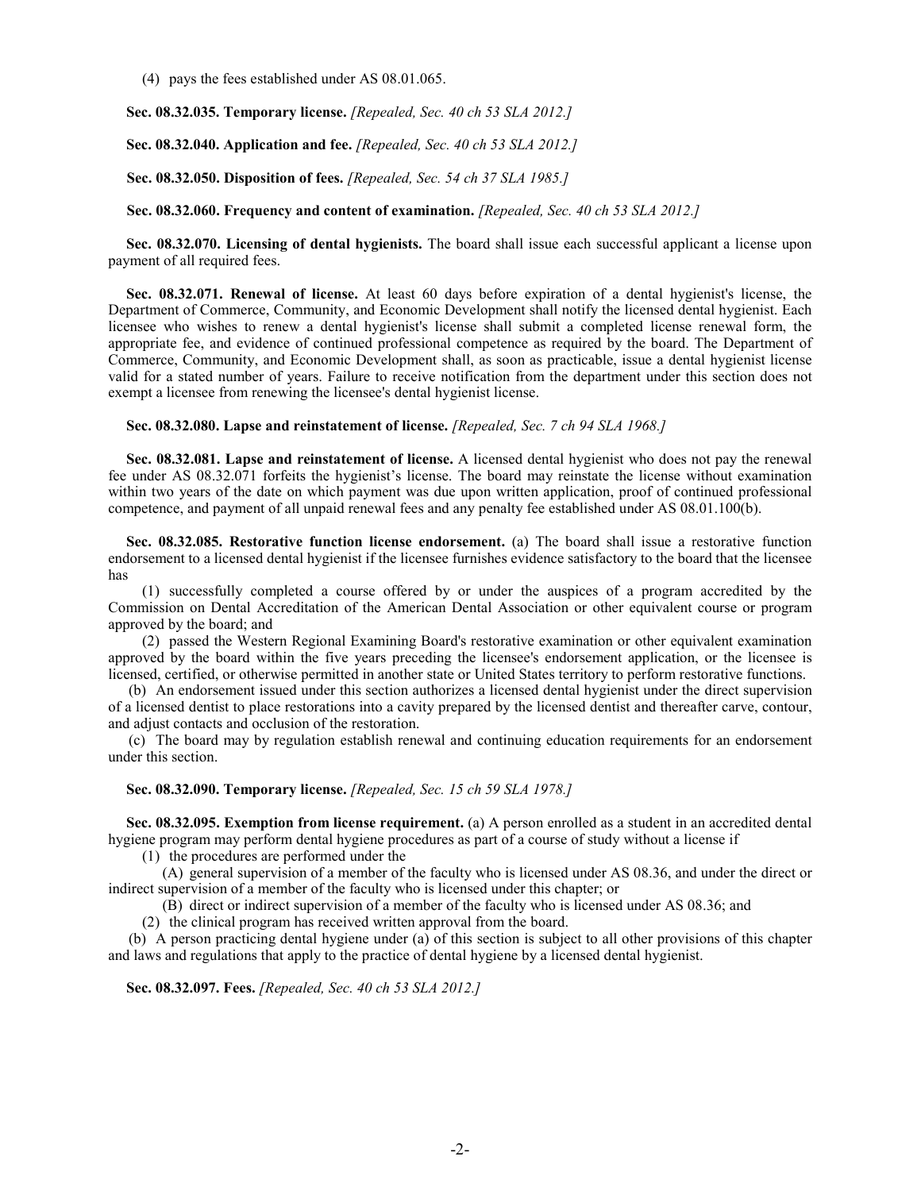(4) pays the fees established under AS 08.01.065.

**Sec. 08.32.035. Temporary license.** *[Repealed, Sec. 40 ch 53 SLA 2012.]*

**Sec. 08.32.040. Application and fee.** *[Repealed, Sec. 40 ch 53 SLA 2012.]*

**Sec. 08.32.050. Disposition of fees.** *[Repealed, Sec. 54 ch 37 SLA 1985.]*

**Sec. 08.32.060. Frequency and content of examination.** *[Repealed, Sec. 40 ch 53 SLA 2012.]*

**Sec. 08.32.070. Licensing of dental hygienists.** The board shall issue each successful applicant a license upon payment of all required fees.

**Sec. 08.32.071. Renewal of license.** At least 60 days before expiration of a dental hygienist's license, the Department of Commerce, Community, and Economic Development shall notify the licensed dental hygienist. Each licensee who wishes to renew a dental hygienist's license shall submit a completed license renewal form, the appropriate fee, and evidence of continued professional competence as required by the board. The Department of Commerce, Community, and Economic Development shall, as soon as practicable, issue a dental hygienist license valid for a stated number of years. Failure to receive notification from the department under this section does not exempt a licensee from renewing the licensee's dental hygienist license.

**Sec. 08.32.080. Lapse and reinstatement of license.** *[Repealed, Sec. 7 ch 94 SLA 1968.]*

**Sec. 08.32.081. Lapse and reinstatement of license.** A licensed dental hygienist who does not pay the renewal fee under AS 08.32.071 forfeits the hygienist's license. The board may reinstate the license without examination within two years of the date on which payment was due upon written application, proof of continued professional competence, and payment of all unpaid renewal fees and any penalty fee established under AS 08.01.100(b).

**Sec. 08.32.085. Restorative function license endorsement.** (a) The board shall issue a restorative function endorsement to a licensed dental hygienist if the licensee furnishes evidence satisfactory to the board that the licensee has

(1) successfully completed a course offered by or under the auspices of a program accredited by the Commission on Dental Accreditation of the American Dental Association or other equivalent course or program approved by the board; and

(2) passed the Western Regional Examining Board's restorative examination or other equivalent examination approved by the board within the five years preceding the licensee's endorsement application, or the licensee is licensed, certified, or otherwise permitted in another state or United States territory to perform restorative functions.

(b) An endorsement issued under this section authorizes a licensed dental hygienist under the direct supervision of a licensed dentist to place restorations into a cavity prepared by the licensed dentist and thereafter carve, contour, and adjust contacts and occlusion of the restoration.

(c) The board may by regulation establish renewal and continuing education requirements for an endorsement under this section.

**Sec. 08.32.090. Temporary license.** *[Repealed, Sec. 15 ch 59 SLA 1978.]*

**Sec. 08.32.095. Exemption from license requirement.** (a) A person enrolled as a student in an accredited dental hygiene program may perform dental hygiene procedures as part of a course of study without a license if

(1) the procedures are performed under the

(A) general supervision of a member of the faculty who is licensed under AS 08.36, and under the direct or indirect supervision of a member of the faculty who is licensed under this chapter; or

(B) direct or indirect supervision of a member of the faculty who is licensed under AS 08.36; and

(2) the clinical program has received written approval from the board.

(b) A person practicing dental hygiene under (a) of this section is subject to all other provisions of this chapter and laws and regulations that apply to the practice of dental hygiene by a licensed dental hygienist.

**Sec. 08.32.097. Fees.** *[Repealed, Sec. 40 ch 53 SLA 2012.]*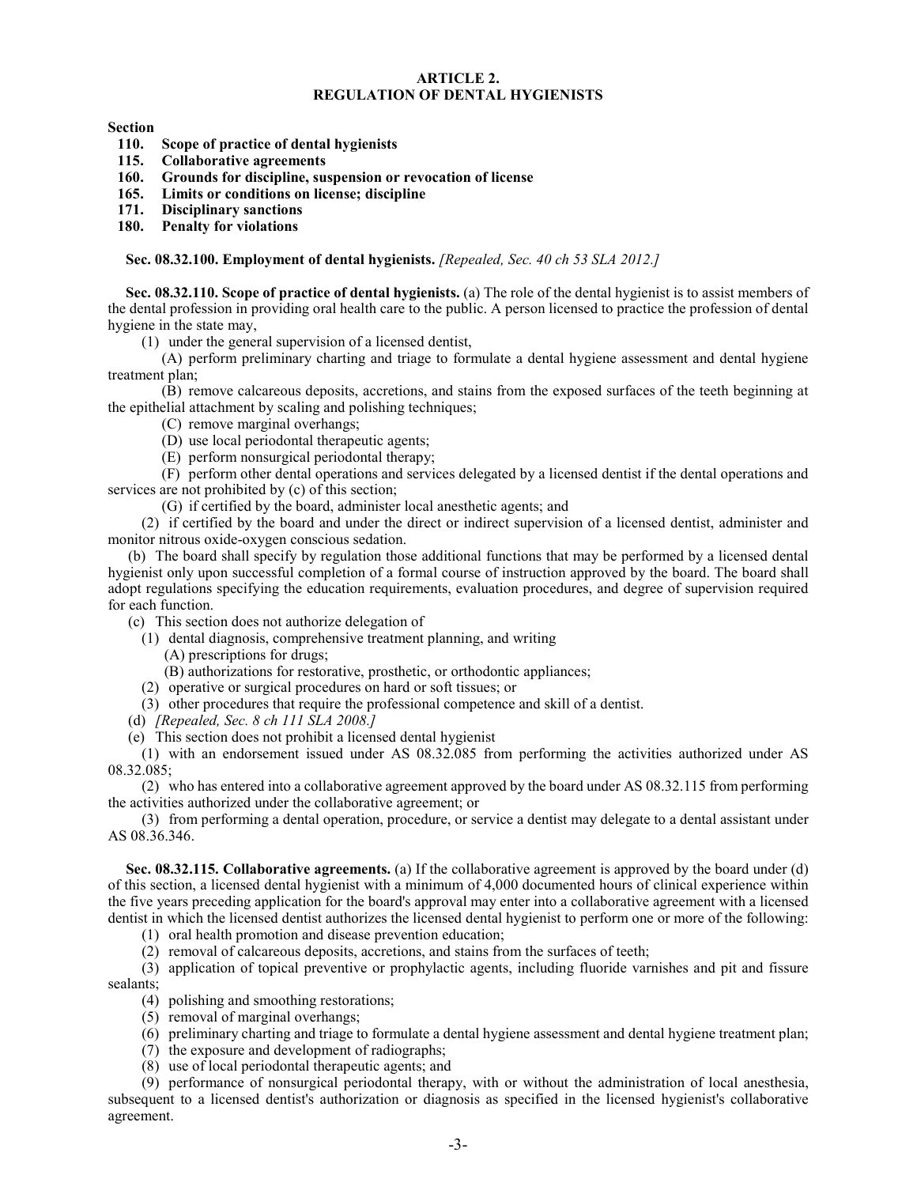## ARTICLE 2.
## REGULATION OF DENTAL HYGIENISTS

**Section**

**110. Scope of practice of dental hygienists**
**115. Collaborative agreements**
**160. Grounds for discipline, suspension or revocation of license**
**165. Limits or conditions on license; discipline**
**171. Disciplinary sanctions**
**180. Penalty for violations**

**Sec. 08.32.100. Employment of dental hygienists.** *[Repealed, Sec. 40 ch 53 SLA 2012.]*

**Sec. 08.32.110. Scope of practice of dental hygienists.** (a) The role of the dental hygienist is to assist members of the dental profession in providing oral health care to the public. A person licensed to practice the profession of dental hygiene in the state may,

(1) under the general supervision of a licensed dentist,

(A) perform preliminary charting and triage to formulate a dental hygiene assessment and dental hygiene treatment plan;

(B) remove calcareous deposits, accretions, and stains from the exposed surfaces of the teeth beginning at the epithelial attachment by scaling and polishing techniques;

(C) remove marginal overhangs;

(D) use local periodontal therapeutic agents;

(E) perform nonsurgical periodontal therapy;

(F) perform other dental operations and services delegated by a licensed dentist if the dental operations and services are not prohibited by (c) of this section;

(G) if certified by the board, administer local anesthetic agents; and

(2) if certified by the board and under the direct or indirect supervision of a licensed dentist, administer and monitor nitrous oxide-oxygen conscious sedation.

(b) The board shall specify by regulation those additional functions that may be performed by a licensed dental hygienist only upon successful completion of a formal course of instruction approved by the board. The board shall adopt regulations specifying the education requirements, evaluation procedures, and degree of supervision required for each function.

(c) This section does not authorize delegation of

(1) dental diagnosis, comprehensive treatment planning, and writing

(A) prescriptions for drugs;

(B) authorizations for restorative, prosthetic, or orthodontic appliances;

(2) operative or surgical procedures on hard or soft tissues; or

(3) other procedures that require the professional competence and skill of a dentist.

(d) *[Repealed, Sec. 8 ch 111 SLA 2008.]*

(e) This section does not prohibit a licensed dental hygienist

(1) with an endorsement issued under AS 08.32.085 from performing the activities authorized under AS 08.32.085;

(2) who has entered into a collaborative agreement approved by the board under AS 08.32.115 from performing the activities authorized under the collaborative agreement; or

(3) from performing a dental operation, procedure, or service a dentist may delegate to a dental assistant under AS 08.36.346.

**Sec. 08.32.115. Collaborative agreements.** (a) If the collaborative agreement is approved by the board under (d) of this section, a licensed dental hygienist with a minimum of 4,000 documented hours of clinical experience within the five years preceding application for the board's approval may enter into a collaborative agreement with a licensed dentist in which the licensed dentist authorizes the licensed dental hygienist to perform one or more of the following:

(1) oral health promotion and disease prevention education;

(2) removal of calcareous deposits, accretions, and stains from the surfaces of teeth;

(3) application of topical preventive or prophylactic agents, including fluoride varnishes and pit and fissure sealants;

(4) polishing and smoothing restorations;

(5) removal of marginal overhangs;

(6) preliminary charting and triage to formulate a dental hygiene assessment and dental hygiene treatment plan;

(7) the exposure and development of radiographs;

(8) use of local periodontal therapeutic agents; and

(9) performance of nonsurgical periodontal therapy, with or without the administration of local anesthesia, subsequent to a licensed dentist's authorization or diagnosis as specified in the licensed hygienist's collaborative agreement.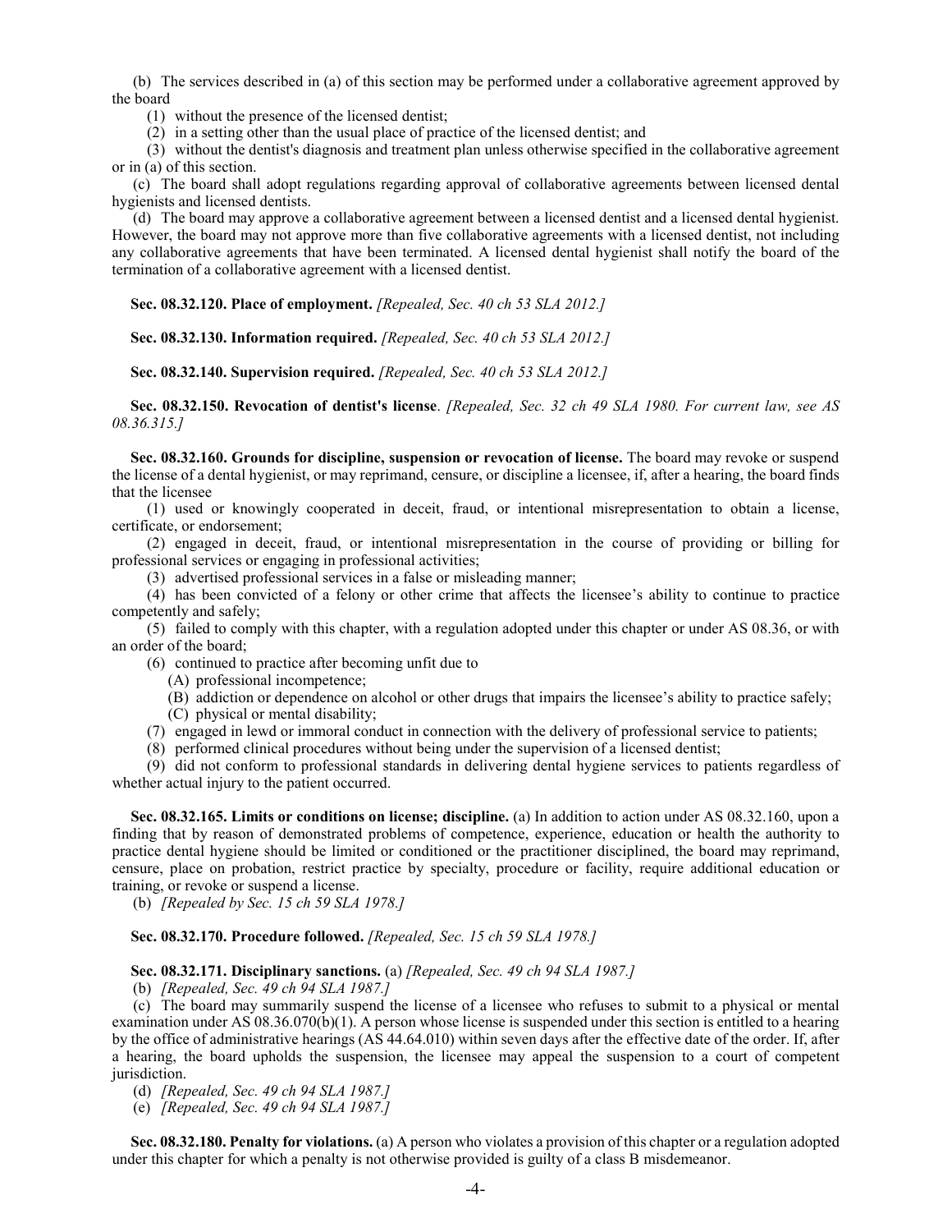(b) The services described in (a) of this section may be performed under a collaborative agreement approved by the board

(1) without the presence of the licensed dentist;

(2) in a setting other than the usual place of practice of the licensed dentist; and

(3) without the dentist's diagnosis and treatment plan unless otherwise specified in the collaborative agreement or in (a) of this section.

(c) The board shall adopt regulations regarding approval of collaborative agreements between licensed dental hygienists and licensed dentists.

(d) The board may approve a collaborative agreement between a licensed dentist and a licensed dental hygienist. However, the board may not approve more than five collaborative agreements with a licensed dentist, not including any collaborative agreements that have been terminated. A licensed dental hygienist shall notify the board of the termination of a collaborative agreement with a licensed dentist.

**Sec. 08.32.120. Place of employment.** *[Repealed, Sec. 40 ch 53 SLA 2012.]*

**Sec. 08.32.130. Information required.** *[Repealed, Sec. 40 ch 53 SLA 2012.]*

**Sec. 08.32.140. Supervision required.** *[Repealed, Sec. 40 ch 53 SLA 2012.]*

**Sec. 08.32.150. Revocation of dentist's license**. *[Repealed, Sec. 32 ch 49 SLA 1980. For current law, see AS 08.36.315.]*

**Sec. 08.32.160. Grounds for discipline, suspension or revocation of license.** The board may revoke or suspend the license of a dental hygienist, or may reprimand, censure, or discipline a licensee, if, after a hearing, the board finds that the licensee

(1) used or knowingly cooperated in deceit, fraud, or intentional misrepresentation to obtain a license, certificate, or endorsement;

(2) engaged in deceit, fraud, or intentional misrepresentation in the course of providing or billing for professional services or engaging in professional activities;

(3) advertised professional services in a false or misleading manner;

(4) has been convicted of a felony or other crime that affects the licensee's ability to continue to practice competently and safely;

(5) failed to comply with this chapter, with a regulation adopted under this chapter or under AS 08.36, or with an order of the board;

(6) continued to practice after becoming unfit due to

(A) professional incompetence;

(B) addiction or dependence on alcohol or other drugs that impairs the licensee's ability to practice safely;

(C) physical or mental disability;

(7) engaged in lewd or immoral conduct in connection with the delivery of professional service to patients;

(8) performed clinical procedures without being under the supervision of a licensed dentist;

(9) did not conform to professional standards in delivering dental hygiene services to patients regardless of whether actual injury to the patient occurred.

**Sec. 08.32.165. Limits or conditions on license; discipline.** (a) In addition to action under AS 08.32.160, upon a finding that by reason of demonstrated problems of competence, experience, education or health the authority to practice dental hygiene should be limited or conditioned or the practitioner disciplined, the board may reprimand, censure, place on probation, restrict practice by specialty, procedure or facility, require additional education or training, or revoke or suspend a license.

(b) *[Repealed by Sec. 15 ch 59 SLA 1978.]*

**Sec. 08.32.170. Procedure followed.** *[Repealed, Sec. 15 ch 59 SLA 1978.]*

**Sec. 08.32.171. Disciplinary sanctions.** (a) *[Repealed, Sec. 49 ch 94 SLA 1987.]*

(b) *[Repealed, Sec. 49 ch 94 SLA 1987.]*

(c) The board may summarily suspend the license of a licensee who refuses to submit to a physical or mental examination under AS 08.36.070(b)(1). A person whose license is suspended under this section is entitled to a hearing by the office of administrative hearings (AS 44.64.010) within seven days after the effective date of the order. If, after a hearing, the board upholds the suspension, the licensee may appeal the suspension to a court of competent jurisdiction.

(d) *[Repealed, Sec. 49 ch 94 SLA 1987.]*

(e) *[Repealed, Sec. 49 ch 94 SLA 1987.]*

**Sec. 08.32.180. Penalty for violations.** (a) A person who violates a provision of this chapter or a regulation adopted under this chapter for which a penalty is not otherwise provided is guilty of a class B misdemeanor.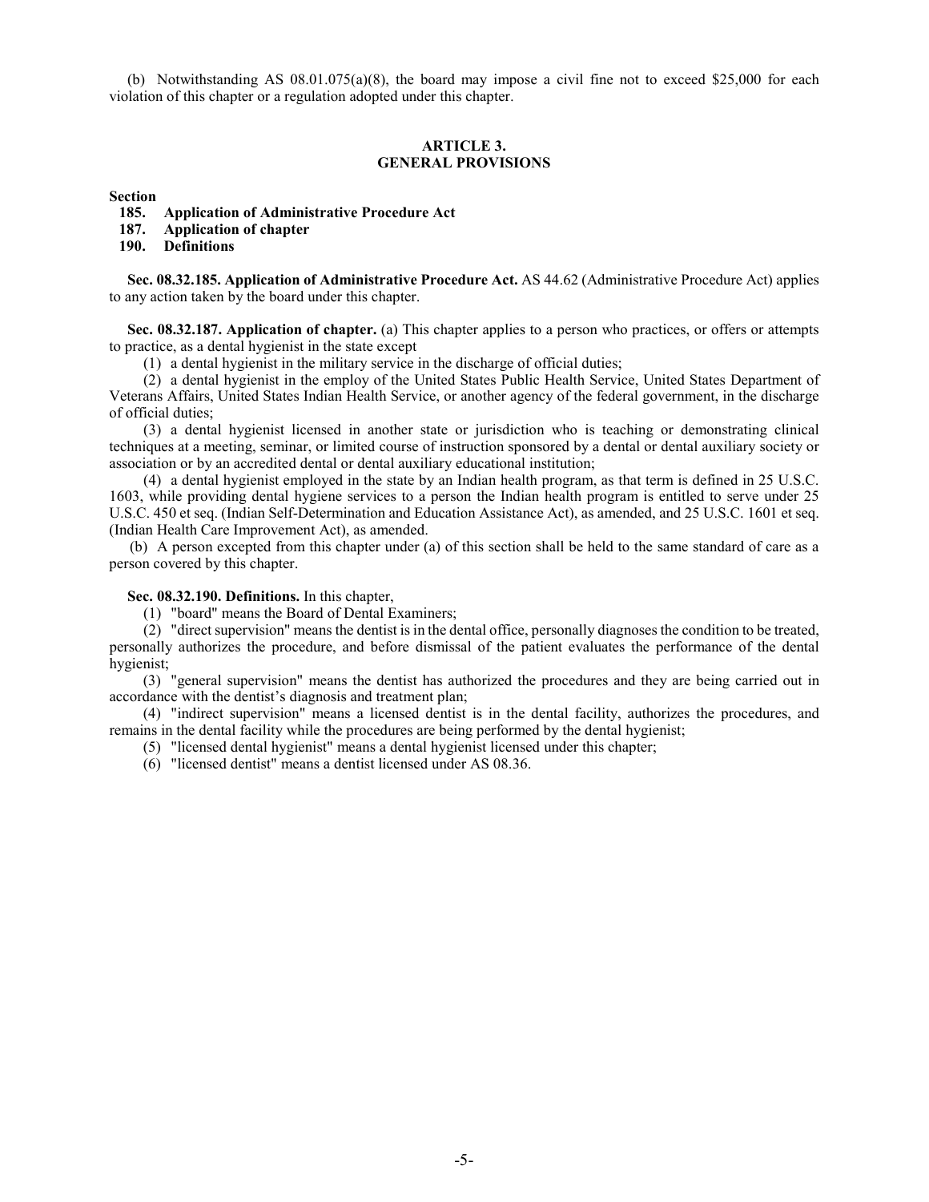(b) Notwithstanding AS 08.01.075(a)(8), the board may impose a civil fine not to exceed $25,000 for each violation of this chapter or a regulation adopted under this chapter.

## ARTICLE 3.
## GENERAL PROVISIONS

**Section**
**185. Application of Administrative Procedure Act**
**187. Application of chapter**
**190. Definitions**

**Sec. 08.32.185. Application of Administrative Procedure Act.** AS 44.62 (Administrative Procedure Act) applies to any action taken by the board under this chapter.

**Sec. 08.32.187. Application of chapter.** (a) This chapter applies to a person who practices, or offers or attempts to practice, as a dental hygienist in the state except

(1) a dental hygienist in the military service in the discharge of official duties;

(2) a dental hygienist in the employ of the United States Public Health Service, United States Department of Veterans Affairs, United States Indian Health Service, or another agency of the federal government, in the discharge of official duties;

(3) a dental hygienist licensed in another state or jurisdiction who is teaching or demonstrating clinical techniques at a meeting, seminar, or limited course of instruction sponsored by a dental or dental auxiliary society or association or by an accredited dental or dental auxiliary educational institution;

(4) a dental hygienist employed in the state by an Indian health program, as that term is defined in 25 U.S.C. 1603, while providing dental hygiene services to a person the Indian health program is entitled to serve under 25 U.S.C. 450 et seq. (Indian Self-Determination and Education Assistance Act), as amended, and 25 U.S.C. 1601 et seq. (Indian Health Care Improvement Act), as amended.

(b) A person excepted from this chapter under (a) of this section shall be held to the same standard of care as a person covered by this chapter.

**Sec. 08.32.190. Definitions.** In this chapter,

(1) "board" means the Board of Dental Examiners;

(2) "direct supervision" means the dentist is in the dental office, personally diagnoses the condition to be treated, personally authorizes the procedure, and before dismissal of the patient evaluates the performance of the dental hygienist;

(3) "general supervision" means the dentist has authorized the procedures and they are being carried out in accordance with the dentist's diagnosis and treatment plan;

(4) "indirect supervision" means a licensed dentist is in the dental facility, authorizes the procedures, and remains in the dental facility while the procedures are being performed by the dental hygienist;

(5) "licensed dental hygienist" means a dental hygienist licensed under this chapter;

(6) "licensed dentist" means a dentist licensed under AS 08.36.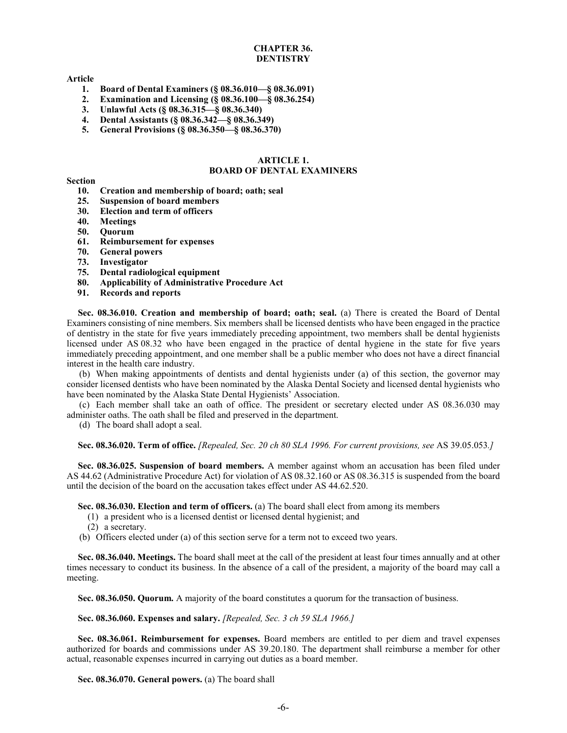# CHAPTER 36.
# DENTISTRY

**Article**

1. **Board of Dental Examiners (§ 08.36.010—§ 08.36.091)**
2. **Examination and Licensing (§ 08.36.100—§ 08.36.254)**
3. **Unlawful Acts (§ 08.36.315—§ 08.36.340)**
4. **Dental Assistants (§ 08.36.342—§ 08.36.349)**
5. **General Provisions (§ 08.36.350—§ 08.36.370)**

## ARTICLE 1.
## BOARD OF DENTAL EXAMINERS

**Section**

- **10. Creation and membership of board; oath; seal**
- **25. Suspension of board members**
- **30. Election and term of officers**
- **40. Meetings**
- **50. Quorum**
- **61. Reimbursement for expenses**
- **70. General powers**
- **73. Investigator**
- **75. Dental radiological equipment**
- **80. Applicability of Administrative Procedure Act**
- **91. Records and reports**

**Sec. 08.36.010. Creation and membership of board; oath; seal.** (a) There is created the Board of Dental Examiners consisting of nine members. Six members shall be licensed dentists who have been engaged in the practice of dentistry in the state for five years immediately preceding appointment, two members shall be dental hygienists licensed under AS 08.32 who have been engaged in the practice of dental hygiene in the state for five years immediately preceding appointment, and one member shall be a public member who does not have a direct financial interest in the health care industry.

(b) When making appointments of dentists and dental hygienists under (a) of this section, the governor may consider licensed dentists who have been nominated by the Alaska Dental Society and licensed dental hygienists who have been nominated by the Alaska State Dental Hygienists' Association.

(c) Each member shall take an oath of office. The president or secretary elected under AS 08.36.030 may administer oaths. The oath shall be filed and preserved in the department.

(d) The board shall adopt a seal.

**Sec. 08.36.020. Term of office.** *[Repealed, Sec. 20 ch 80 SLA 1996. For current provisions, see* AS 39.05.053.*]*

**Sec. 08.36.025. Suspension of board members.** A member against whom an accusation has been filed under AS 44.62 (Administrative Procedure Act) for violation of AS 08.32.160 or AS 08.36.315 is suspended from the board until the decision of the board on the accusation takes effect under AS 44.62.520.

**Sec. 08.36.030. Election and term of officers.** (a) The board shall elect from among its members

(1) a president who is a licensed dentist or licensed dental hygienist; and

(2) a secretary.

(b) Officers elected under (a) of this section serve for a term not to exceed two years.

**Sec. 08.36.040. Meetings.** The board shall meet at the call of the president at least four times annually and at other times necessary to conduct its business. In the absence of a call of the president, a majority of the board may call a meeting.

**Sec. 08.36.050. Quorum.** A majority of the board constitutes a quorum for the transaction of business.

**Sec. 08.36.060. Expenses and salary.** *[Repealed, Sec. 3 ch 59 SLA 1966.]*

**Sec. 08.36.061. Reimbursement for expenses.** Board members are entitled to per diem and travel expenses authorized for boards and commissions under AS 39.20.180. The department shall reimburse a member for other actual, reasonable expenses incurred in carrying out duties as a board member.

**Sec. 08.36.070. General powers.** (a) The board shall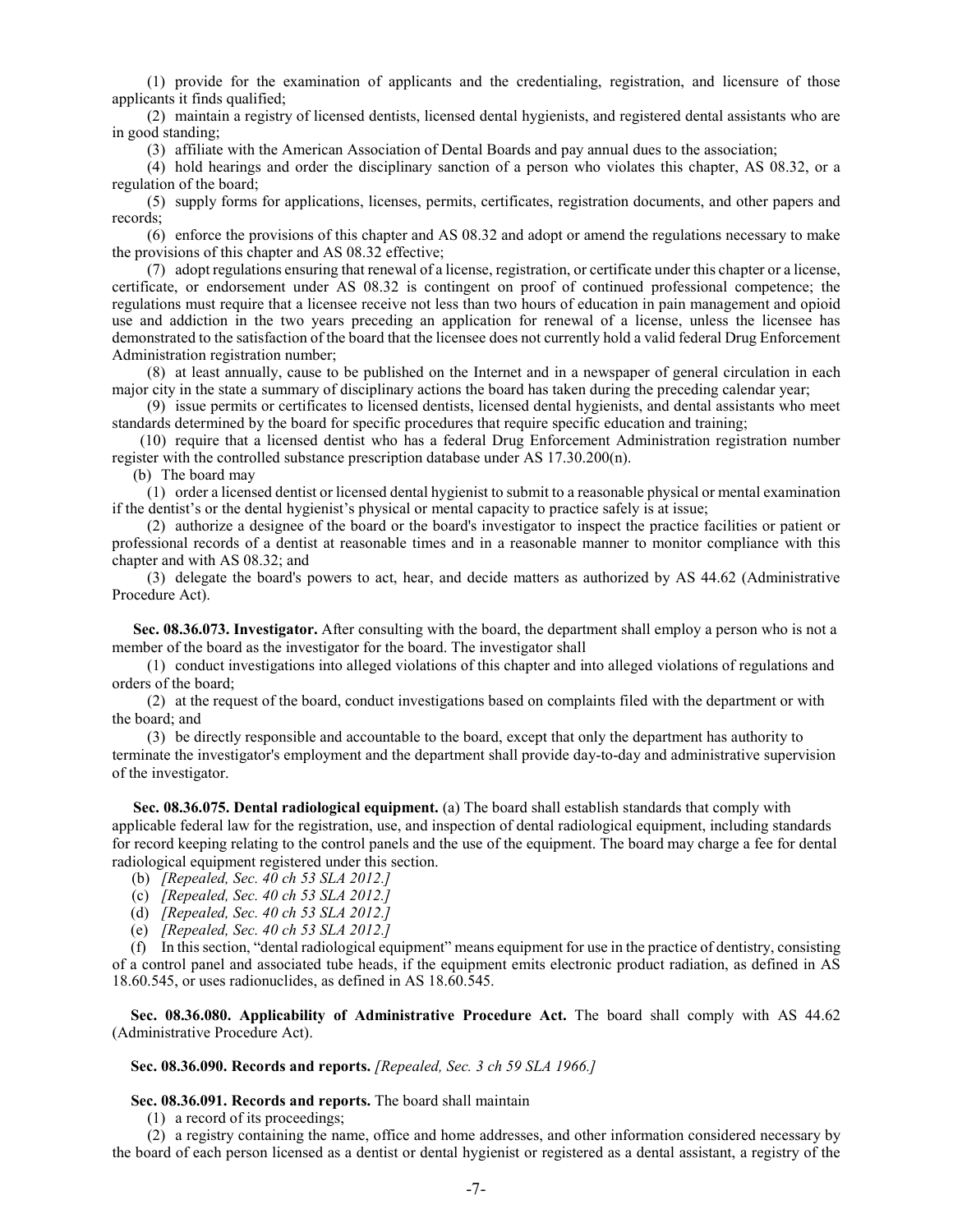(1) provide for the examination of applicants and the credentialing, registration, and licensure of those applicants it finds qualified;

(2) maintain a registry of licensed dentists, licensed dental hygienists, and registered dental assistants who are in good standing;

(3) affiliate with the American Association of Dental Boards and pay annual dues to the association;

(4) hold hearings and order the disciplinary sanction of a person who violates this chapter, AS 08.32, or a regulation of the board;

(5) supply forms for applications, licenses, permits, certificates, registration documents, and other papers and records;

(6) enforce the provisions of this chapter and AS 08.32 and adopt or amend the regulations necessary to make the provisions of this chapter and AS 08.32 effective;

(7) adopt regulations ensuring that renewal of a license, registration, or certificate under this chapter or a license, certificate, or endorsement under AS 08.32 is contingent on proof of continued professional competence; the regulations must require that a licensee receive not less than two hours of education in pain management and opioid use and addiction in the two years preceding an application for renewal of a license, unless the licensee has demonstrated to the satisfaction of the board that the licensee does not currently hold a valid federal Drug Enforcement Administration registration number;

(8) at least annually, cause to be published on the Internet and in a newspaper of general circulation in each major city in the state a summary of disciplinary actions the board has taken during the preceding calendar year;

(9) issue permits or certificates to licensed dentists, licensed dental hygienists, and dental assistants who meet standards determined by the board for specific procedures that require specific education and training;

(10) require that a licensed dentist who has a federal Drug Enforcement Administration registration number register with the controlled substance prescription database under AS 17.30.200(n).

(b) The board may

(1) order a licensed dentist or licensed dental hygienist to submit to a reasonable physical or mental examination if the dentist's or the dental hygienist's physical or mental capacity to practice safely is at issue;

(2) authorize a designee of the board or the board's investigator to inspect the practice facilities or patient or professional records of a dentist at reasonable times and in a reasonable manner to monitor compliance with this chapter and with AS 08.32; and

(3) delegate the board's powers to act, hear, and decide matters as authorized by AS 44.62 (Administrative Procedure Act).

**Sec. 08.36.073. Investigator.** After consulting with the board, the department shall employ a person who is not a member of the board as the investigator for the board. The investigator shall

(1) conduct investigations into alleged violations of this chapter and into alleged violations of regulations and orders of the board;

(2) at the request of the board, conduct investigations based on complaints filed with the department or with the board; and

(3) be directly responsible and accountable to the board, except that only the department has authority to terminate the investigator's employment and the department shall provide day-to-day and administrative supervision of the investigator.

**Sec. 08.36.075. Dental radiological equipment.** (a) The board shall establish standards that comply with applicable federal law for the registration, use, and inspection of dental radiological equipment, including standards for record keeping relating to the control panels and the use of the equipment. The board may charge a fee for dental radiological equipment registered under this section.

(b) *[Repealed, Sec. 40 ch 53 SLA 2012.]*

(c) *[Repealed, Sec. 40 ch 53 SLA 2012.]*

(d) *[Repealed, Sec. 40 ch 53 SLA 2012.]*

(e) *[Repealed, Sec. 40 ch 53 SLA 2012.]*

(f) In this section, "dental radiological equipment" means equipment for use in the practice of dentistry, consisting of a control panel and associated tube heads, if the equipment emits electronic product radiation, as defined in AS 18.60.545, or uses radionuclides, as defined in AS 18.60.545.

**Sec. 08.36.080. Applicability of Administrative Procedure Act.** The board shall comply with AS 44.62 (Administrative Procedure Act).

**Sec. 08.36.090. Records and reports.** *[Repealed, Sec. 3 ch 59 SLA 1966.]*

**Sec. 08.36.091. Records and reports.** The board shall maintain

(1) a record of its proceedings;

(2) a registry containing the name, office and home addresses, and other information considered necessary by the board of each person licensed as a dentist or dental hygienist or registered as a dental assistant, a registry of the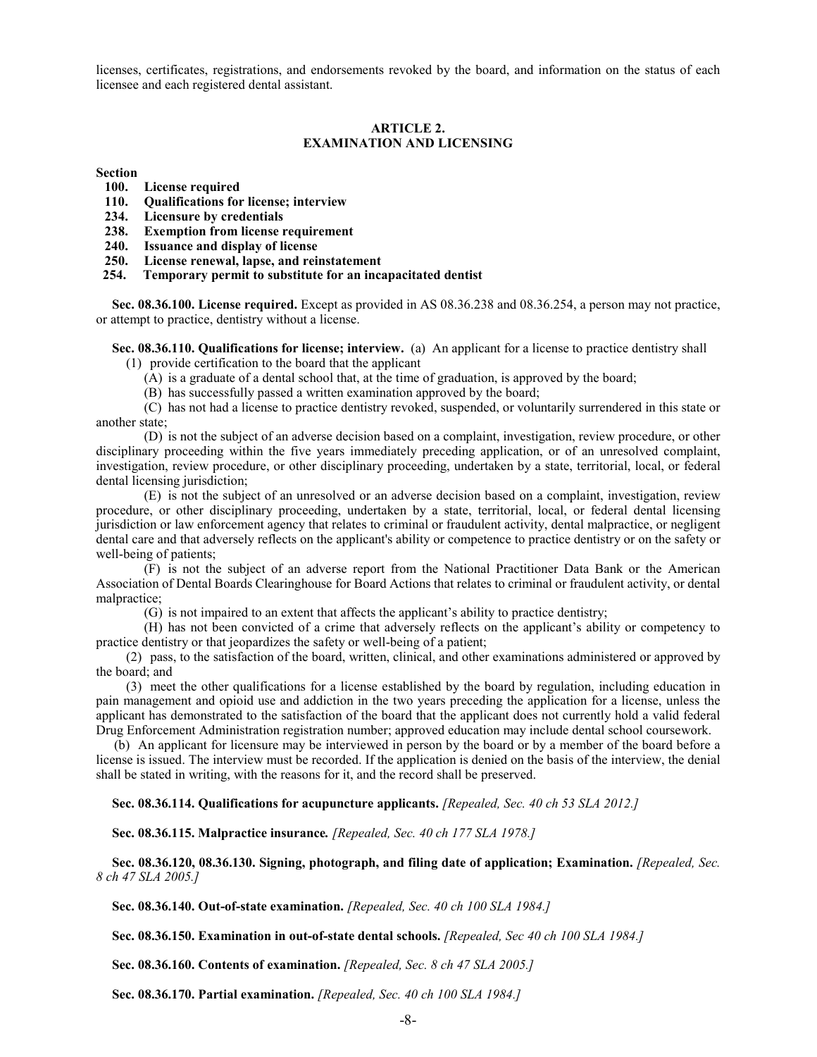licenses, certificates, registrations, and endorsements revoked by the board, and information on the status of each licensee and each registered dental assistant.

## ARTICLE 2.
## EXAMINATION AND LICENSING

**Section**
- **100. License required**
- **110. Qualifications for license; interview**
- **234. Licensure by credentials**
- **238. Exemption from license requirement**
- **240. Issuance and display of license**
- **250. License renewal, lapse, and reinstatement**
- **254. Temporary permit to substitute for an incapacitated dentist**

**Sec. 08.36.100. License required.** Except as provided in AS 08.36.238 and 08.36.254, a person may not practice, or attempt to practice, dentistry without a license.

**Sec. 08.36.110. Qualifications for license; interview.** (a) An applicant for a license to practice dentistry shall

(1) provide certification to the board that the applicant

(A) is a graduate of a dental school that, at the time of graduation, is approved by the board;

(B) has successfully passed a written examination approved by the board;

(C) has not had a license to practice dentistry revoked, suspended, or voluntarily surrendered in this state or another state;

(D) is not the subject of an adverse decision based on a complaint, investigation, review procedure, or other disciplinary proceeding within the five years immediately preceding application, or of an unresolved complaint, investigation, review procedure, or other disciplinary proceeding, undertaken by a state, territorial, local, or federal dental licensing jurisdiction;

(E) is not the subject of an unresolved or an adverse decision based on a complaint, investigation, review procedure, or other disciplinary proceeding, undertaken by a state, territorial, local, or federal dental licensing jurisdiction or law enforcement agency that relates to criminal or fraudulent activity, dental malpractice, or negligent dental care and that adversely reflects on the applicant's ability or competence to practice dentistry or on the safety or well-being of patients;

(F) is not the subject of an adverse report from the National Practitioner Data Bank or the American Association of Dental Boards Clearinghouse for Board Actions that relates to criminal or fraudulent activity, or dental malpractice;

(G) is not impaired to an extent that affects the applicant's ability to practice dentistry;

(H) has not been convicted of a crime that adversely reflects on the applicant's ability or competency to practice dentistry or that jeopardizes the safety or well-being of a patient;

(2) pass, to the satisfaction of the board, written, clinical, and other examinations administered or approved by the board; and

(3) meet the other qualifications for a license established by the board by regulation, including education in pain management and opioid use and addiction in the two years preceding the application for a license, unless the applicant has demonstrated to the satisfaction of the board that the applicant does not currently hold a valid federal Drug Enforcement Administration registration number; approved education may include dental school coursework.

(b) An applicant for licensure may be interviewed in person by the board or by a member of the board before a license is issued. The interview must be recorded. If the application is denied on the basis of the interview, the denial shall be stated in writing, with the reasons for it, and the record shall be preserved.

**Sec. 08.36.114. Qualifications for acupuncture applicants.** *[Repealed, Sec. 40 ch 53 SLA 2012.]*

**Sec. 08.36.115. Malpractice insurance.** *[Repealed, Sec. 40 ch 177 SLA 1978.]*

**Sec. 08.36.120, 08.36.130. Signing, photograph, and filing date of application; Examination.** *[Repealed, Sec. 8 ch 47 SLA 2005.]*

**Sec. 08.36.140. Out-of-state examination.** *[Repealed, Sec. 40 ch 100 SLA 1984.]*

**Sec. 08.36.150. Examination in out-of-state dental schools.** *[Repealed, Sec 40 ch 100 SLA 1984.]*

**Sec. 08.36.160. Contents of examination.** *[Repealed, Sec. 8 ch 47 SLA 2005.]*

**Sec. 08.36.170. Partial examination.** *[Repealed, Sec. 40 ch 100 SLA 1984.]*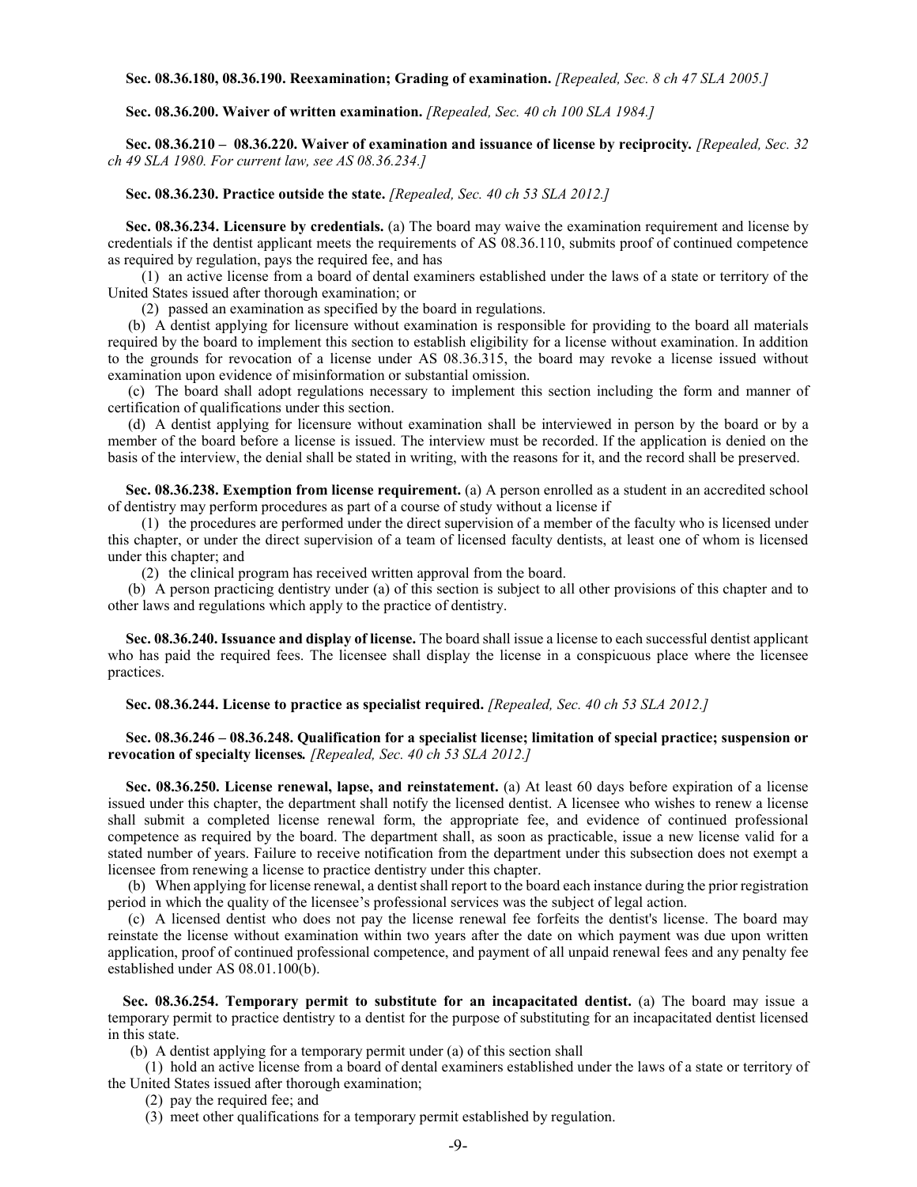**Sec. 08.36.180, 08.36.190. Reexamination; Grading of examination.** *[Repealed, Sec. 8 ch 47 SLA 2005.]*

**Sec. 08.36.200. Waiver of written examination.** *[Repealed, Sec. 40 ch 100 SLA 1984.]*

**Sec. 08.36.210 – 08.36.220. Waiver of examination and issuance of license by reciprocity.** *[Repealed, Sec. 32 ch 49 SLA 1980. For current law, see AS 08.36.234.]*

**Sec. 08.36.230. Practice outside the state.** *[Repealed, Sec. 40 ch 53 SLA 2012.]*

**Sec. 08.36.234. Licensure by credentials.** (a) The board may waive the examination requirement and license by credentials if the dentist applicant meets the requirements of AS 08.36.110, submits proof of continued competence as required by regulation, pays the required fee, and has

(1) an active license from a board of dental examiners established under the laws of a state or territory of the United States issued after thorough examination; or

(2) passed an examination as specified by the board in regulations.

(b) A dentist applying for licensure without examination is responsible for providing to the board all materials required by the board to implement this section to establish eligibility for a license without examination. In addition to the grounds for revocation of a license under AS 08.36.315, the board may revoke a license issued without examination upon evidence of misinformation or substantial omission.

(c) The board shall adopt regulations necessary to implement this section including the form and manner of certification of qualifications under this section.

(d) A dentist applying for licensure without examination shall be interviewed in person by the board or by a member of the board before a license is issued. The interview must be recorded. If the application is denied on the basis of the interview, the denial shall be stated in writing, with the reasons for it, and the record shall be preserved.

**Sec. 08.36.238. Exemption from license requirement.** (a) A person enrolled as a student in an accredited school of dentistry may perform procedures as part of a course of study without a license if

(1) the procedures are performed under the direct supervision of a member of the faculty who is licensed under this chapter, or under the direct supervision of a team of licensed faculty dentists, at least one of whom is licensed under this chapter; and

(2) the clinical program has received written approval from the board.

(b) A person practicing dentistry under (a) of this section is subject to all other provisions of this chapter and to other laws and regulations which apply to the practice of dentistry.

**Sec. 08.36.240. Issuance and display of license.** The board shall issue a license to each successful dentist applicant who has paid the required fees. The licensee shall display the license in a conspicuous place where the licensee practices.

**Sec. 08.36.244. License to practice as specialist required.** *[Repealed, Sec. 40 ch 53 SLA 2012.]*

**Sec. 08.36.246 – 08.36.248. Qualification for a specialist license; limitation of special practice; suspension or revocation of specialty licenses.** *[Repealed, Sec. 40 ch 53 SLA 2012.]*

**Sec. 08.36.250. License renewal, lapse, and reinstatement.** (a) At least 60 days before expiration of a license issued under this chapter, the department shall notify the licensed dentist. A licensee who wishes to renew a license shall submit a completed license renewal form, the appropriate fee, and evidence of continued professional competence as required by the board. The department shall, as soon as practicable, issue a new license valid for a stated number of years. Failure to receive notification from the department under this subsection does not exempt a licensee from renewing a license to practice dentistry under this chapter.

(b) When applying for license renewal, a dentist shall report to the board each instance during the prior registration period in which the quality of the licensee's professional services was the subject of legal action.

(c) A licensed dentist who does not pay the license renewal fee forfeits the dentist's license. The board may reinstate the license without examination within two years after the date on which payment was due upon written application, proof of continued professional competence, and payment of all unpaid renewal fees and any penalty fee established under AS 08.01.100(b).

**Sec. 08.36.254. Temporary permit to substitute for an incapacitated dentist.** (a) The board may issue a temporary permit to practice dentistry to a dentist for the purpose of substituting for an incapacitated dentist licensed in this state.

(b) A dentist applying for a temporary permit under (a) of this section shall

(1) hold an active license from a board of dental examiners established under the laws of a state or territory of the United States issued after thorough examination;

(2) pay the required fee; and

(3) meet other qualifications for a temporary permit established by regulation.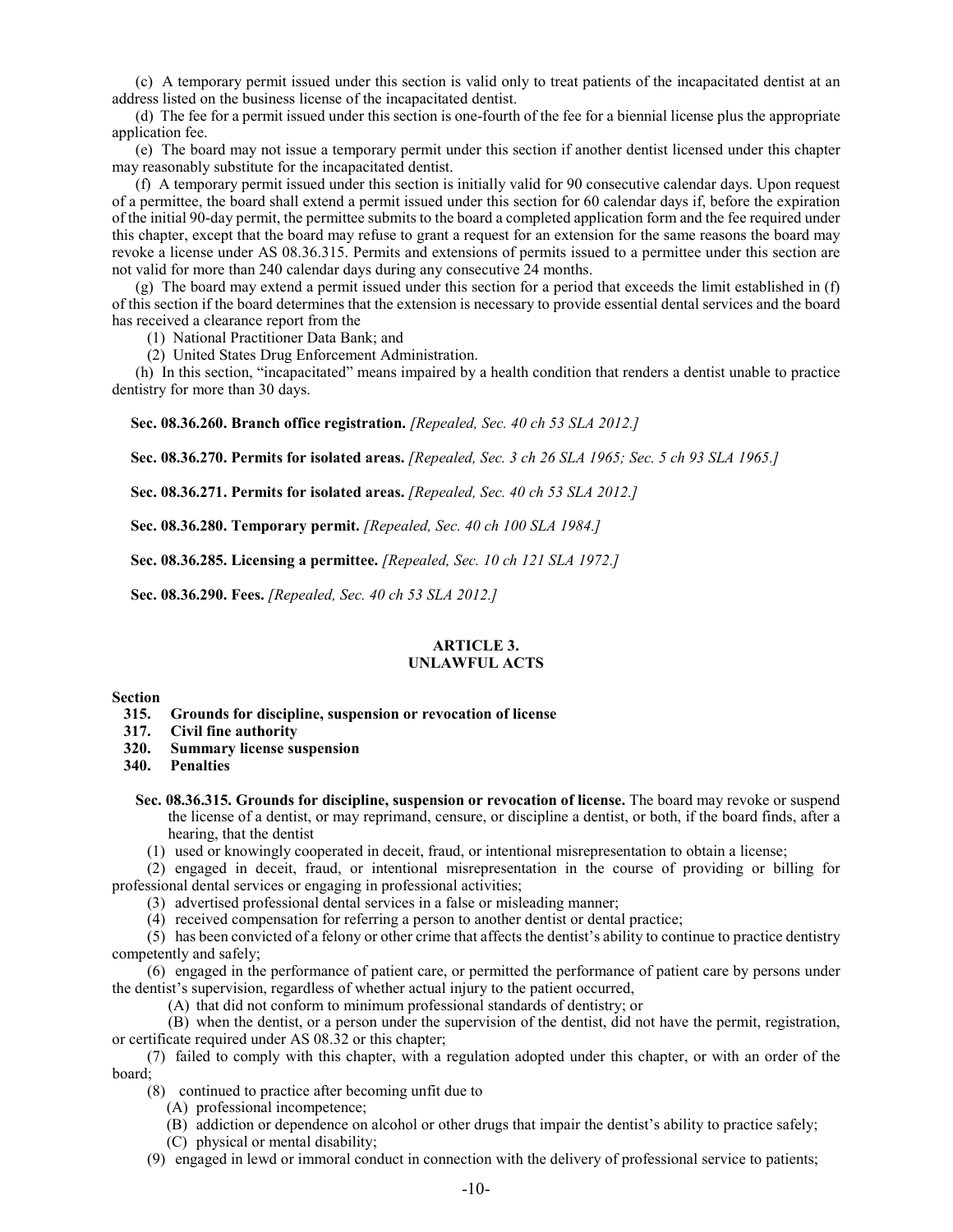(c) A temporary permit issued under this section is valid only to treat patients of the incapacitated dentist at an address listed on the business license of the incapacitated dentist.

(d) The fee for a permit issued under this section is one-fourth of the fee for a biennial license plus the appropriate application fee.

(e) The board may not issue a temporary permit under this section if another dentist licensed under this chapter may reasonably substitute for the incapacitated dentist.

(f) A temporary permit issued under this section is initially valid for 90 consecutive calendar days. Upon request of a permittee, the board shall extend a permit issued under this section for 60 calendar days if, before the expiration of the initial 90-day permit, the permittee submits to the board a completed application form and the fee required under this chapter, except that the board may refuse to grant a request for an extension for the same reasons the board may revoke a license under AS 08.36.315. Permits and extensions of permits issued to a permittee under this section are not valid for more than 240 calendar days during any consecutive 24 months.

(g) The board may extend a permit issued under this section for a period that exceeds the limit established in (f) of this section if the board determines that the extension is necessary to provide essential dental services and the board has received a clearance report from the

(1) National Practitioner Data Bank; and

(2) United States Drug Enforcement Administration.

(h) In this section, "incapacitated" means impaired by a health condition that renders a dentist unable to practice dentistry for more than 30 days.

**Sec. 08.36.260. Branch office registration.** *[Repealed, Sec. 40 ch 53 SLA 2012.]*

**Sec. 08.36.270. Permits for isolated areas.** *[Repealed, Sec. 3 ch 26 SLA 1965; Sec. 5 ch 93 SLA 1965.]*

**Sec. 08.36.271. Permits for isolated areas.** *[Repealed, Sec. 40 ch 53 SLA 2012.]*

**Sec. 08.36.280. Temporary permit.** *[Repealed, Sec. 40 ch 100 SLA 1984.]*

**Sec. 08.36.285. Licensing a permittee.** *[Repealed, Sec. 10 ch 121 SLA 1972.]*

**Sec. 08.36.290. Fees.** *[Repealed, Sec. 40 ch 53 SLA 2012.]*

## ARTICLE 3.
## UNLAWFUL ACTS

**Section**

**315. Grounds for discipline, suspension or revocation of license**
**317. Civil fine authority**
**320. Summary license suspension**
**340. Penalties**

**Sec. 08.36.315. Grounds for discipline, suspension or revocation of license.** The board may revoke or suspend the license of a dentist, or may reprimand, censure, or discipline a dentist, or both, if the board finds, after a hearing, that the dentist

(1) used or knowingly cooperated in deceit, fraud, or intentional misrepresentation to obtain a license;

(2) engaged in deceit, fraud, or intentional misrepresentation in the course of providing or billing for professional dental services or engaging in professional activities;

(3) advertised professional dental services in a false or misleading manner;

(4) received compensation for referring a person to another dentist or dental practice;

(5) has been convicted of a felony or other crime that affects the dentist's ability to continue to practice dentistry competently and safely;

(6) engaged in the performance of patient care, or permitted the performance of patient care by persons under the dentist's supervision, regardless of whether actual injury to the patient occurred,

(A) that did not conform to minimum professional standards of dentistry; or

(B) when the dentist, or a person under the supervision of the dentist, did not have the permit, registration, or certificate required under AS 08.32 or this chapter;

(7) failed to comply with this chapter, with a regulation adopted under this chapter, or with an order of the board;

(8) continued to practice after becoming unfit due to

(A) professional incompetence;

(B) addiction or dependence on alcohol or other drugs that impair the dentist's ability to practice safely;

(C) physical or mental disability;

(9) engaged in lewd or immoral conduct in connection with the delivery of professional service to patients;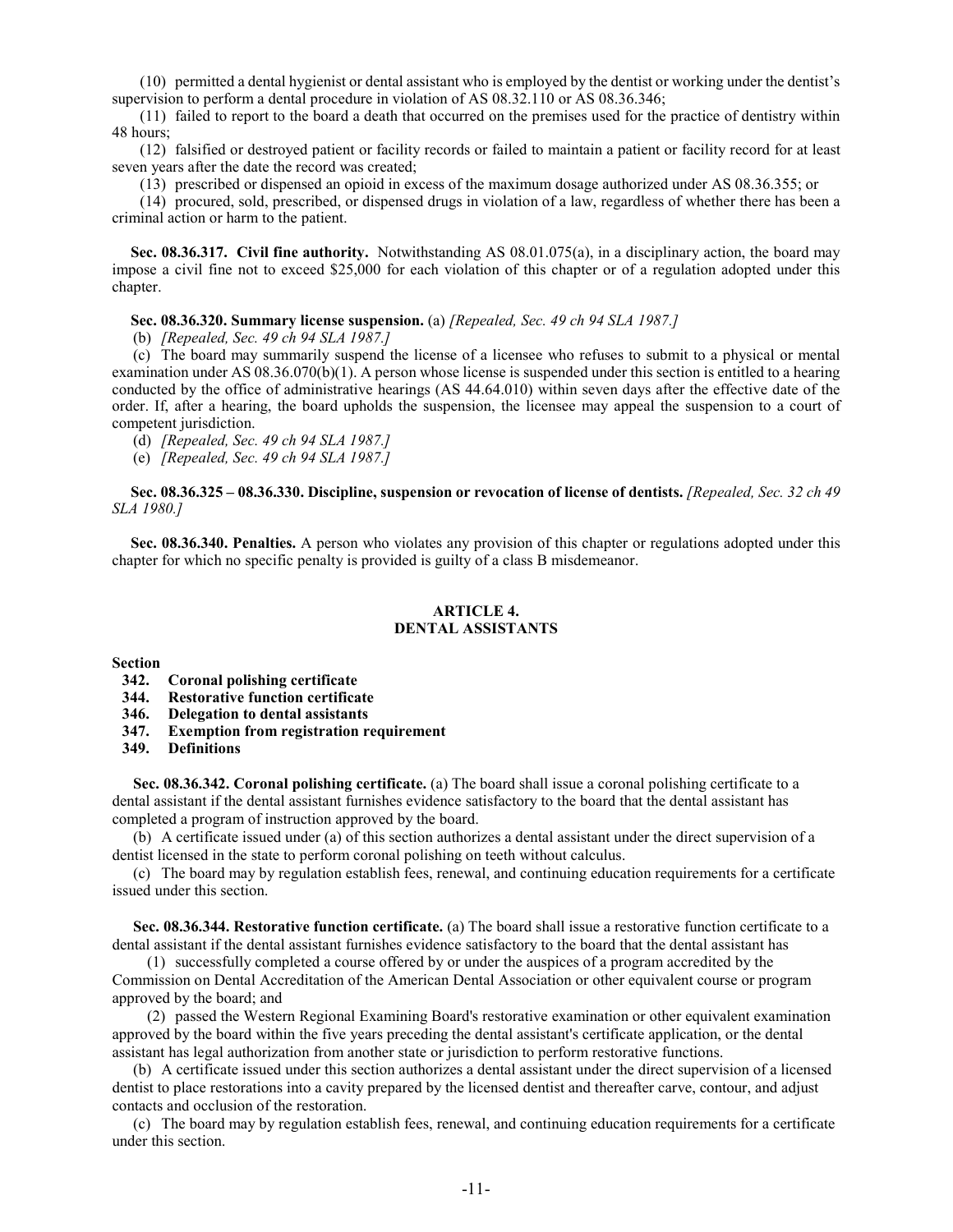(10) permitted a dental hygienist or dental assistant who is employed by the dentist or working under the dentist's supervision to perform a dental procedure in violation of AS 08.32.110 or AS 08.36.346;

(11) failed to report to the board a death that occurred on the premises used for the practice of dentistry within 48 hours;

(12) falsified or destroyed patient or facility records or failed to maintain a patient or facility record for at least seven years after the date the record was created;

(13) prescribed or dispensed an opioid in excess of the maximum dosage authorized under AS 08.36.355; or

(14) procured, sold, prescribed, or dispensed drugs in violation of a law, regardless of whether there has been a criminal action or harm to the patient.

**Sec. 08.36.317. Civil fine authority.** Notwithstanding AS 08.01.075(a), in a disciplinary action, the board may impose a civil fine not to exceed $25,000 for each violation of this chapter or of a regulation adopted under this chapter.

**Sec. 08.36.320. Summary license suspension.** (a) *[Repealed, Sec. 49 ch 94 SLA 1987.]*

(b) *[Repealed, Sec. 49 ch 94 SLA 1987.]*

(c) The board may summarily suspend the license of a licensee who refuses to submit to a physical or mental examination under AS 08.36.070(b)(1). A person whose license is suspended under this section is entitled to a hearing conducted by the office of administrative hearings (AS 44.64.010) within seven days after the effective date of the order. If, after a hearing, the board upholds the suspension, the licensee may appeal the suspension to a court of competent jurisdiction.

(d) *[Repealed, Sec. 49 ch 94 SLA 1987.]*

(e) *[Repealed, Sec. 49 ch 94 SLA 1987.]*

**Sec. 08.36.325 – 08.36.330. Discipline, suspension or revocation of license of dentists.** *[Repealed, Sec. 32 ch 49 SLA 1980.]*

**Sec. 08.36.340. Penalties.** A person who violates any provision of this chapter or regulations adopted under this chapter for which no specific penalty is provided is guilty of a class B misdemeanor.

## ARTICLE 4.
## DENTAL ASSISTANTS

**Section**

**342. Coronal polishing certificate**
**344. Restorative function certificate**
**346. Delegation to dental assistants**
**347. Exemption from registration requirement**
**349. Definitions**

**Sec. 08.36.342. Coronal polishing certificate.** (a) The board shall issue a coronal polishing certificate to a dental assistant if the dental assistant furnishes evidence satisfactory to the board that the dental assistant has completed a program of instruction approved by the board.

(b) A certificate issued under (a) of this section authorizes a dental assistant under the direct supervision of a dentist licensed in the state to perform coronal polishing on teeth without calculus.

(c) The board may by regulation establish fees, renewal, and continuing education requirements for a certificate issued under this section.

**Sec. 08.36.344. Restorative function certificate.** (a) The board shall issue a restorative function certificate to a dental assistant if the dental assistant furnishes evidence satisfactory to the board that the dental assistant has

(1) successfully completed a course offered by or under the auspices of a program accredited by the Commission on Dental Accreditation of the American Dental Association or other equivalent course or program approved by the board; and

(2) passed the Western Regional Examining Board's restorative examination or other equivalent examination approved by the board within the five years preceding the dental assistant's certificate application, or the dental assistant has legal authorization from another state or jurisdiction to perform restorative functions.

(b) A certificate issued under this section authorizes a dental assistant under the direct supervision of a licensed dentist to place restorations into a cavity prepared by the licensed dentist and thereafter carve, contour, and adjust contacts and occlusion of the restoration.

(c) The board may by regulation establish fees, renewal, and continuing education requirements for a certificate under this section.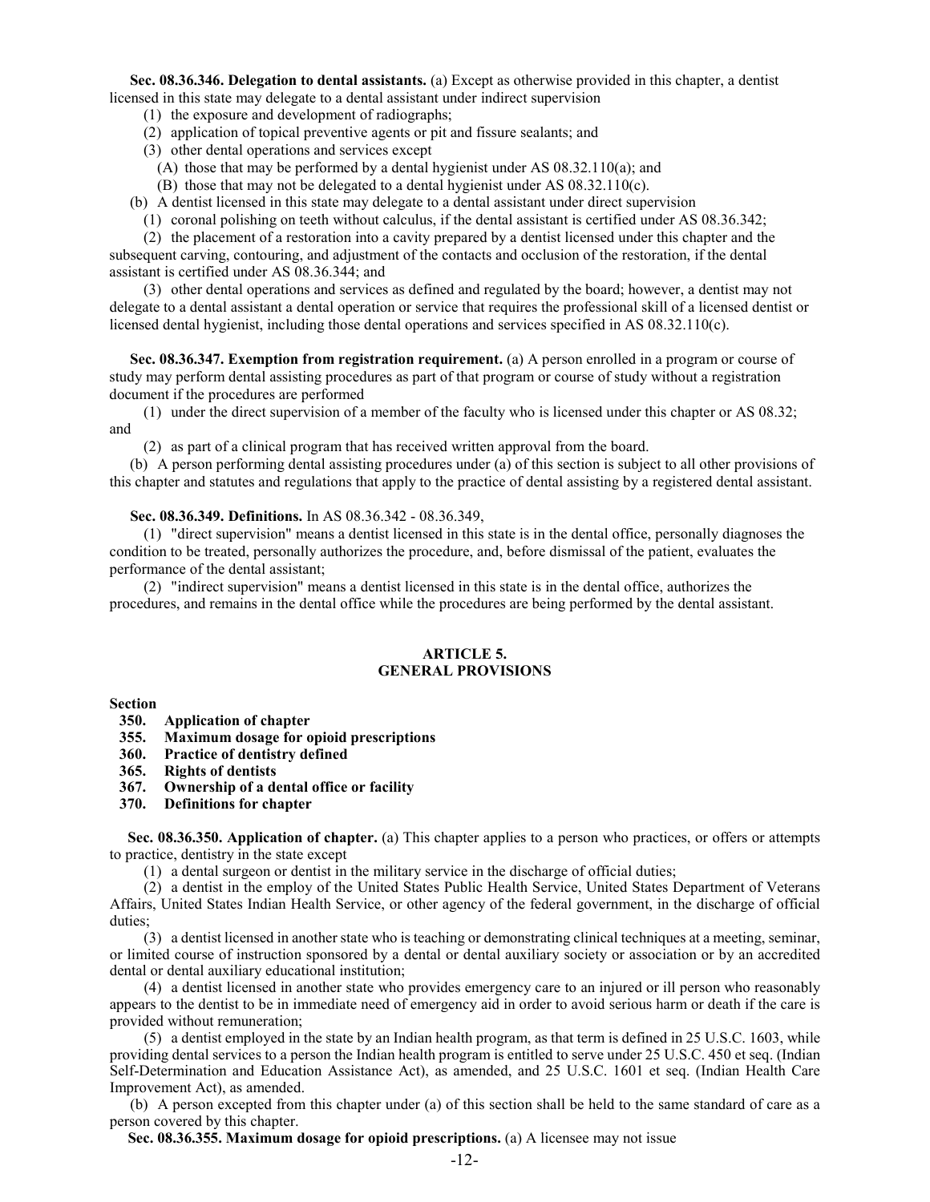**Sec. 08.36.346. Delegation to dental assistants.** (a) Except as otherwise provided in this chapter, a dentist licensed in this state may delegate to a dental assistant under indirect supervision

(1) the exposure and development of radiographs;

(2) application of topical preventive agents or pit and fissure sealants; and

(3) other dental operations and services except

(A) those that may be performed by a dental hygienist under AS 08.32.110(a); and

(B) those that may not be delegated to a dental hygienist under AS 08.32.110(c).

(b) A dentist licensed in this state may delegate to a dental assistant under direct supervision

(1) coronal polishing on teeth without calculus, if the dental assistant is certified under AS 08.36.342;

(2) the placement of a restoration into a cavity prepared by a dentist licensed under this chapter and the subsequent carving, contouring, and adjustment of the contacts and occlusion of the restoration, if the dental assistant is certified under AS 08.36.344; and

(3) other dental operations and services as defined and regulated by the board; however, a dentist may not delegate to a dental assistant a dental operation or service that requires the professional skill of a licensed dentist or licensed dental hygienist, including those dental operations and services specified in AS 08.32.110(c).

**Sec. 08.36.347. Exemption from registration requirement.** (a) A person enrolled in a program or course of study may perform dental assisting procedures as part of that program or course of study without a registration document if the procedures are performed

(1) under the direct supervision of a member of the faculty who is licensed under this chapter or AS 08.32; and

(2) as part of a clinical program that has received written approval from the board.

(b) A person performing dental assisting procedures under (a) of this section is subject to all other provisions of this chapter and statutes and regulations that apply to the practice of dental assisting by a registered dental assistant.

**Sec. 08.36.349. Definitions.** In AS 08.36.342 - 08.36.349,

(1) "direct supervision" means a dentist licensed in this state is in the dental office, personally diagnoses the condition to be treated, personally authorizes the procedure, and, before dismissal of the patient, evaluates the performance of the dental assistant;

(2) "indirect supervision" means a dentist licensed in this state is in the dental office, authorizes the procedures, and remains in the dental office while the procedures are being performed by the dental assistant.

## ARTICLE 5.
## GENERAL PROVISIONS

**Section**

**350. Application of chapter**
**355. Maximum dosage for opioid prescriptions**
**360. Practice of dentistry defined**
**365. Rights of dentists**
**367. Ownership of a dental office or facility**
**370. Definitions for chapter**

**Sec. 08.36.350. Application of chapter.** (a) This chapter applies to a person who practices, or offers or attempts to practice, dentistry in the state except

(1) a dental surgeon or dentist in the military service in the discharge of official duties;

(2) a dentist in the employ of the United States Public Health Service, United States Department of Veterans Affairs, United States Indian Health Service, or other agency of the federal government, in the discharge of official duties;

(3) a dentist licensed in another state who is teaching or demonstrating clinical techniques at a meeting, seminar, or limited course of instruction sponsored by a dental or dental auxiliary society or association or by an accredited dental or dental auxiliary educational institution;

(4) a dentist licensed in another state who provides emergency care to an injured or ill person who reasonably appears to the dentist to be in immediate need of emergency aid in order to avoid serious harm or death if the care is provided without remuneration;

(5) a dentist employed in the state by an Indian health program, as that term is defined in 25 U.S.C. 1603, while providing dental services to a person the Indian health program is entitled to serve under 25 U.S.C. 450 et seq. (Indian Self-Determination and Education Assistance Act), as amended, and 25 U.S.C. 1601 et seq. (Indian Health Care Improvement Act), as amended.

(b) A person excepted from this chapter under (a) of this section shall be held to the same standard of care as a person covered by this chapter.

**Sec. 08.36.355. Maximum dosage for opioid prescriptions.** (a) A licensee may not issue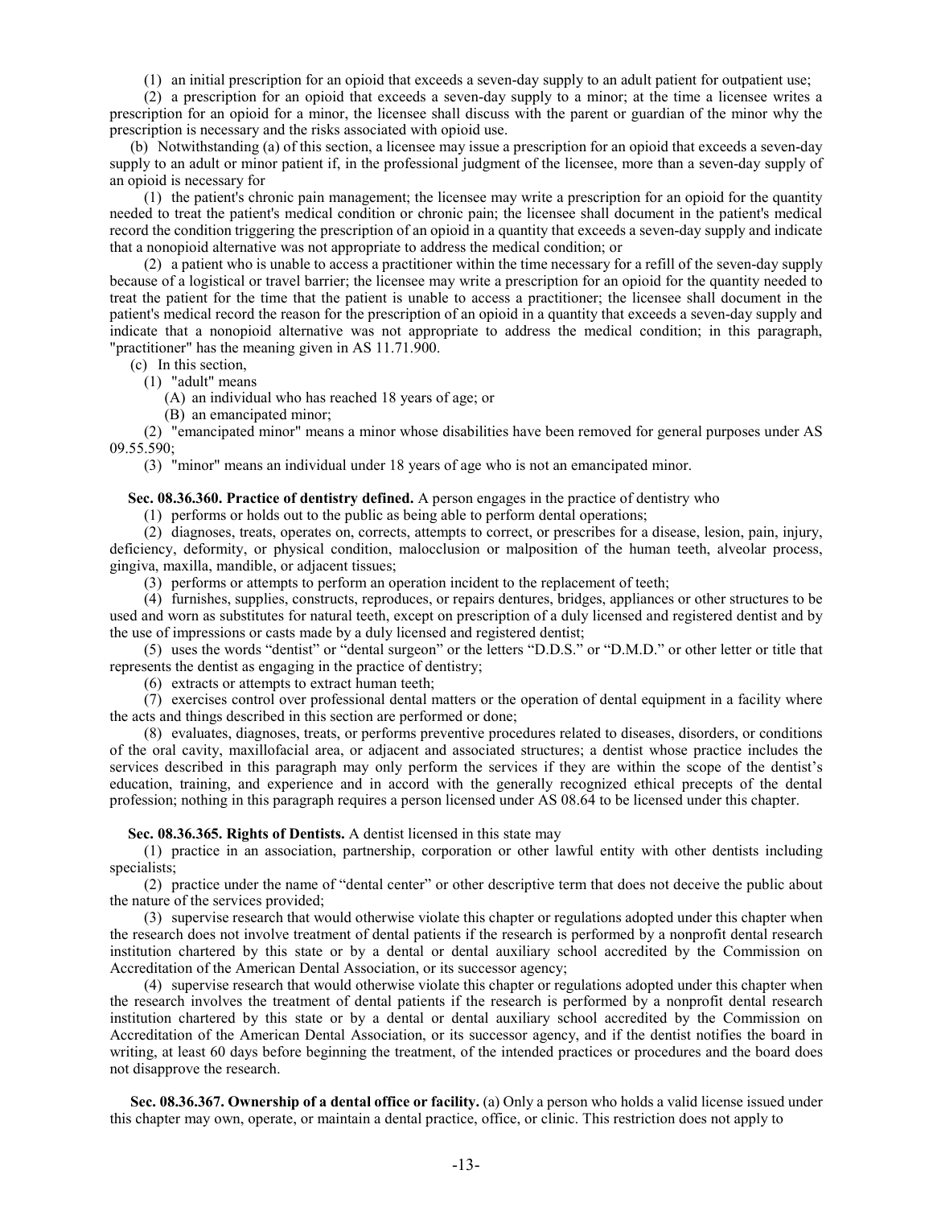(1) an initial prescription for an opioid that exceeds a seven-day supply to an adult patient for outpatient use;

(2) a prescription for an opioid that exceeds a seven-day supply to a minor; at the time a licensee writes a prescription for an opioid for a minor, the licensee shall discuss with the parent or guardian of the minor why the prescription is necessary and the risks associated with opioid use.

(b) Notwithstanding (a) of this section, a licensee may issue a prescription for an opioid that exceeds a seven-day supply to an adult or minor patient if, in the professional judgment of the licensee, more than a seven-day supply of an opioid is necessary for

(1) the patient's chronic pain management; the licensee may write a prescription for an opioid for the quantity needed to treat the patient's medical condition or chronic pain; the licensee shall document in the patient's medical record the condition triggering the prescription of an opioid in a quantity that exceeds a seven-day supply and indicate that a nonopioid alternative was not appropriate to address the medical condition; or

(2) a patient who is unable to access a practitioner within the time necessary for a refill of the seven-day supply because of a logistical or travel barrier; the licensee may write a prescription for an opioid for the quantity needed to treat the patient for the time that the patient is unable to access a practitioner; the licensee shall document in the patient's medical record the reason for the prescription of an opioid in a quantity that exceeds a seven-day supply and indicate that a nonopioid alternative was not appropriate to address the medical condition; in this paragraph, "practitioner" has the meaning given in AS 11.71.900.

(c) In this section,

(1) "adult" means

(A) an individual who has reached 18 years of age; or

(B) an emancipated minor;

(2) "emancipated minor" means a minor whose disabilities have been removed for general purposes under AS 09.55.590;

(3) "minor" means an individual under 18 years of age who is not an emancipated minor.

**Sec. 08.36.360. Practice of dentistry defined.** A person engages in the practice of dentistry who

(1) performs or holds out to the public as being able to perform dental operations;

(2) diagnoses, treats, operates on, corrects, attempts to correct, or prescribes for a disease, lesion, pain, injury, deficiency, deformity, or physical condition, malocclusion or malposition of the human teeth, alveolar process, gingiva, maxilla, mandible, or adjacent tissues;

(3) performs or attempts to perform an operation incident to the replacement of teeth;

(4) furnishes, supplies, constructs, reproduces, or repairs dentures, bridges, appliances or other structures to be used and worn as substitutes for natural teeth, except on prescription of a duly licensed and registered dentist and by the use of impressions or casts made by a duly licensed and registered dentist;

(5) uses the words "dentist" or "dental surgeon" or the letters "D.D.S." or "D.M.D." or other letter or title that represents the dentist as engaging in the practice of dentistry;

(6) extracts or attempts to extract human teeth;

(7) exercises control over professional dental matters or the operation of dental equipment in a facility where the acts and things described in this section are performed or done;

(8) evaluates, diagnoses, treats, or performs preventive procedures related to diseases, disorders, or conditions of the oral cavity, maxillofacial area, or adjacent and associated structures; a dentist whose practice includes the services described in this paragraph may only perform the services if they are within the scope of the dentist's education, training, and experience and in accord with the generally recognized ethical precepts of the dental profession; nothing in this paragraph requires a person licensed under AS 08.64 to be licensed under this chapter.

**Sec. 08.36.365. Rights of Dentists.** A dentist licensed in this state may

(1) practice in an association, partnership, corporation or other lawful entity with other dentists including specialists;

(2) practice under the name of "dental center" or other descriptive term that does not deceive the public about the nature of the services provided;

(3) supervise research that would otherwise violate this chapter or regulations adopted under this chapter when the research does not involve treatment of dental patients if the research is performed by a nonprofit dental research institution chartered by this state or by a dental or dental auxiliary school accredited by the Commission on Accreditation of the American Dental Association, or its successor agency;

(4) supervise research that would otherwise violate this chapter or regulations adopted under this chapter when the research involves the treatment of dental patients if the research is performed by a nonprofit dental research institution chartered by this state or by a dental or dental auxiliary school accredited by the Commission on Accreditation of the American Dental Association, or its successor agency, and if the dentist notifies the board in writing, at least 60 days before beginning the treatment, of the intended practices or procedures and the board does not disapprove the research.

**Sec. 08.36.367. Ownership of a dental office or facility.** (a) Only a person who holds a valid license issued under this chapter may own, operate, or maintain a dental practice, office, or clinic. This restriction does not apply to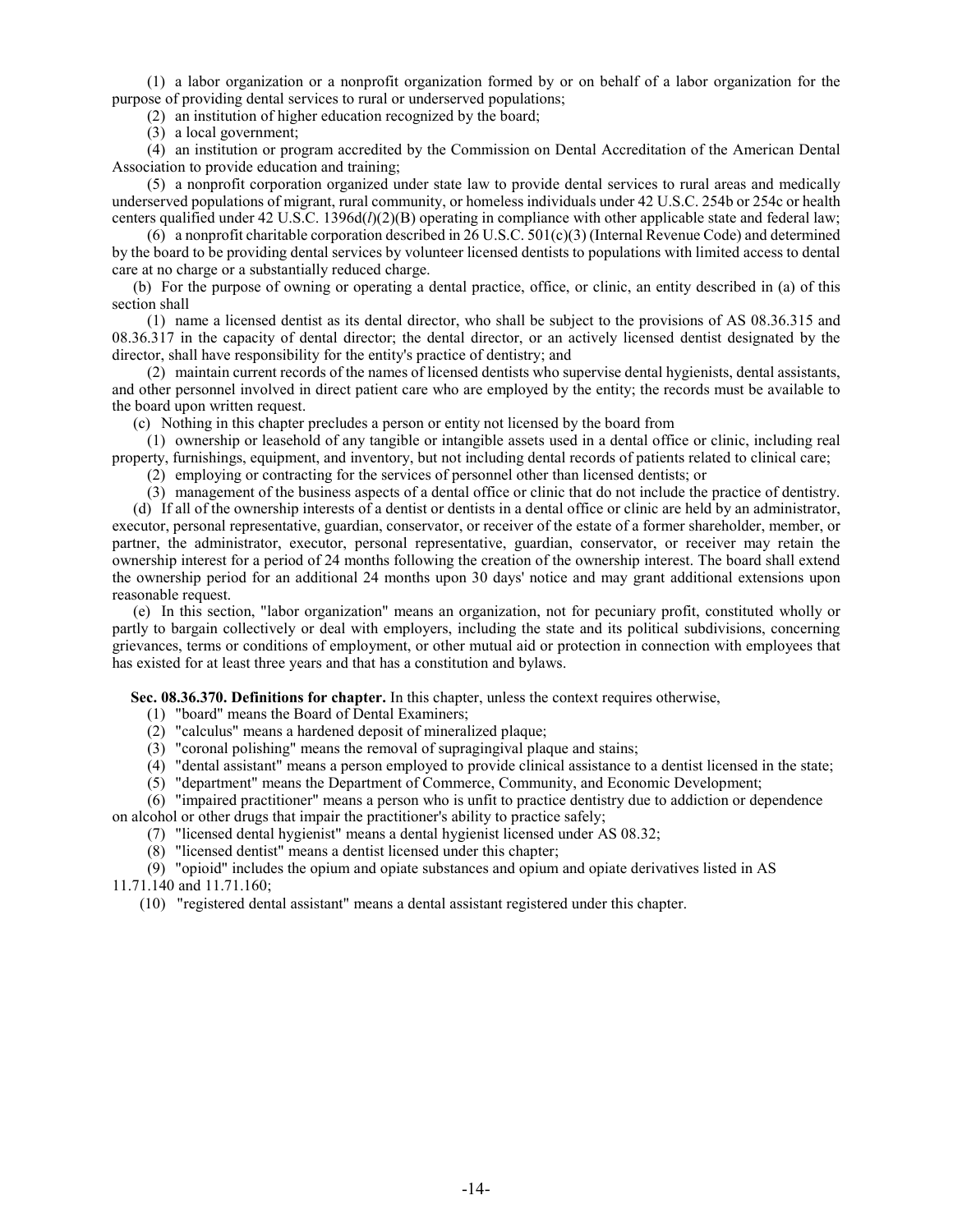(1) a labor organization or a nonprofit organization formed by or on behalf of a labor organization for the purpose of providing dental services to rural or underserved populations;

(2) an institution of higher education recognized by the board;

(3) a local government;

(4) an institution or program accredited by the Commission on Dental Accreditation of the American Dental Association to provide education and training;

(5) a nonprofit corporation organized under state law to provide dental services to rural areas and medically underserved populations of migrant, rural community, or homeless individuals under 42 U.S.C. 254b or 254c or health centers qualified under 42 U.S.C. 1396d(*l*)(2)(B) operating in compliance with other applicable state and federal law;

(6) a nonprofit charitable corporation described in 26 U.S.C. 501(c)(3) (Internal Revenue Code) and determined by the board to be providing dental services by volunteer licensed dentists to populations with limited access to dental care at no charge or a substantially reduced charge.

(b) For the purpose of owning or operating a dental practice, office, or clinic, an entity described in (a) of this section shall

(1) name a licensed dentist as its dental director, who shall be subject to the provisions of AS 08.36.315 and 08.36.317 in the capacity of dental director; the dental director, or an actively licensed dentist designated by the director, shall have responsibility for the entity's practice of dentistry; and

(2) maintain current records of the names of licensed dentists who supervise dental hygienists, dental assistants, and other personnel involved in direct patient care who are employed by the entity; the records must be available to the board upon written request.

(c) Nothing in this chapter precludes a person or entity not licensed by the board from

(1) ownership or leasehold of any tangible or intangible assets used in a dental office or clinic, including real property, furnishings, equipment, and inventory, but not including dental records of patients related to clinical care;

(2) employing or contracting for the services of personnel other than licensed dentists; or

(3) management of the business aspects of a dental office or clinic that do not include the practice of dentistry.

(d) If all of the ownership interests of a dentist or dentists in a dental office or clinic are held by an administrator, executor, personal representative, guardian, conservator, or receiver of the estate of a former shareholder, member, or partner, the administrator, executor, personal representative, guardian, conservator, or receiver may retain the ownership interest for a period of 24 months following the creation of the ownership interest. The board shall extend the ownership period for an additional 24 months upon 30 days' notice and may grant additional extensions upon reasonable request.

(e) In this section, "labor organization" means an organization, not for pecuniary profit, constituted wholly or partly to bargain collectively or deal with employers, including the state and its political subdivisions, concerning grievances, terms or conditions of employment, or other mutual aid or protection in connection with employees that has existed for at least three years and that has a constitution and bylaws.

**Sec. 08.36.370. Definitions for chapter.** In this chapter, unless the context requires otherwise,

(1) "board" means the Board of Dental Examiners;

(2) "calculus" means a hardened deposit of mineralized plaque;

(3) "coronal polishing" means the removal of supragingival plaque and stains;

(4) "dental assistant" means a person employed to provide clinical assistance to a dentist licensed in the state;

(5) "department" means the Department of Commerce, Community, and Economic Development;

(6) "impaired practitioner" means a person who is unfit to practice dentistry due to addiction or dependence on alcohol or other drugs that impair the practitioner's ability to practice safely;

(7) "licensed dental hygienist" means a dental hygienist licensed under AS 08.32;

(8) "licensed dentist" means a dentist licensed under this chapter;

(9) "opioid" includes the opium and opiate substances and opium and opiate derivatives listed in AS 11.71.140 and 11.71.160;

(10) "registered dental assistant" means a dental assistant registered under this chapter.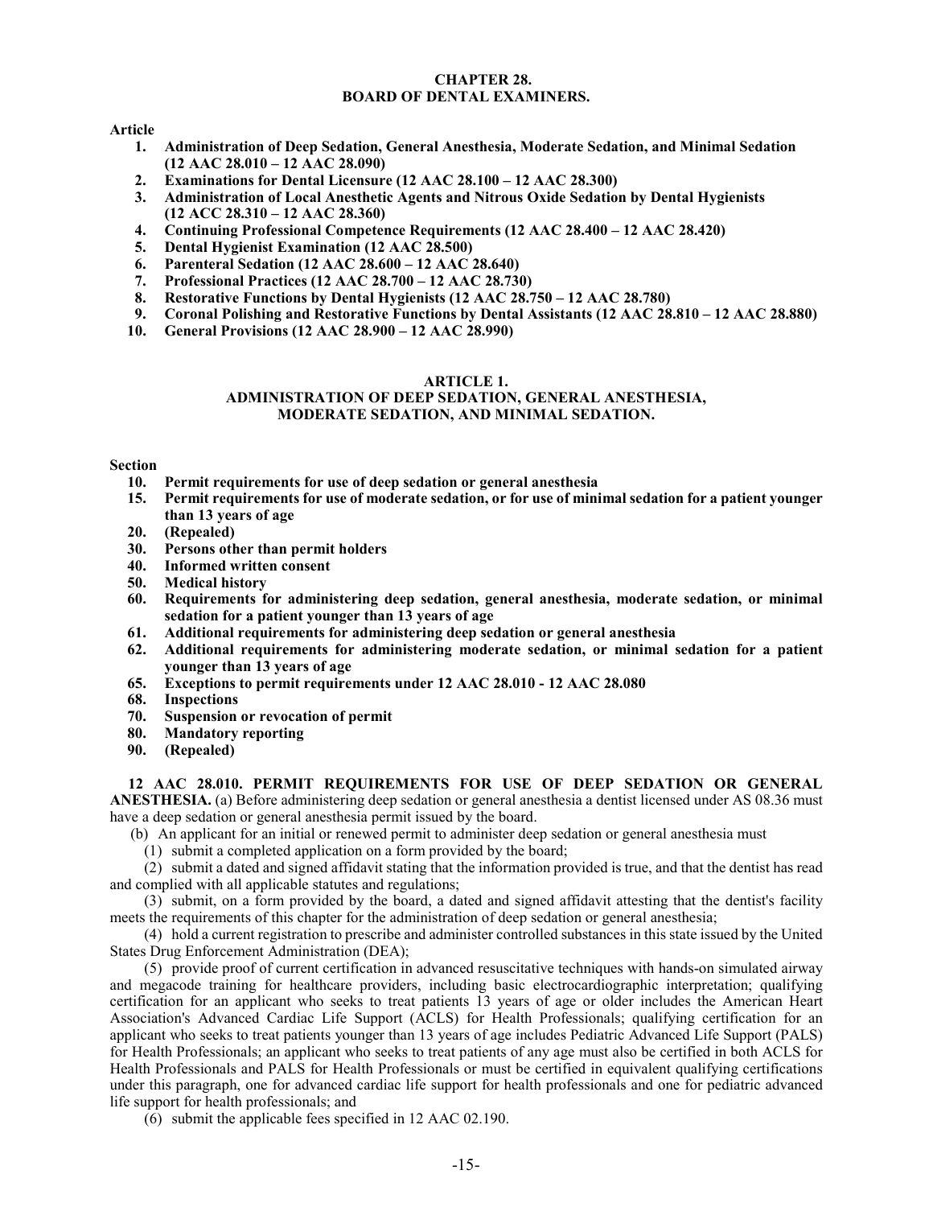# CHAPTER 28.
# BOARD OF DENTAL EXAMINERS.

**Article**

1. **Administration of Deep Sedation, General Anesthesia, Moderate Sedation, and Minimal Sedation (12 AAC 28.010 – 12 AAC 28.090)**
2. **Examinations for Dental Licensure (12 AAC 28.100 – 12 AAC 28.300)**
3. **Administration of Local Anesthetic Agents and Nitrous Oxide Sedation by Dental Hygienists (12 ACC 28.310 – 12 AAC 28.360)**
4. **Continuing Professional Competence Requirements (12 AAC 28.400 – 12 AAC 28.420)**
5. **Dental Hygienist Examination (12 AAC 28.500)**
6. **Parenteral Sedation (12 AAC 28.600 – 12 AAC 28.640)**
7. **Professional Practices (12 AAC 28.700 – 12 AAC 28.730)**
8. **Restorative Functions by Dental Hygienists (12 AAC 28.750 – 12 AAC 28.780)**
9. **Coronal Polishing and Restorative Functions by Dental Assistants (12 AAC 28.810 – 12 AAC 28.880)**
10. **General Provisions (12 AAC 28.900 – 12 AAC 28.990)**

## ARTICLE 1.
## ADMINISTRATION OF DEEP SEDATION, GENERAL ANESTHESIA, MODERATE SEDATION, AND MINIMAL SEDATION.

**Section**

10. **Permit requirements for use of deep sedation or general anesthesia**
15. **Permit requirements for use of moderate sedation, or for use of minimal sedation for a patient younger than 13 years of age**
20. **(Repealed)**
30. **Persons other than permit holders**
40. **Informed written consent**
50. **Medical history**
60. **Requirements for administering deep sedation, general anesthesia, moderate sedation, or minimal sedation for a patient younger than 13 years of age**
61. **Additional requirements for administering deep sedation or general anesthesia**
62. **Additional requirements for administering moderate sedation, or minimal sedation for a patient younger than 13 years of age**
65. **Exceptions to permit requirements under 12 AAC 28.010 - 12 AAC 28.080**
68. **Inspections**
70. **Suspension or revocation of permit**
80. **Mandatory reporting**
90. **(Repealed)**

**12 AAC 28.010. PERMIT REQUIREMENTS FOR USE OF DEEP SEDATION OR GENERAL ANESTHESIA.** (a) Before administering deep sedation or general anesthesia a dentist licensed under AS 08.36 must have a deep sedation or general anesthesia permit issued by the board.

(b) An applicant for an initial or renewed permit to administer deep sedation or general anesthesia must

(1) submit a completed application on a form provided by the board;

(2) submit a dated and signed affidavit stating that the information provided is true, and that the dentist has read and complied with all applicable statutes and regulations;

(3) submit, on a form provided by the board, a dated and signed affidavit attesting that the dentist's facility meets the requirements of this chapter for the administration of deep sedation or general anesthesia;

(4) hold a current registration to prescribe and administer controlled substances in this state issued by the United States Drug Enforcement Administration (DEA);

(5) provide proof of current certification in advanced resuscitative techniques with hands-on simulated airway and megacode training for healthcare providers, including basic electrocardiographic interpretation; qualifying certification for an applicant who seeks to treat patients 13 years of age or older includes the American Heart Association's Advanced Cardiac Life Support (ACLS) for Health Professionals; qualifying certification for an applicant who seeks to treat patients younger than 13 years of age includes Pediatric Advanced Life Support (PALS) for Health Professionals; an applicant who seeks to treat patients of any age must also be certified in both ACLS for Health Professionals and PALS for Health Professionals or must be certified in equivalent qualifying certifications under this paragraph, one for advanced cardiac life support for health professionals and one for pediatric advanced life support for health professionals; and

(6) submit the applicable fees specified in 12 AAC 02.190.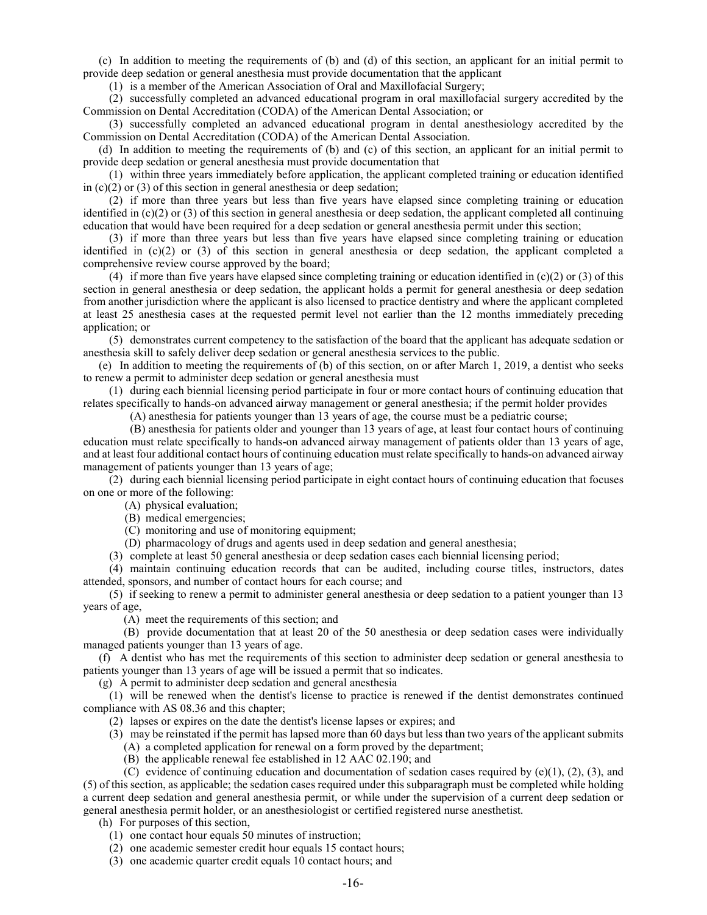(c) In addition to meeting the requirements of (b) and (d) of this section, an applicant for an initial permit to provide deep sedation or general anesthesia must provide documentation that the applicant

(1) is a member of the American Association of Oral and Maxillofacial Surgery;

(2) successfully completed an advanced educational program in oral maxillofacial surgery accredited by the Commission on Dental Accreditation (CODA) of the American Dental Association; or

(3) successfully completed an advanced educational program in dental anesthesiology accredited by the Commission on Dental Accreditation (CODA) of the American Dental Association.

(d) In addition to meeting the requirements of (b) and (c) of this section, an applicant for an initial permit to provide deep sedation or general anesthesia must provide documentation that

(1) within three years immediately before application, the applicant completed training or education identified in (c)(2) or (3) of this section in general anesthesia or deep sedation;

(2) if more than three years but less than five years have elapsed since completing training or education identified in (c)(2) or (3) of this section in general anesthesia or deep sedation, the applicant completed all continuing education that would have been required for a deep sedation or general anesthesia permit under this section;

(3) if more than three years but less than five years have elapsed since completing training or education identified in (c)(2) or (3) of this section in general anesthesia or deep sedation, the applicant completed a comprehensive review course approved by the board;

(4) if more than five years have elapsed since completing training or education identified in (c)(2) or (3) of this section in general anesthesia or deep sedation, the applicant holds a permit for general anesthesia or deep sedation from another jurisdiction where the applicant is also licensed to practice dentistry and where the applicant completed at least 25 anesthesia cases at the requested permit level not earlier than the 12 months immediately preceding application; or

(5) demonstrates current competency to the satisfaction of the board that the applicant has adequate sedation or anesthesia skill to safely deliver deep sedation or general anesthesia services to the public.

(e) In addition to meeting the requirements of (b) of this section, on or after March 1, 2019, a dentist who seeks to renew a permit to administer deep sedation or general anesthesia must

(1) during each biennial licensing period participate in four or more contact hours of continuing education that relates specifically to hands-on advanced airway management or general anesthesia; if the permit holder provides

(A) anesthesia for patients younger than 13 years of age, the course must be a pediatric course;

(B) anesthesia for patients older and younger than 13 years of age, at least four contact hours of continuing education must relate specifically to hands-on advanced airway management of patients older than 13 years of age, and at least four additional contact hours of continuing education must relate specifically to hands-on advanced airway management of patients younger than 13 years of age;

(2) during each biennial licensing period participate in eight contact hours of continuing education that focuses on one or more of the following:

(A) physical evaluation;

(B) medical emergencies;

(C) monitoring and use of monitoring equipment;

(D) pharmacology of drugs and agents used in deep sedation and general anesthesia;

(3) complete at least 50 general anesthesia or deep sedation cases each biennial licensing period;

(4) maintain continuing education records that can be audited, including course titles, instructors, dates attended, sponsors, and number of contact hours for each course; and

(5) if seeking to renew a permit to administer general anesthesia or deep sedation to a patient younger than 13 years of age,

(A) meet the requirements of this section; and

(B) provide documentation that at least 20 of the 50 anesthesia or deep sedation cases were individually managed patients younger than 13 years of age.

(f) A dentist who has met the requirements of this section to administer deep sedation or general anesthesia to patients younger than 13 years of age will be issued a permit that so indicates.

(g) A permit to administer deep sedation and general anesthesia

(1) will be renewed when the dentist's license to practice is renewed if the dentist demonstrates continued compliance with AS 08.36 and this chapter;

(2) lapses or expires on the date the dentist's license lapses or expires; and

(3) may be reinstated if the permit has lapsed more than 60 days but less than two years of the applicant submits

(A) a completed application for renewal on a form proved by the department;

(B) the applicable renewal fee established in 12 AAC 02.190; and

(C) evidence of continuing education and documentation of sedation cases required by (e)(1), (2), (3), and (5) of this section, as applicable; the sedation cases required under this subparagraph must be completed while holding a current deep sedation and general anesthesia permit, or while under the supervision of a current deep sedation or general anesthesia permit holder, or an anesthesiologist or certified registered nurse anesthetist.

(h) For purposes of this section,

(1) one contact hour equals 50 minutes of instruction;

(2) one academic semester credit hour equals 15 contact hours;

(3) one academic quarter credit equals 10 contact hours; and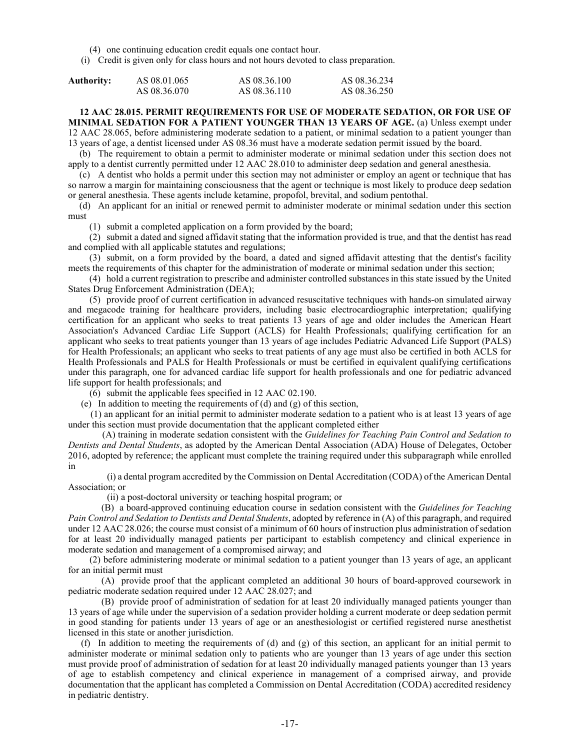(4) one continuing education credit equals one contact hour.

(i) Credit is given only for class hours and not hours devoted to class preparation.

| **Authority:** | AS 08.01.065 | AS 08.36.100 | AS 08.36.234 |
|---|---|---|---|
| | AS 08.36.070 | AS 08.36.110 | AS 08.36.250 |

**12 AAC 28.015. PERMIT REQUIREMENTS FOR USE OF MODERATE SEDATION, OR FOR USE OF MINIMAL SEDATION FOR A PATIENT YOUNGER THAN 13 YEARS OF AGE.** (a) Unless exempt under 12 AAC 28.065, before administering moderate sedation to a patient, or minimal sedation to a patient younger than 13 years of age, a dentist licensed under AS 08.36 must have a moderate sedation permit issued by the board.

(b) The requirement to obtain a permit to administer moderate or minimal sedation under this section does not apply to a dentist currently permitted under 12 AAC 28.010 to administer deep sedation and general anesthesia.

(c) A dentist who holds a permit under this section may not administer or employ an agent or technique that has so narrow a margin for maintaining consciousness that the agent or technique is most likely to produce deep sedation or general anesthesia. These agents include ketamine, propofol, brevital, and sodium pentothal.

(d) An applicant for an initial or renewed permit to administer moderate or minimal sedation under this section must

(1) submit a completed application on a form provided by the board;

(2) submit a dated and signed affidavit stating that the information provided is true, and that the dentist has read and complied with all applicable statutes and regulations;

(3) submit, on a form provided by the board, a dated and signed affidavit attesting that the dentist's facility meets the requirements of this chapter for the administration of moderate or minimal sedation under this section;

(4) hold a current registration to prescribe and administer controlled substances in this state issued by the United States Drug Enforcement Administration (DEA);

(5) provide proof of current certification in advanced resuscitative techniques with hands-on simulated airway and megacode training for healthcare providers, including basic electrocardiographic interpretation; qualifying certification for an applicant who seeks to treat patients 13 years of age and older includes the American Heart Association's Advanced Cardiac Life Support (ACLS) for Health Professionals; qualifying certification for an applicant who seeks to treat patients younger than 13 years of age includes Pediatric Advanced Life Support (PALS) for Health Professionals; an applicant who seeks to treat patients of any age must also be certified in both ACLS for Health Professionals and PALS for Health Professionals or must be certified in equivalent qualifying certifications under this paragraph, one for advanced cardiac life support for health professionals and one for pediatric advanced life support for health professionals; and

(6) submit the applicable fees specified in 12 AAC 02.190.

(e) In addition to meeting the requirements of (d) and (g) of this section,

(1) an applicant for an initial permit to administer moderate sedation to a patient who is at least 13 years of age under this section must provide documentation that the applicant completed either

(A) training in moderate sedation consistent with the *Guidelines for Teaching Pain Control and Sedation to Dentists and Dental Students*, as adopted by the American Dental Association (ADA) House of Delegates, October 2016, adopted by reference; the applicant must complete the training required under this subparagraph while enrolled in

(i) a dental program accredited by the Commission on Dental Accreditation (CODA) of the American Dental Association; or

(ii) a post-doctoral university or teaching hospital program; or

(B) a board-approved continuing education course in sedation consistent with the *Guidelines for Teaching Pain Control and Sedation to Dentists and Dental Students*, adopted by reference in (A) of this paragraph, and required under 12 AAC 28.026; the course must consist of a minimum of 60 hours of instruction plus administration of sedation for at least 20 individually managed patients per participant to establish competency and clinical experience in moderate sedation and management of a compromised airway; and

(2) before administering moderate or minimal sedation to a patient younger than 13 years of age, an applicant for an initial permit must

(A) provide proof that the applicant completed an additional 30 hours of board-approved coursework in pediatric moderate sedation required under 12 AAC 28.027; and

(B) provide proof of administration of sedation for at least 20 individually managed patients younger than 13 years of age while under the supervision of a sedation provider holding a current moderate or deep sedation permit in good standing for patients under 13 years of age or an anesthesiologist or certified registered nurse anesthetist licensed in this state or another jurisdiction.

(f) In addition to meeting the requirements of (d) and (g) of this section, an applicant for an initial permit to administer moderate or minimal sedation only to patients who are younger than 13 years of age under this section must provide proof of administration of sedation for at least 20 individually managed patients younger than 13 years of age to establish competency and clinical experience in management of a comprised airway, and provide documentation that the applicant has completed a Commission on Dental Accreditation (CODA) accredited residency in pediatric dentistry.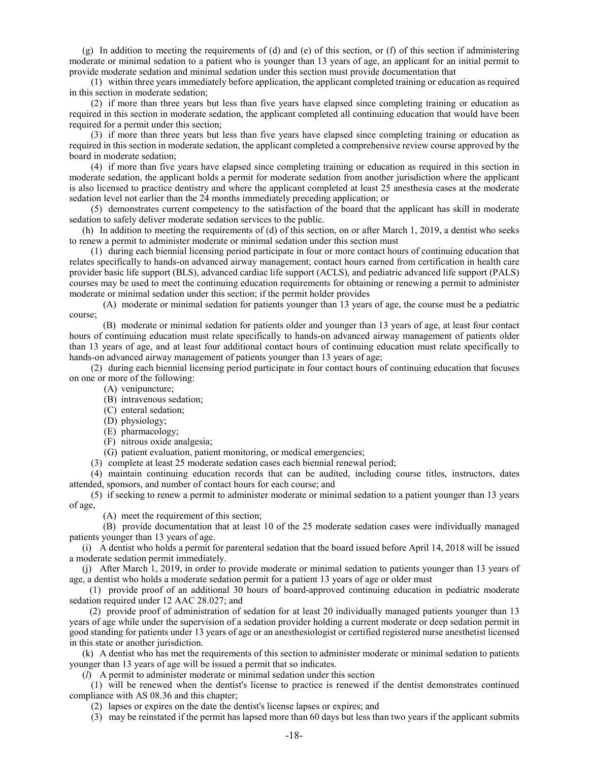(g) In addition to meeting the requirements of (d) and (e) of this section, or (f) of this section if administering moderate or minimal sedation to a patient who is younger than 13 years of age, an applicant for an initial permit to provide moderate sedation and minimal sedation under this section must provide documentation that

(1) within three years immediately before application, the applicant completed training or education as required in this section in moderate sedation;

(2) if more than three years but less than five years have elapsed since completing training or education as required in this section in moderate sedation, the applicant completed all continuing education that would have been required for a permit under this section;

(3) if more than three years but less than five years have elapsed since completing training or education as required in this section in moderate sedation, the applicant completed a comprehensive review course approved by the board in moderate sedation;

(4) if more than five years have elapsed since completing training or education as required in this section in moderate sedation, the applicant holds a permit for moderate sedation from another jurisdiction where the applicant is also licensed to practice dentistry and where the applicant completed at least 25 anesthesia cases at the moderate sedation level not earlier than the 24 months immediately preceding application; or

(5) demonstrates current competency to the satisfaction of the board that the applicant has skill in moderate sedation to safely deliver moderate sedation services to the public.

(h) In addition to meeting the requirements of (d) of this section, on or after March 1, 2019, a dentist who seeks to renew a permit to administer moderate or minimal sedation under this section must

(1) during each biennial licensing period participate in four or more contact hours of continuing education that relates specifically to hands-on advanced airway management; contact hours earned from certification in health care provider basic life support (BLS), advanced cardiac life support (ACLS), and pediatric advanced life support (PALS) courses may be used to meet the continuing education requirements for obtaining or renewing a permit to administer moderate or minimal sedation under this section; if the permit holder provides

(A) moderate or minimal sedation for patients younger than 13 years of age, the course must be a pediatric course;

(B) moderate or minimal sedation for patients older and younger than 13 years of age, at least four contact hours of continuing education must relate specifically to hands-on advanced airway management of patients older than 13 years of age, and at least four additional contact hours of continuing education must relate specifically to hands-on advanced airway management of patients younger than 13 years of age;

(2) during each biennial licensing period participate in four contact hours of continuing education that focuses on one or more of the following:

(A) venipuncture;

(B) intravenous sedation;

(C) enteral sedation;

(D) physiology;

(E) pharmacology;

(F) nitrous oxide analgesia;

(G) patient evaluation, patient monitoring, or medical emergencies;

(3) complete at least 25 moderate sedation cases each biennial renewal period;

(4) maintain continuing education records that can be audited, including course titles, instructors, dates attended, sponsors, and number of contact hours for each course; and

(5) if seeking to renew a permit to administer moderate or minimal sedation to a patient younger than 13 years of age,

(A) meet the requirement of this section;

(B) provide documentation that at least 10 of the 25 moderate sedation cases were individually managed patients younger than 13 years of age.

(i) A dentist who holds a permit for parenteral sedation that the board issued before April 14, 2018 will be issued a moderate sedation permit immediately.

(j) After March 1, 2019, in order to provide moderate or minimal sedation to patients younger than 13 years of age, a dentist who holds a moderate sedation permit for a patient 13 years of age or older must

(1) provide proof of an additional 30 hours of board-approved continuing education in pediatric moderate sedation required under 12 AAC 28.027; and

(2) provide proof of administration of sedation for at least 20 individually managed patients younger than 13 years of age while under the supervision of a sedation provider holding a current moderate or deep sedation permit in good standing for patients under 13 years of age or an anesthesiologist or certified registered nurse anesthetist licensed in this state or another jurisdiction.

(k) A dentist who has met the requirements of this section to administer moderate or minimal sedation to patients younger than 13 years of age will be issued a permit that so indicates.

(*l*) A permit to administer moderate or minimal sedation under this section

(1) will be renewed when the dentist's license to practice is renewed if the dentist demonstrates continued compliance with AS 08.36 and this chapter;

(2) lapses or expires on the date the dentist's license lapses or expires; and

(3) may be reinstated if the permit has lapsed more than 60 days but less than two years if the applicant submits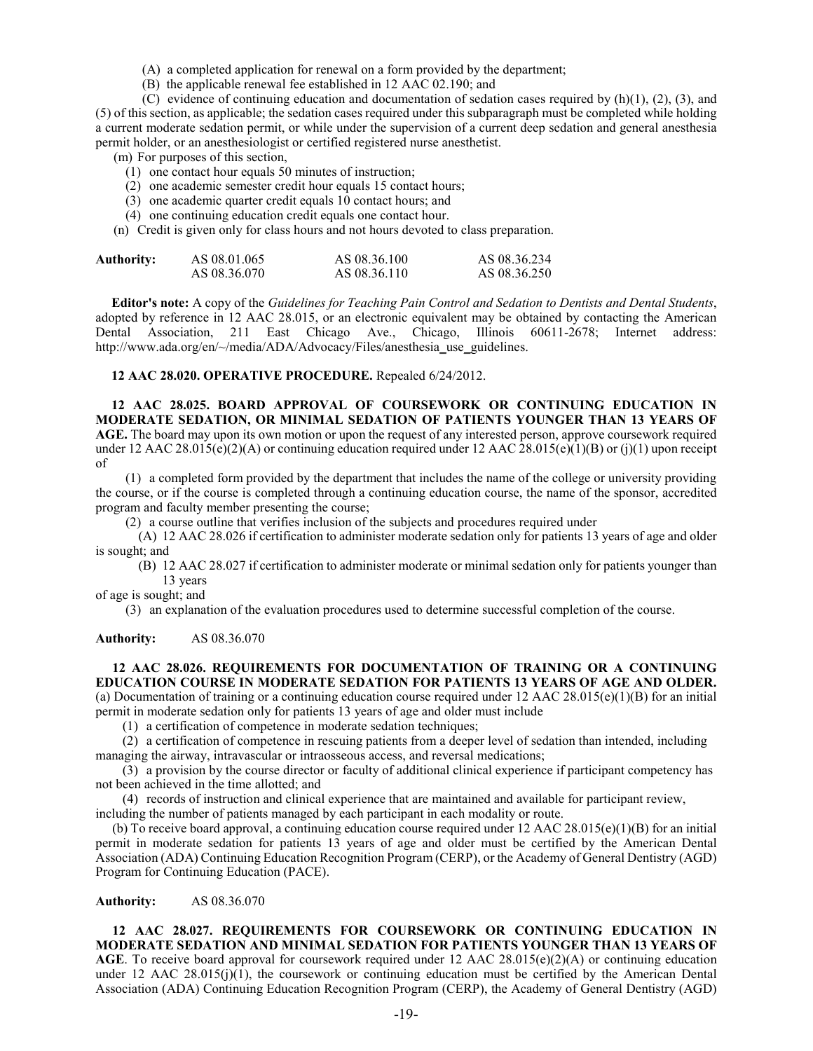(A) a completed application for renewal on a form provided by the department;

(B) the applicable renewal fee established in 12 AAC 02.190; and

(C) evidence of continuing education and documentation of sedation cases required by (h)(1), (2), (3), and (5) of this section, as applicable; the sedation cases required under this subparagraph must be completed while holding a current moderate sedation permit, or while under the supervision of a current deep sedation and general anesthesia permit holder, or an anesthesiologist or certified registered nurse anesthetist.

(m) For purposes of this section,

(1) one contact hour equals 50 minutes of instruction;

(2) one academic semester credit hour equals 15 contact hours;

(3) one academic quarter credit equals 10 contact hours; and

(4) one continuing education credit equals one contact hour.

(n) Credit is given only for class hours and not hours devoted to class preparation.

| **Authority:** | AS 08.01.065 | AS 08.36.100 | AS 08.36.234 |
|---|---|---|---|
| | AS 08.36.070 | AS 08.36.110 | AS 08.36.250 |

**Editor's note:** A copy of the *Guidelines for Teaching Pain Control and Sedation to Dentists and Dental Students*, adopted by reference in 12 AAC 28.015, or an electronic equivalent may be obtained by contacting the American Dental Association, 211 East Chicago Ave., Chicago, Illinois 60611-2678; Internet address: http://www.ada.org/en/~/media/ADA/Advocacy/Files/anesthesia_use_guidelines.

**12 AAC 28.020. OPERATIVE PROCEDURE.** Repealed 6/24/2012.

**12 AAC 28.025. BOARD APPROVAL OF COURSEWORK OR CONTINUING EDUCATION IN MODERATE SEDATION, OR MINIMAL SEDATION OF PATIENTS YOUNGER THAN 13 YEARS OF AGE.** The board may upon its own motion or upon the request of any interested person, approve coursework required under 12 AAC 28.015(e)(2)(A) or continuing education required under 12 AAC 28.015(e)(1)(B) or (j)(1) upon receipt of

(1) a completed form provided by the department that includes the name of the college or university providing the course, or if the course is completed through a continuing education course, the name of the sponsor, accredited program and faculty member presenting the course;

(2) a course outline that verifies inclusion of the subjects and procedures required under

(A) 12 AAC 28.026 if certification to administer moderate sedation only for patients 13 years of age and older is sought; and

(B) 12 AAC 28.027 if certification to administer moderate or minimal sedation only for patients younger than 13 years of age is sought; and

(3) an explanation of the evaluation procedures used to determine successful completion of the course.

**Authority:** AS 08.36.070

**12 AAC 28.026. REQUIREMENTS FOR DOCUMENTATION OF TRAINING OR A CONTINUING EDUCATION COURSE IN MODERATE SEDATION FOR PATIENTS 13 YEARS OF AGE AND OLDER.** (a) Documentation of training or a continuing education course required under 12 AAC 28.015(e)(1)(B) for an initial permit in moderate sedation only for patients 13 years of age and older must include

(1) a certification of competence in moderate sedation techniques;

(2) a certification of competence in rescuing patients from a deeper level of sedation than intended, including managing the airway, intravascular or intraosseous access, and reversal medications;

(3) a provision by the course director or faculty of additional clinical experience if participant competency has not been achieved in the time allotted; and

(4) records of instruction and clinical experience that are maintained and available for participant review, including the number of patients managed by each participant in each modality or route.

(b) To receive board approval, a continuing education course required under 12 AAC 28.015(e)(1)(B) for an initial permit in moderate sedation for patients 13 years of age and older must be certified by the American Dental Association (ADA) Continuing Education Recognition Program (CERP), or the Academy of General Dentistry (AGD) Program for Continuing Education (PACE).

**Authority:** AS 08.36.070

**12 AAC 28.027. REQUIREMENTS FOR COURSEWORK OR CONTINUING EDUCATION IN MODERATE SEDATION AND MINIMAL SEDATION FOR PATIENTS YOUNGER THAN 13 YEARS OF AGE**. To receive board approval for coursework required under 12 AAC 28.015(e)(2)(A) or continuing education under 12 AAC 28.015(j)(1), the coursework or continuing education must be certified by the American Dental Association (ADA) Continuing Education Recognition Program (CERP), the Academy of General Dentistry (AGD)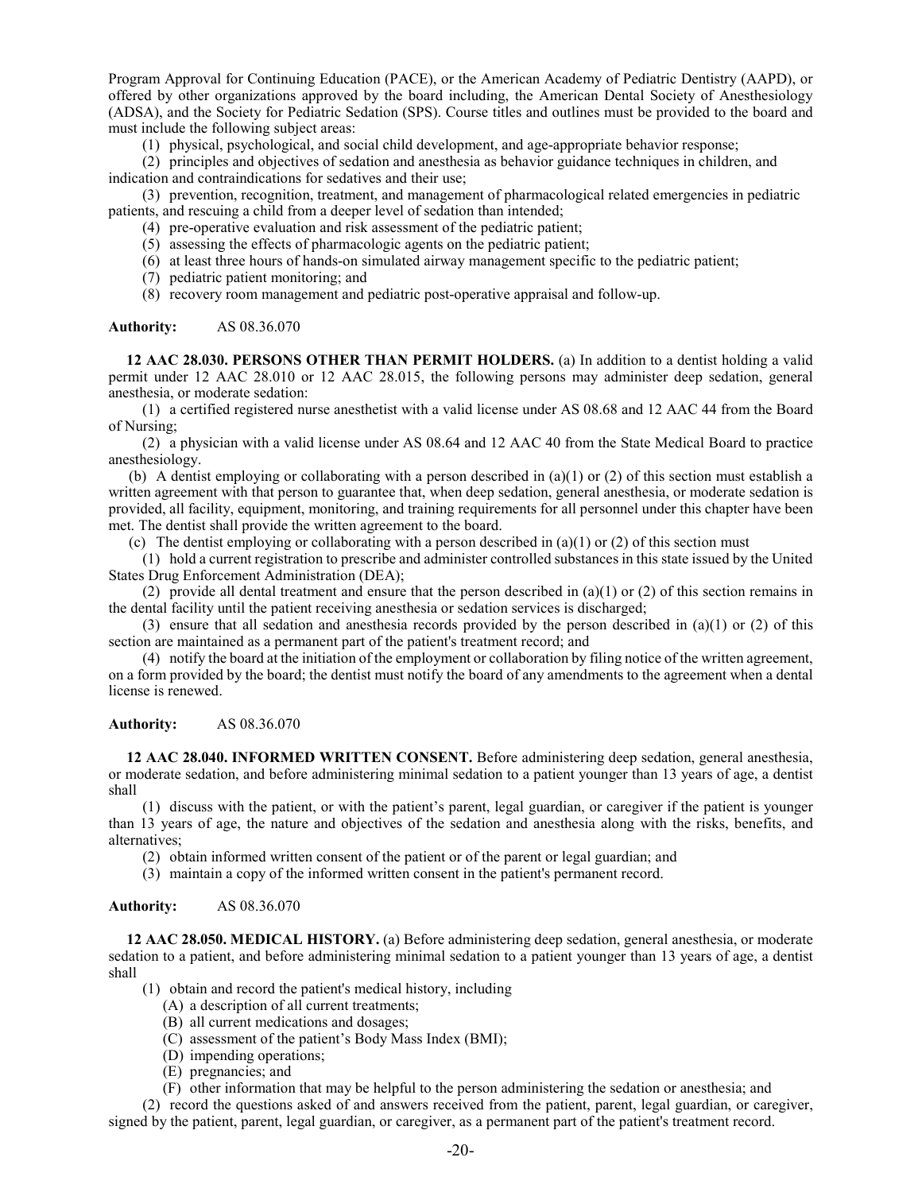Program Approval for Continuing Education (PACE), or the American Academy of Pediatric Dentistry (AAPD), or offered by other organizations approved by the board including, the American Dental Society of Anesthesiology (ADSA), and the Society for Pediatric Sedation (SPS). Course titles and outlines must be provided to the board and must include the following subject areas:

(1) physical, psychological, and social child development, and age-appropriate behavior response;

(2) principles and objectives of sedation and anesthesia as behavior guidance techniques in children, and indication and contraindications for sedatives and their use;

(3) prevention, recognition, treatment, and management of pharmacological related emergencies in pediatric patients, and rescuing a child from a deeper level of sedation than intended;

(4) pre-operative evaluation and risk assessment of the pediatric patient;

(5) assessing the effects of pharmacologic agents on the pediatric patient;

(6) at least three hours of hands-on simulated airway management specific to the pediatric patient;

(7) pediatric patient monitoring; and

(8) recovery room management and pediatric post-operative appraisal and follow-up.

**Authority:** AS 08.36.070

**12 AAC 28.030. PERSONS OTHER THAN PERMIT HOLDERS.** (a) In addition to a dentist holding a valid permit under 12 AAC 28.010 or 12 AAC 28.015, the following persons may administer deep sedation, general anesthesia, or moderate sedation:

(1) a certified registered nurse anesthetist with a valid license under AS 08.68 and 12 AAC 44 from the Board of Nursing;

(2) a physician with a valid license under AS 08.64 and 12 AAC 40 from the State Medical Board to practice anesthesiology.

(b) A dentist employing or collaborating with a person described in (a)(1) or (2) of this section must establish a written agreement with that person to guarantee that, when deep sedation, general anesthesia, or moderate sedation is provided, all facility, equipment, monitoring, and training requirements for all personnel under this chapter have been met. The dentist shall provide the written agreement to the board.

(c) The dentist employing or collaborating with a person described in (a)(1) or (2) of this section must

(1) hold a current registration to prescribe and administer controlled substances in this state issued by the United States Drug Enforcement Administration (DEA);

(2) provide all dental treatment and ensure that the person described in (a)(1) or (2) of this section remains in the dental facility until the patient receiving anesthesia or sedation services is discharged;

(3) ensure that all sedation and anesthesia records provided by the person described in (a)(1) or (2) of this section are maintained as a permanent part of the patient's treatment record; and

(4) notify the board at the initiation of the employment or collaboration by filing notice of the written agreement, on a form provided by the board; the dentist must notify the board of any amendments to the agreement when a dental license is renewed.

**Authority:** AS 08.36.070

**12 AAC 28.040. INFORMED WRITTEN CONSENT.** Before administering deep sedation, general anesthesia, or moderate sedation, and before administering minimal sedation to a patient younger than 13 years of age, a dentist shall

(1) discuss with the patient, or with the patient's parent, legal guardian, or caregiver if the patient is younger than 13 years of age, the nature and objectives of the sedation and anesthesia along with the risks, benefits, and alternatives;

(2) obtain informed written consent of the patient or of the parent or legal guardian; and

(3) maintain a copy of the informed written consent in the patient's permanent record.

**Authority:** AS 08.36.070

**12 AAC 28.050. MEDICAL HISTORY.** (a) Before administering deep sedation, general anesthesia, or moderate sedation to a patient, and before administering minimal sedation to a patient younger than 13 years of age, a dentist shall

(1) obtain and record the patient's medical history, including

(A) a description of all current treatments;

(B) all current medications and dosages;

(C) assessment of the patient's Body Mass Index (BMI);

(D) impending operations;

(E) pregnancies; and

(F) other information that may be helpful to the person administering the sedation or anesthesia; and

(2) record the questions asked of and answers received from the patient, parent, legal guardian, or caregiver, signed by the patient, parent, legal guardian, or caregiver, as a permanent part of the patient's treatment record.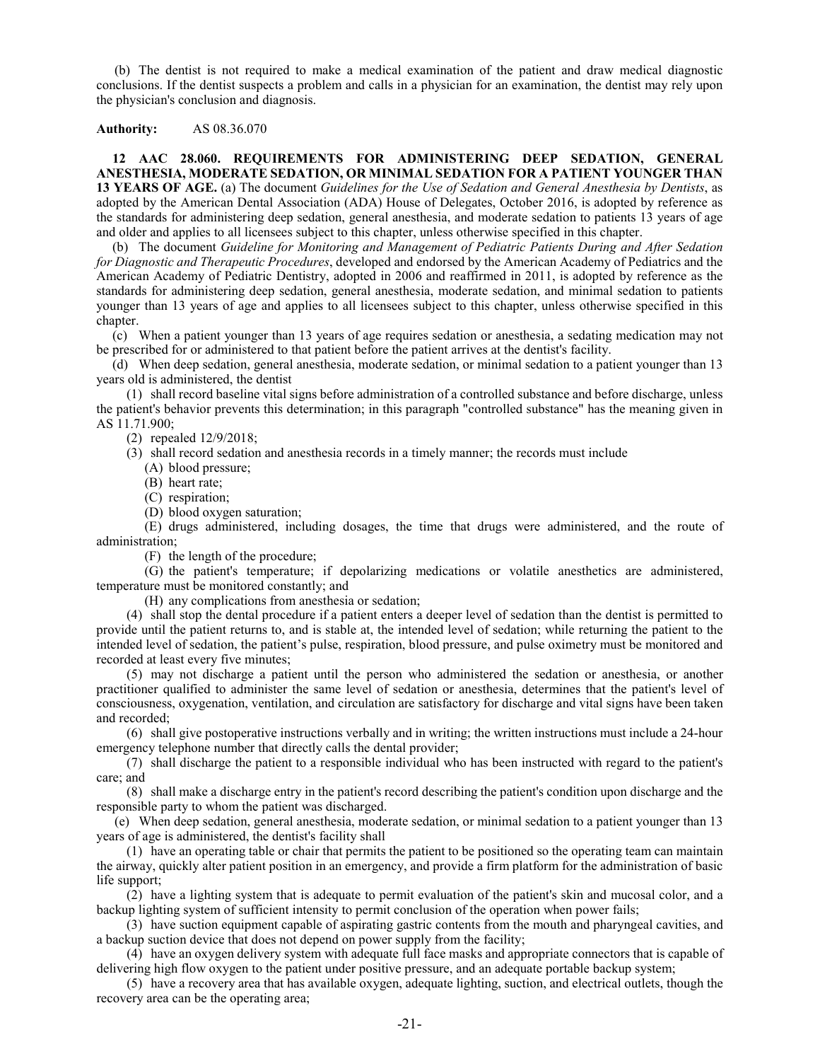(b) The dentist is not required to make a medical examination of the patient and draw medical diagnostic conclusions. If the dentist suspects a problem and calls in a physician for an examination, the dentist may rely upon the physician's conclusion and diagnosis.

**Authority:** AS 08.36.070

**12 AAC 28.060. REQUIREMENTS FOR ADMINISTERING DEEP SEDATION, GENERAL ANESTHESIA, MODERATE SEDATION, OR MINIMAL SEDATION FOR A PATIENT YOUNGER THAN 13 YEARS OF AGE.** (a) The document *Guidelines for the Use of Sedation and General Anesthesia by Dentists*, as adopted by the American Dental Association (ADA) House of Delegates, October 2016, is adopted by reference as the standards for administering deep sedation, general anesthesia, and moderate sedation to patients 13 years of age and older and applies to all licensees subject to this chapter, unless otherwise specified in this chapter.

(b) The document *Guideline for Monitoring and Management of Pediatric Patients During and After Sedation for Diagnostic and Therapeutic Procedures*, developed and endorsed by the American Academy of Pediatrics and the American Academy of Pediatric Dentistry, adopted in 2006 and reaffirmed in 2011, is adopted by reference as the standards for administering deep sedation, general anesthesia, moderate sedation, and minimal sedation to patients younger than 13 years of age and applies to all licensees subject to this chapter, unless otherwise specified in this chapter.

(c) When a patient younger than 13 years of age requires sedation or anesthesia, a sedating medication may not be prescribed for or administered to that patient before the patient arrives at the dentist's facility.

(d) When deep sedation, general anesthesia, moderate sedation, or minimal sedation to a patient younger than 13 years old is administered, the dentist

(1) shall record baseline vital signs before administration of a controlled substance and before discharge, unless the patient's behavior prevents this determination; in this paragraph "controlled substance" has the meaning given in AS 11.71.900;

(2) repealed 12/9/2018;

(3) shall record sedation and anesthesia records in a timely manner; the records must include

(A) blood pressure;

(B) heart rate;

(C) respiration;

(D) blood oxygen saturation;

(E) drugs administered, including dosages, the time that drugs were administered, and the route of administration;

(F) the length of the procedure;

(G) the patient's temperature; if depolarizing medications or volatile anesthetics are administered, temperature must be monitored constantly; and

(H) any complications from anesthesia or sedation;

(4) shall stop the dental procedure if a patient enters a deeper level of sedation than the dentist is permitted to provide until the patient returns to, and is stable at, the intended level of sedation; while returning the patient to the intended level of sedation, the patient's pulse, respiration, blood pressure, and pulse oximetry must be monitored and recorded at least every five minutes;

(5) may not discharge a patient until the person who administered the sedation or anesthesia, or another practitioner qualified to administer the same level of sedation or anesthesia, determines that the patient's level of consciousness, oxygenation, ventilation, and circulation are satisfactory for discharge and vital signs have been taken and recorded;

(6) shall give postoperative instructions verbally and in writing; the written instructions must include a 24-hour emergency telephone number that directly calls the dental provider;

(7) shall discharge the patient to a responsible individual who has been instructed with regard to the patient's care; and

(8) shall make a discharge entry in the patient's record describing the patient's condition upon discharge and the responsible party to whom the patient was discharged.

(e) When deep sedation, general anesthesia, moderate sedation, or minimal sedation to a patient younger than 13 years of age is administered, the dentist's facility shall

(1) have an operating table or chair that permits the patient to be positioned so the operating team can maintain the airway, quickly alter patient position in an emergency, and provide a firm platform for the administration of basic life support;

(2) have a lighting system that is adequate to permit evaluation of the patient's skin and mucosal color, and a backup lighting system of sufficient intensity to permit conclusion of the operation when power fails;

(3) have suction equipment capable of aspirating gastric contents from the mouth and pharyngeal cavities, and a backup suction device that does not depend on power supply from the facility;

(4) have an oxygen delivery system with adequate full face masks and appropriate connectors that is capable of delivering high flow oxygen to the patient under positive pressure, and an adequate portable backup system;

(5) have a recovery area that has available oxygen, adequate lighting, suction, and electrical outlets, though the recovery area can be the operating area;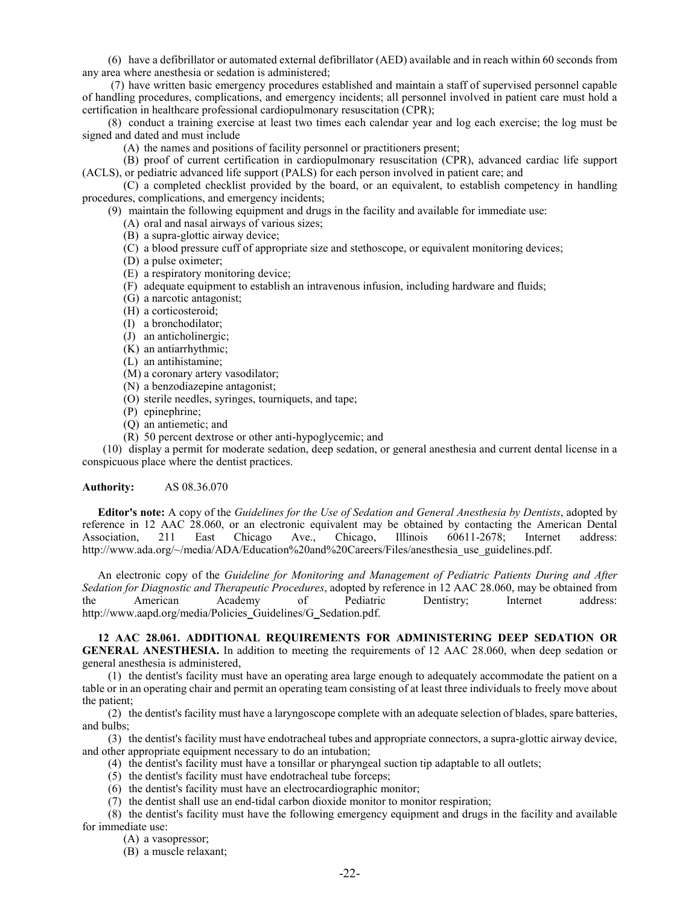(6) have a defibrillator or automated external defibrillator (AED) available and in reach within 60 seconds from any area where anesthesia or sedation is administered;

(7) have written basic emergency procedures established and maintain a staff of supervised personnel capable of handling procedures, complications, and emergency incidents; all personnel involved in patient care must hold a certification in healthcare professional cardiopulmonary resuscitation (CPR);

(8) conduct a training exercise at least two times each calendar year and log each exercise; the log must be signed and dated and must include

(A) the names and positions of facility personnel or practitioners present;

(B) proof of current certification in cardiopulmonary resuscitation (CPR), advanced cardiac life support (ACLS), or pediatric advanced life support (PALS) for each person involved in patient care; and

(C) a completed checklist provided by the board, or an equivalent, to establish competency in handling procedures, complications, and emergency incidents;

(9) maintain the following equipment and drugs in the facility and available for immediate use:

(A) oral and nasal airways of various sizes;

(B) a supra-glottic airway device;

(C) a blood pressure cuff of appropriate size and stethoscope, or equivalent monitoring devices;

(D) a pulse oximeter;

(E) a respiratory monitoring device;

(F) adequate equipment to establish an intravenous infusion, including hardware and fluids;

(G) a narcotic antagonist;

(H) a corticosteroid;

(I) a bronchodilator;

(J) an anticholinergic;

(K) an antiarrhythmic;

(L) an antihistamine;

(M) a coronary artery vasodilator;

(N) a benzodiazepine antagonist;

(O) sterile needles, syringes, tourniquets, and tape;

(P) epinephrine;

(Q) an antiemetic; and

(R) 50 percent dextrose or other anti-hypoglycemic; and

(10) display a permit for moderate sedation, deep sedation, or general anesthesia and current dental license in a conspicuous place where the dentist practices.

**Authority:** AS 08.36.070

**Editor's note:** A copy of the *Guidelines for the Use of Sedation and General Anesthesia by Dentists*, adopted by reference in 12 AAC 28.060, or an electronic equivalent may be obtained by contacting the American Dental Association, 211 East Chicago Ave., Chicago, Illinois 60611-2678; Internet address: http://www.ada.org/~/media/ADA/Education%20and%20Careers/Files/anesthesia_use_guidelines.pdf.

An electronic copy of the *Guideline for Monitoring and Management of Pediatric Patients During and After Sedation for Diagnostic and Therapeutic Procedures*, adopted by reference in 12 AAC 28.060, may be obtained from the American Academy of Pediatric Dentistry; Internet address: http://www.aapd.org/media/Policies_Guidelines/G_Sedation.pdf.

**12 AAC 28.061. ADDITIONAL REQUIREMENTS FOR ADMINISTERING DEEP SEDATION OR GENERAL ANESTHESIA.** In addition to meeting the requirements of 12 AAC 28.060, when deep sedation or general anesthesia is administered,

(1) the dentist's facility must have an operating area large enough to adequately accommodate the patient on a table or in an operating chair and permit an operating team consisting of at least three individuals to freely move about the patient;

(2) the dentist's facility must have a laryngoscope complete with an adequate selection of blades, spare batteries, and bulbs;

(3) the dentist's facility must have endotracheal tubes and appropriate connectors, a supra-glottic airway device, and other appropriate equipment necessary to do an intubation;

(4) the dentist's facility must have a tonsillar or pharyngeal suction tip adaptable to all outlets;

(5) the dentist's facility must have endotracheal tube forceps;

(6) the dentist's facility must have an electrocardiographic monitor;

(7) the dentist shall use an end-tidal carbon dioxide monitor to monitor respiration;

(8) the dentist's facility must have the following emergency equipment and drugs in the facility and available for immediate use:

(A) a vasopressor;

(B) a muscle relaxant;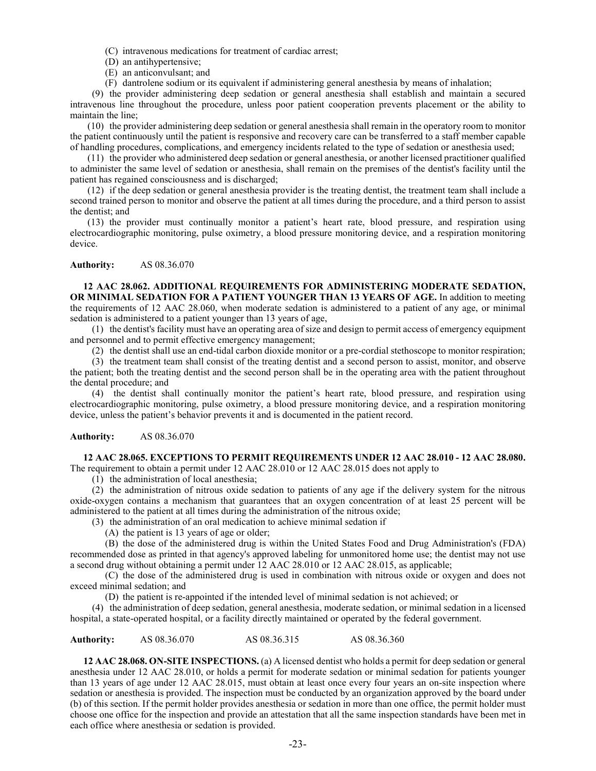(C) intravenous medications for treatment of cardiac arrest;

(D) an antihypertensive;

(E) an anticonvulsant; and

(F) dantrolene sodium or its equivalent if administering general anesthesia by means of inhalation;

(9) the provider administering deep sedation or general anesthesia shall establish and maintain a secured intravenous line throughout the procedure, unless poor patient cooperation prevents placement or the ability to maintain the line;

(10) the provider administering deep sedation or general anesthesia shall remain in the operatory room to monitor the patient continuously until the patient is responsive and recovery care can be transferred to a staff member capable of handling procedures, complications, and emergency incidents related to the type of sedation or anesthesia used;

(11) the provider who administered deep sedation or general anesthesia, or another licensed practitioner qualified to administer the same level of sedation or anesthesia, shall remain on the premises of the dentist's facility until the patient has regained consciousness and is discharged;

(12) if the deep sedation or general anesthesia provider is the treating dentist, the treatment team shall include a second trained person to monitor and observe the patient at all times during the procedure, and a third person to assist the dentist; and

(13) the provider must continually monitor a patient's heart rate, blood pressure, and respiration using electrocardiographic monitoring, pulse oximetry, a blood pressure monitoring device, and a respiration monitoring device.

**Authority:** AS 08.36.070

**12 AAC 28.062. ADDITIONAL REQUIREMENTS FOR ADMINISTERING MODERATE SEDATION, OR MINIMAL SEDATION FOR A PATIENT YOUNGER THAN 13 YEARS OF AGE.** In addition to meeting the requirements of 12 AAC 28.060, when moderate sedation is administered to a patient of any age, or minimal sedation is administered to a patient younger than 13 years of age,

(1) the dentist's facility must have an operating area of size and design to permit access of emergency equipment and personnel and to permit effective emergency management;

(2) the dentist shall use an end-tidal carbon dioxide monitor or a pre-cordial stethoscope to monitor respiration;

(3) the treatment team shall consist of the treating dentist and a second person to assist, monitor, and observe the patient; both the treating dentist and the second person shall be in the operating area with the patient throughout the dental procedure; and

(4) the dentist shall continually monitor the patient's heart rate, blood pressure, and respiration using electrocardiographic monitoring, pulse oximetry, a blood pressure monitoring device, and a respiration monitoring device, unless the patient's behavior prevents it and is documented in the patient record.

**Authority:** AS 08.36.070

**12 AAC 28.065. EXCEPTIONS TO PERMIT REQUIREMENTS UNDER 12 AAC 28.010 - 12 AAC 28.080.** The requirement to obtain a permit under 12 AAC 28.010 or 12 AAC 28.015 does not apply to

(1) the administration of local anesthesia;

(2) the administration of nitrous oxide sedation to patients of any age if the delivery system for the nitrous oxide-oxygen contains a mechanism that guarantees that an oxygen concentration of at least 25 percent will be administered to the patient at all times during the administration of the nitrous oxide;

(3) the administration of an oral medication to achieve minimal sedation if

(A) the patient is 13 years of age or older;

(B) the dose of the administered drug is within the United States Food and Drug Administration's (FDA) recommended dose as printed in that agency's approved labeling for unmonitored home use; the dentist may not use a second drug without obtaining a permit under 12 AAC 28.010 or 12 AAC 28.015, as applicable;

(C) the dose of the administered drug is used in combination with nitrous oxide or oxygen and does not exceed minimal sedation; and

(D) the patient is re-appointed if the intended level of minimal sedation is not achieved; or

(4) the administration of deep sedation, general anesthesia, moderate sedation, or minimal sedation in a licensed hospital, a state-operated hospital, or a facility directly maintained or operated by the federal government.

**Authority:** AS 08.36.070 AS 08.36.315 AS 08.36.360

**12 AAC 28.068. ON-SITE INSPECTIONS.** (a) A licensed dentist who holds a permit for deep sedation or general anesthesia under 12 AAC 28.010, or holds a permit for moderate sedation or minimal sedation for patients younger than 13 years of age under 12 AAC 28.015, must obtain at least once every four years an on-site inspection where sedation or anesthesia is provided. The inspection must be conducted by an organization approved by the board under (b) of this section. If the permit holder provides anesthesia or sedation in more than one office, the permit holder must choose one office for the inspection and provide an attestation that all the same inspection standards have been met in each office where anesthesia or sedation is provided.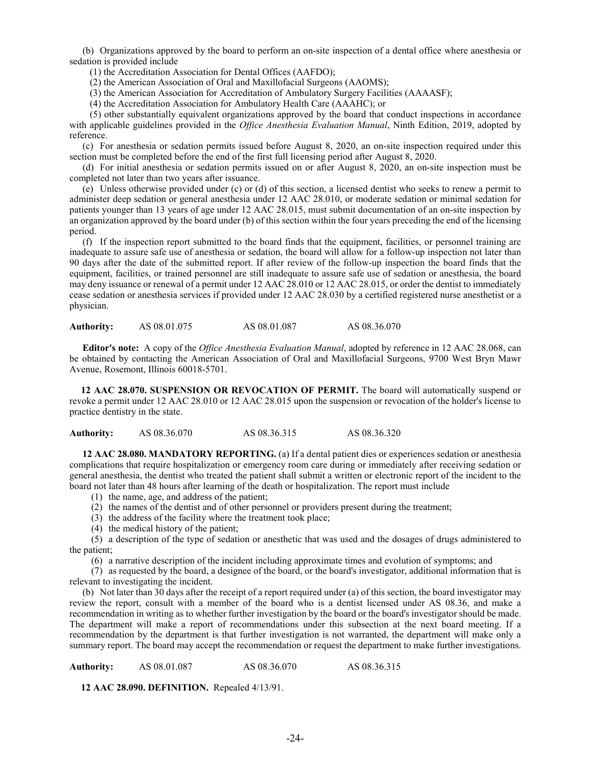(b) Organizations approved by the board to perform an on-site inspection of a dental office where anesthesia or sedation is provided include

(1) the Accreditation Association for Dental Offices (AAFDO);

(2) the American Association of Oral and Maxillofacial Surgeons (AAOMS);

(3) the American Association for Accreditation of Ambulatory Surgery Facilities (AAAASF);

(4) the Accreditation Association for Ambulatory Health Care (AAAHC); or

(5) other substantially equivalent organizations approved by the board that conduct inspections in accordance with applicable guidelines provided in the *Office Anesthesia Evaluation Manual*, Ninth Edition, 2019, adopted by reference.

(c) For anesthesia or sedation permits issued before August 8, 2020, an on-site inspection required under this section must be completed before the end of the first full licensing period after August 8, 2020.

(d) For initial anesthesia or sedation permits issued on or after August 8, 2020, an on-site inspection must be completed not later than two years after issuance.

(e) Unless otherwise provided under (c) or (d) of this section, a licensed dentist who seeks to renew a permit to administer deep sedation or general anesthesia under 12 AAC 28.010, or moderate sedation or minimal sedation for patients younger than 13 years of age under 12 AAC 28.015, must submit documentation of an on-site inspection by an organization approved by the board under (b) of this section within the four years preceding the end of the licensing period.

(f) If the inspection report submitted to the board finds that the equipment, facilities, or personnel training are inadequate to assure safe use of anesthesia or sedation, the board will allow for a follow-up inspection not later than 90 days after the date of the submitted report. If after review of the follow-up inspection the board finds that the equipment, facilities, or trained personnel are still inadequate to assure safe use of sedation or anesthesia, the board may deny issuance or renewal of a permit under 12 AAC 28.010 or 12 AAC 28.015, or order the dentist to immediately cease sedation or anesthesia services if provided under 12 AAC 28.030 by a certified registered nurse anesthetist or a physician.

**Authority:** AS 08.01.075 AS 08.01.087 AS 08.36.070

**Editor's note:** A copy of the *Office Anesthesia Evaluation Manual*, adopted by reference in 12 AAC 28.068, can be obtained by contacting the American Association of Oral and Maxillofacial Surgeons, 9700 West Bryn Mawr Avenue, Rosemont, Illinois 60018-5701.

**12 AAC 28.070. SUSPENSION OR REVOCATION OF PERMIT.** The board will automatically suspend or revoke a permit under 12 AAC 28.010 or 12 AAC 28.015 upon the suspension or revocation of the holder's license to practice dentistry in the state.

**Authority:** AS 08.36.070 AS 08.36.315 AS 08.36.320

**12 AAC 28.080. MANDATORY REPORTING.** (a) If a dental patient dies or experiences sedation or anesthesia complications that require hospitalization or emergency room care during or immediately after receiving sedation or general anesthesia, the dentist who treated the patient shall submit a written or electronic report of the incident to the board not later than 48 hours after learning of the death or hospitalization. The report must include

(1) the name, age, and address of the patient;

(2) the names of the dentist and of other personnel or providers present during the treatment;

(3) the address of the facility where the treatment took place;

(4) the medical history of the patient;

(5) a description of the type of sedation or anesthetic that was used and the dosages of drugs administered to the patient;

(6) a narrative description of the incident including approximate times and evolution of symptoms; and

(7) as requested by the board, a designee of the board, or the board's investigator, additional information that is relevant to investigating the incident.

(b) Not later than 30 days after the receipt of a report required under (a) of this section, the board investigator may review the report, consult with a member of the board who is a dentist licensed under AS 08.36, and make a recommendation in writing as to whether further investigation by the board or the board's investigator should be made. The department will make a report of recommendations under this subsection at the next board meeting. If a recommendation by the department is that further investigation is not warranted, the department will make only a summary report. The board may accept the recommendation or request the department to make further investigations.

**Authority:** AS 08.01.087 AS 08.36.070 AS 08.36.315

**12 AAC 28.090. DEFINITION.** Repealed 4/13/91.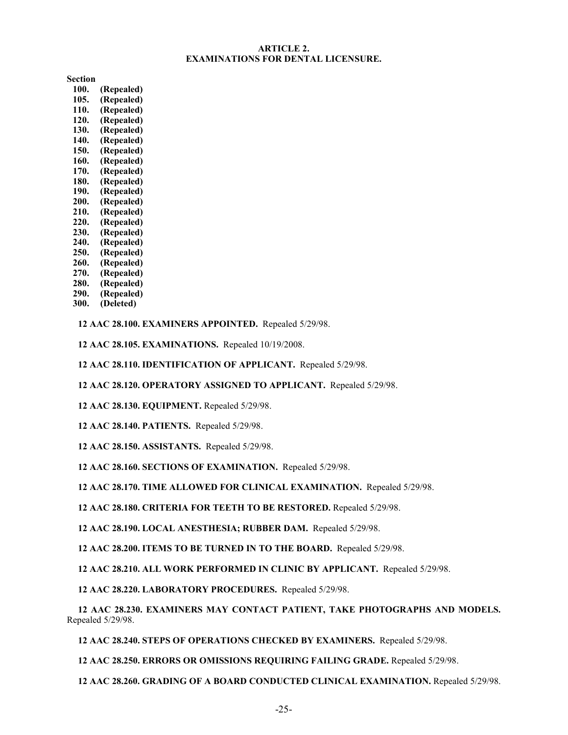## ARTICLE 2.
## EXAMINATIONS FOR DENTAL LICENSURE.

**Section**
- **100. (Repealed)**
- **105. (Repealed)**
- **110. (Repealed)**
- **120. (Repealed)**
- **130. (Repealed)**
- **140. (Repealed)**
- **150. (Repealed)**
- **160. (Repealed)**
- **170. (Repealed)**
- **180. (Repealed)**
- **190. (Repealed)**
- **200. (Repealed)**
- **210. (Repealed)**
- **220. (Repealed)**
- **230. (Repealed)**
- **240. (Repealed)**
- **250. (Repealed)**
- **260. (Repealed)**
- **270. (Repealed)**
- **280. (Repealed)**
- **290. (Repealed)**
- **300. (Deleted)**

**12 AAC 28.100. EXAMINERS APPOINTED.** Repealed 5/29/98.

**12 AAC 28.105. EXAMINATIONS.** Repealed 10/19/2008.

**12 AAC 28.110. IDENTIFICATION OF APPLICANT.** Repealed 5/29/98.

**12 AAC 28.120. OPERATORY ASSIGNED TO APPLICANT.** Repealed 5/29/98.

**12 AAC 28.130. EQUIPMENT.** Repealed 5/29/98.

**12 AAC 28.140. PATIENTS.** Repealed 5/29/98.

**12 AAC 28.150. ASSISTANTS.** Repealed 5/29/98.

**12 AAC 28.160. SECTIONS OF EXAMINATION.** Repealed 5/29/98.

**12 AAC 28.170. TIME ALLOWED FOR CLINICAL EXAMINATION.** Repealed 5/29/98.

**12 AAC 28.180. CRITERIA FOR TEETH TO BE RESTORED.** Repealed 5/29/98.

**12 AAC 28.190. LOCAL ANESTHESIA; RUBBER DAM.** Repealed 5/29/98.

**12 AAC 28.200. ITEMS TO BE TURNED IN TO THE BOARD.** Repealed 5/29/98.

**12 AAC 28.210. ALL WORK PERFORMED IN CLINIC BY APPLICANT.** Repealed 5/29/98.

**12 AAC 28.220. LABORATORY PROCEDURES.** Repealed 5/29/98.

**12 AAC 28.230. EXAMINERS MAY CONTACT PATIENT, TAKE PHOTOGRAPHS AND MODELS.** Repealed 5/29/98.

**12 AAC 28.240. STEPS OF OPERATIONS CHECKED BY EXAMINERS.** Repealed 5/29/98.

**12 AAC 28.250. ERRORS OR OMISSIONS REQUIRING FAILING GRADE.** Repealed 5/29/98.

**12 AAC 28.260. GRADING OF A BOARD CONDUCTED CLINICAL EXAMINATION.** Repealed 5/29/98.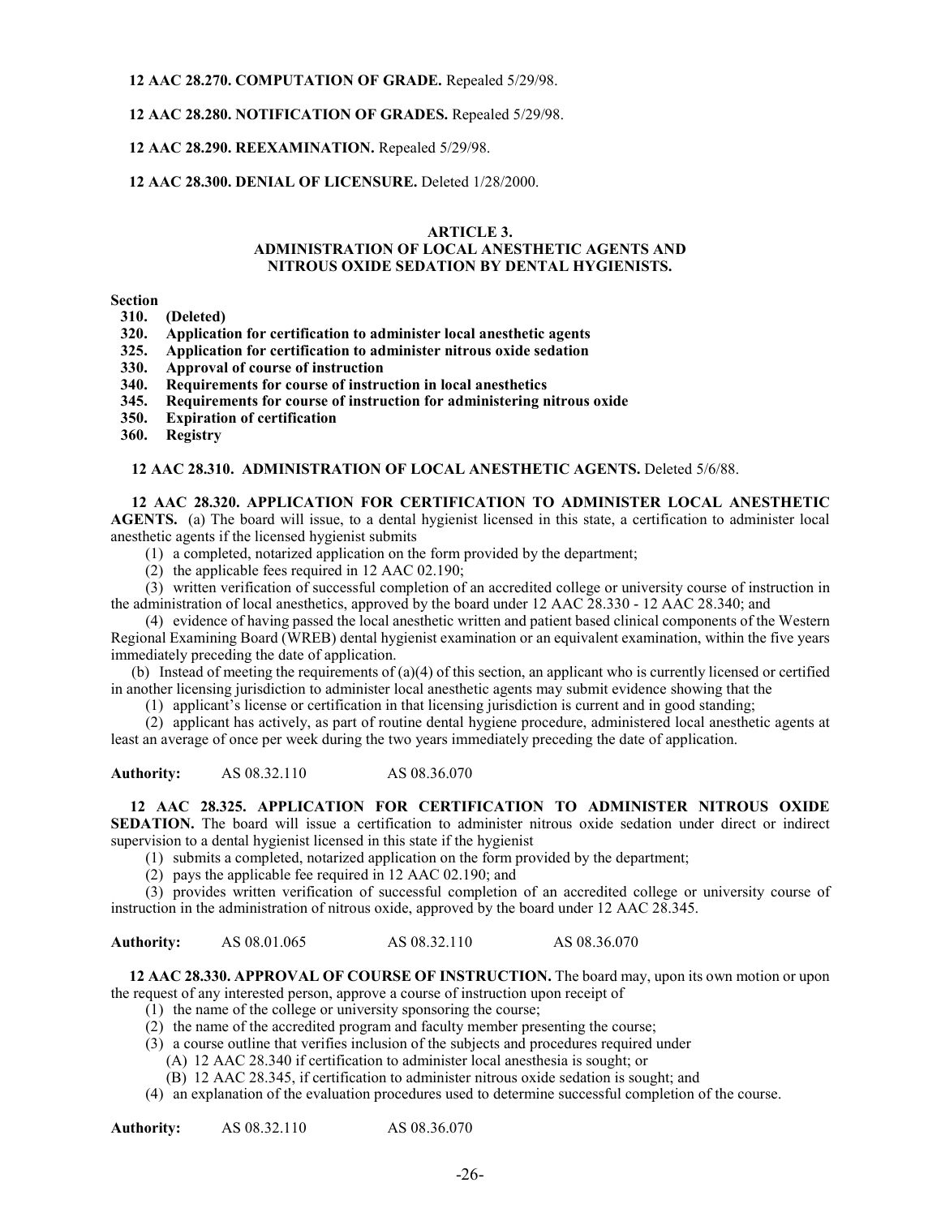**12 AAC 28.270. COMPUTATION OF GRADE.** Repealed 5/29/98.

**12 AAC 28.280. NOTIFICATION OF GRADES.** Repealed 5/29/98.

**12 AAC 28.290. REEXAMINATION.** Repealed 5/29/98.

**12 AAC 28.300. DENIAL OF LICENSURE.** Deleted 1/28/2000.

## ARTICLE 3.
## ADMINISTRATION OF LOCAL ANESTHETIC AGENTS AND NITROUS OXIDE SEDATION BY DENTAL HYGIENISTS.

**Section**
- **310. (Deleted)**
- **320. Application for certification to administer local anesthetic agents**
- **325. Application for certification to administer nitrous oxide sedation**
- **330. Approval of course of instruction**
- **340. Requirements for course of instruction in local anesthetics**
- **345. Requirements for course of instruction for administering nitrous oxide**
- **350. Expiration of certification**
- **360. Registry**

**12 AAC 28.310. ADMINISTRATION OF LOCAL ANESTHETIC AGENTS.** Deleted 5/6/88.

**12 AAC 28.320. APPLICATION FOR CERTIFICATION TO ADMINISTER LOCAL ANESTHETIC AGENTS.** (a) The board will issue, to a dental hygienist licensed in this state, a certification to administer local anesthetic agents if the licensed hygienist submits

(1) a completed, notarized application on the form provided by the department;

(2) the applicable fees required in 12 AAC 02.190;

(3) written verification of successful completion of an accredited college or university course of instruction in the administration of local anesthetics, approved by the board under 12 AAC 28.330 - 12 AAC 28.340; and

(4) evidence of having passed the local anesthetic written and patient based clinical components of the Western Regional Examining Board (WREB) dental hygienist examination or an equivalent examination, within the five years immediately preceding the date of application.

(b) Instead of meeting the requirements of (a)(4) of this section, an applicant who is currently licensed or certified in another licensing jurisdiction to administer local anesthetic agents may submit evidence showing that the

(1) applicant's license or certification in that licensing jurisdiction is current and in good standing;

(2) applicant has actively, as part of routine dental hygiene procedure, administered local anesthetic agents at least an average of once per week during the two years immediately preceding the date of application.

**Authority:** AS 08.32.110 AS 08.36.070

**12 AAC 28.325. APPLICATION FOR CERTIFICATION TO ADMINISTER NITROUS OXIDE SEDATION.** The board will issue a certification to administer nitrous oxide sedation under direct or indirect supervision to a dental hygienist licensed in this state if the hygienist

(1) submits a completed, notarized application on the form provided by the department;

(2) pays the applicable fee required in 12 AAC 02.190; and

(3) provides written verification of successful completion of an accredited college or university course of instruction in the administration of nitrous oxide, approved by the board under 12 AAC 28.345.

**Authority:** AS 08.01.065 AS 08.32.110 AS 08.36.070

**12 AAC 28.330. APPROVAL OF COURSE OF INSTRUCTION.** The board may, upon its own motion or upon the request of any interested person, approve a course of instruction upon receipt of

(1) the name of the college or university sponsoring the course;

(2) the name of the accredited program and faculty member presenting the course;

(3) a course outline that verifies inclusion of the subjects and procedures required under

(A) 12 AAC 28.340 if certification to administer local anesthesia is sought; or

(B) 12 AAC 28.345, if certification to administer nitrous oxide sedation is sought; and

(4) an explanation of the evaluation procedures used to determine successful completion of the course.

**Authority:** AS 08.32.110 AS 08.36.070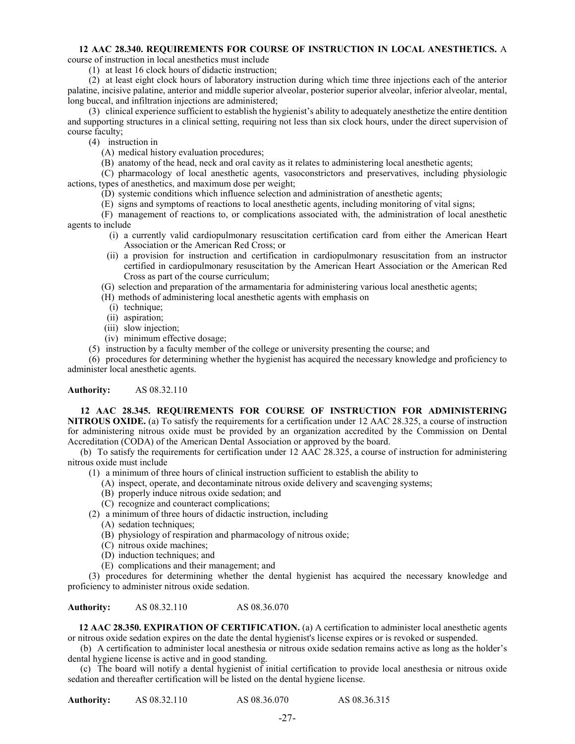**12 AAC 28.340. REQUIREMENTS FOR COURSE OF INSTRUCTION IN LOCAL ANESTHETICS.** A course of instruction in local anesthetics must include

(1) at least 16 clock hours of didactic instruction;

(2) at least eight clock hours of laboratory instruction during which time three injections each of the anterior palatine, incisive palatine, anterior and middle superior alveolar, posterior superior alveolar, inferior alveolar, mental, long buccal, and infiltration injections are administered;

(3) clinical experience sufficient to establish the hygienist's ability to adequately anesthetize the entire dentition and supporting structures in a clinical setting, requiring not less than six clock hours, under the direct supervision of course faculty;

(4) instruction in

(A) medical history evaluation procedures;

(B) anatomy of the head, neck and oral cavity as it relates to administering local anesthetic agents;

(C) pharmacology of local anesthetic agents, vasoconstrictors and preservatives, including physiologic actions, types of anesthetics, and maximum dose per weight;

(D) systemic conditions which influence selection and administration of anesthetic agents;

(E) signs and symptoms of reactions to local anesthetic agents, including monitoring of vital signs;

(F) management of reactions to, or complications associated with, the administration of local anesthetic agents to include

(i) a currently valid cardiopulmonary resuscitation certification card from either the American Heart Association or the American Red Cross; or

(ii) a provision for instruction and certification in cardiopulmonary resuscitation from an instructor certified in cardiopulmonary resuscitation by the American Heart Association or the American Red Cross as part of the course curriculum;

(G) selection and preparation of the armamentaria for administering various local anesthetic agents;

(H) methods of administering local anesthetic agents with emphasis on

(i) technique;

(ii) aspiration;

(iii) slow injection;

(iv) minimum effective dosage;

(5) instruction by a faculty member of the college or university presenting the course; and

(6) procedures for determining whether the hygienist has acquired the necessary knowledge and proficiency to administer local anesthetic agents.

**Authority:** AS 08.32.110

**12 AAC 28.345. REQUIREMENTS FOR COURSE OF INSTRUCTION FOR ADMINISTERING NITROUS OXIDE.** (a) To satisfy the requirements for a certification under 12 AAC 28.325, a course of instruction for administering nitrous oxide must be provided by an organization accredited by the Commission on Dental Accreditation (CODA) of the American Dental Association or approved by the board.

(b) To satisfy the requirements for certification under 12 AAC 28.325, a course of instruction for administering nitrous oxide must include

(1) a minimum of three hours of clinical instruction sufficient to establish the ability to

(A) inspect, operate, and decontaminate nitrous oxide delivery and scavenging systems;

(B) properly induce nitrous oxide sedation; and

(C) recognize and counteract complications;

(2) a minimum of three hours of didactic instruction, including

(A) sedation techniques;

(B) physiology of respiration and pharmacology of nitrous oxide;

(C) nitrous oxide machines;

(D) induction techniques; and

(E) complications and their management; and

(3) procedures for determining whether the dental hygienist has acquired the necessary knowledge and proficiency to administer nitrous oxide sedation.

**Authority:** AS 08.32.110 AS 08.36.070

**12 AAC 28.350. EXPIRATION OF CERTIFICATION.** (a) A certification to administer local anesthetic agents or nitrous oxide sedation expires on the date the dental hygienist's license expires or is revoked or suspended.

(b) A certification to administer local anesthesia or nitrous oxide sedation remains active as long as the holder's dental hygiene license is active and in good standing.

(c) The board will notify a dental hygienist of initial certification to provide local anesthesia or nitrous oxide sedation and thereafter certification will be listed on the dental hygiene license.

**Authority:** AS 08.32.110 AS 08.36.070 AS 08.36.315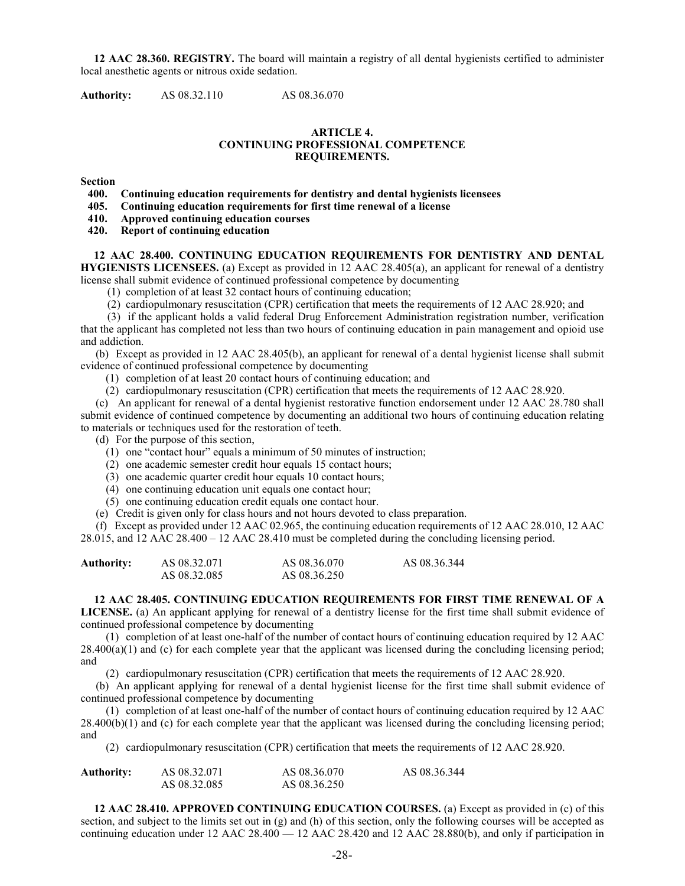**12 AAC 28.360. REGISTRY.** The board will maintain a registry of all dental hygienists certified to administer local anesthetic agents or nitrous oxide sedation.

**Authority:** AS 08.32.110 AS 08.36.070

## ARTICLE 4.
## CONTINUING PROFESSIONAL COMPETENCE REQUIREMENTS.

**Section**

**400. Continuing education requirements for dentistry and dental hygienists licensees**

**405. Continuing education requirements for first time renewal of a license**

**410. Approved continuing education courses**

**420. Report of continuing education**

**12 AAC 28.400. CONTINUING EDUCATION REQUIREMENTS FOR DENTISTRY AND DENTAL HYGIENISTS LICENSEES.** (a) Except as provided in 12 AAC 28.405(a), an applicant for renewal of a dentistry license shall submit evidence of continued professional competence by documenting

(1) completion of at least 32 contact hours of continuing education;

(2) cardiopulmonary resuscitation (CPR) certification that meets the requirements of 12 AAC 28.920; and

(3) if the applicant holds a valid federal Drug Enforcement Administration registration number, verification that the applicant has completed not less than two hours of continuing education in pain management and opioid use and addiction.

(b) Except as provided in 12 AAC 28.405(b), an applicant for renewal of a dental hygienist license shall submit evidence of continued professional competence by documenting

(1) completion of at least 20 contact hours of continuing education; and

(2) cardiopulmonary resuscitation (CPR) certification that meets the requirements of 12 AAC 28.920.

(c) An applicant for renewal of a dental hygienist restorative function endorsement under 12 AAC 28.780 shall submit evidence of continued competence by documenting an additional two hours of continuing education relating to materials or techniques used for the restoration of teeth.

(d) For the purpose of this section,

(1) one "contact hour" equals a minimum of 50 minutes of instruction;

(2) one academic semester credit hour equals 15 contact hours;

(3) one academic quarter credit hour equals 10 contact hours;

(4) one continuing education unit equals one contact hour;

(5) one continuing education credit equals one contact hour.

(e) Credit is given only for class hours and not hours devoted to class preparation.

(f) Except as provided under 12 AAC 02.965, the continuing education requirements of 12 AAC 28.010, 12 AAC 28.015, and 12 AAC 28.400 – 12 AAC 28.410 must be completed during the concluding licensing period.

**Authority:** AS 08.32.071 AS 08.36.070 AS 08.36.344
AS 08.32.085 AS 08.36.250

**12 AAC 28.405. CONTINUING EDUCATION REQUIREMENTS FOR FIRST TIME RENEWAL OF A LICENSE.** (a) An applicant applying for renewal of a dentistry license for the first time shall submit evidence of continued professional competence by documenting

(1) completion of at least one-half of the number of contact hours of continuing education required by 12 AAC 28.400(a)(1) and (c) for each complete year that the applicant was licensed during the concluding licensing period; and

(2) cardiopulmonary resuscitation (CPR) certification that meets the requirements of 12 AAC 28.920.

(b) An applicant applying for renewal of a dental hygienist license for the first time shall submit evidence of continued professional competence by documenting

(1) completion of at least one-half of the number of contact hours of continuing education required by 12 AAC 28.400(b)(1) and (c) for each complete year that the applicant was licensed during the concluding licensing period; and

(2) cardiopulmonary resuscitation (CPR) certification that meets the requirements of 12 AAC 28.920.

**Authority:** AS 08.32.071 AS 08.36.070 AS 08.36.344
AS 08.32.085 AS 08.36.250

**12 AAC 28.410. APPROVED CONTINUING EDUCATION COURSES.** (a) Except as provided in (c) of this section, and subject to the limits set out in (g) and (h) of this section, only the following courses will be accepted as continuing education under 12 AAC 28.400 — 12 AAC 28.420 and 12 AAC 28.880(b), and only if participation in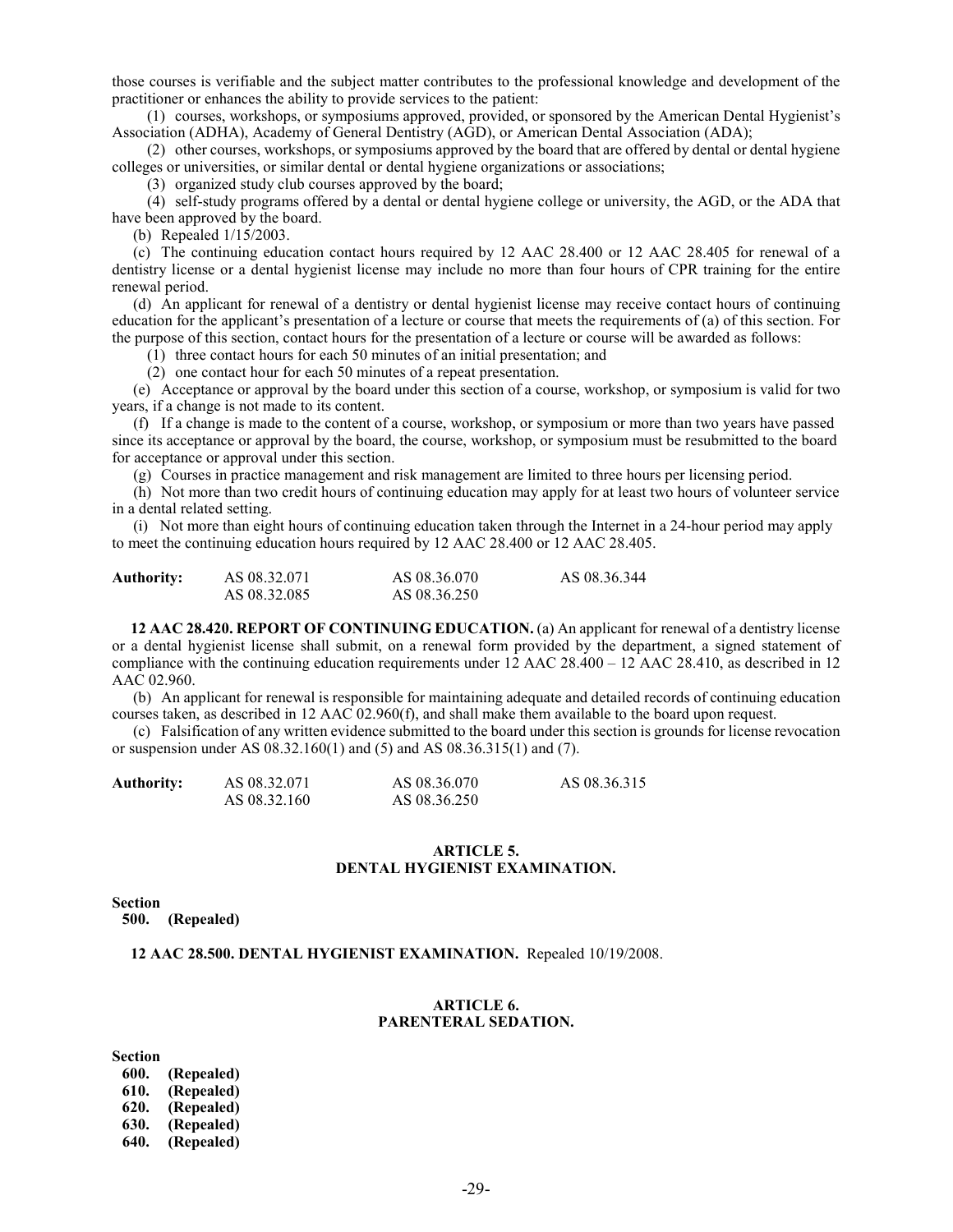those courses is verifiable and the subject matter contributes to the professional knowledge and development of the practitioner or enhances the ability to provide services to the patient:

(1) courses, workshops, or symposiums approved, provided, or sponsored by the American Dental Hygienist's Association (ADHA), Academy of General Dentistry (AGD), or American Dental Association (ADA);

(2) other courses, workshops, or symposiums approved by the board that are offered by dental or dental hygiene colleges or universities, or similar dental or dental hygiene organizations or associations;

(3) organized study club courses approved by the board;

(4) self-study programs offered by a dental or dental hygiene college or university, the AGD, or the ADA that have been approved by the board.

(b) Repealed 1/15/2003.

(c) The continuing education contact hours required by 12 AAC 28.400 or 12 AAC 28.405 for renewal of a dentistry license or a dental hygienist license may include no more than four hours of CPR training for the entire renewal period.

(d) An applicant for renewal of a dentistry or dental hygienist license may receive contact hours of continuing education for the applicant's presentation of a lecture or course that meets the requirements of (a) of this section. For the purpose of this section, contact hours for the presentation of a lecture or course will be awarded as follows:

(1) three contact hours for each 50 minutes of an initial presentation; and

(2) one contact hour for each 50 minutes of a repeat presentation.

(e) Acceptance or approval by the board under this section of a course, workshop, or symposium is valid for two years, if a change is not made to its content.

(f) If a change is made to the content of a course, workshop, or symposium or more than two years have passed since its acceptance or approval by the board, the course, workshop, or symposium must be resubmitted to the board for acceptance or approval under this section.

(g) Courses in practice management and risk management are limited to three hours per licensing period.

(h) Not more than two credit hours of continuing education may apply for at least two hours of volunteer service in a dental related setting.

(i) Not more than eight hours of continuing education taken through the Internet in a 24-hour period may apply to meet the continuing education hours required by 12 AAC 28.400 or 12 AAC 28.405.

| **Authority:** | AS 08.32.071 | AS 08.36.070 | AS 08.36.344 |
|---|---|---|---|
| | AS 08.32.085 | AS 08.36.250 | |

**12 AAC 28.420. REPORT OF CONTINUING EDUCATION.** (a) An applicant for renewal of a dentistry license or a dental hygienist license shall submit, on a renewal form provided by the department, a signed statement of compliance with the continuing education requirements under 12 AAC 28.400 – 12 AAC 28.410, as described in 12 AAC 02.960.

(b) An applicant for renewal is responsible for maintaining adequate and detailed records of continuing education courses taken, as described in 12 AAC 02.960(f), and shall make them available to the board upon request.

(c) Falsification of any written evidence submitted to the board under this section is grounds for license revocation or suspension under AS 08.32.160(1) and (5) and AS 08.36.315(1) and (7).

| **Authority:** | AS 08.32.071 | AS 08.36.070 | AS 08.36.315 |
|---|---|---|---|
| | AS 08.32.160 | AS 08.36.250 | |

## ARTICLE 5.
## DENTAL HYGIENIST EXAMINATION.

**Section**
**500. (Repealed)**

**12 AAC 28.500. DENTAL HYGIENIST EXAMINATION.** Repealed 10/19/2008.

## ARTICLE 6.
## PARENTERAL SEDATION.

**Section**
**600. (Repealed)**
**610. (Repealed)**
**620. (Repealed)**
**630. (Repealed)**
**640. (Repealed)**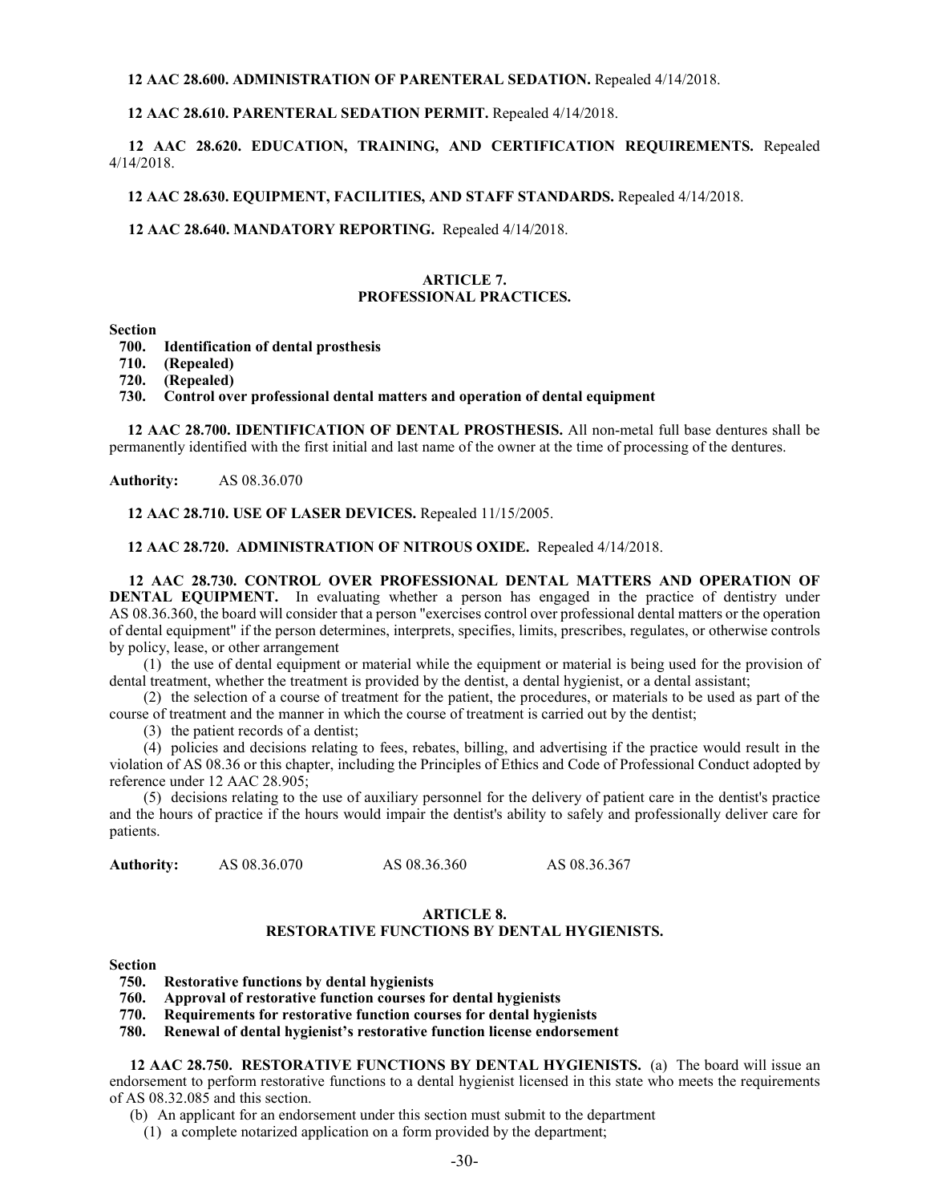**12 AAC 28.600. ADMINISTRATION OF PARENTERAL SEDATION.** Repealed 4/14/2018.

**12 AAC 28.610. PARENTERAL SEDATION PERMIT.** Repealed 4/14/2018.

**12 AAC 28.620. EDUCATION, TRAINING, AND CERTIFICATION REQUIREMENTS.** Repealed 4/14/2018.

**12 AAC 28.630. EQUIPMENT, FACILITIES, AND STAFF STANDARDS.** Repealed 4/14/2018.

**12 AAC 28.640. MANDATORY REPORTING.** Repealed 4/14/2018.

## ARTICLE 7.
## PROFESSIONAL PRACTICES.

**Section**
**700. Identification of dental prosthesis**
**710. (Repealed)**
**720. (Repealed)**
**730. Control over professional dental matters and operation of dental equipment**

**12 AAC 28.700. IDENTIFICATION OF DENTAL PROSTHESIS.** All non-metal full base dentures shall be permanently identified with the first initial and last name of the owner at the time of processing of the dentures.

**Authority:** AS 08.36.070

**12 AAC 28.710. USE OF LASER DEVICES.** Repealed 11/15/2005.

**12 AAC 28.720. ADMINISTRATION OF NITROUS OXIDE.** Repealed 4/14/2018.

**12 AAC 28.730. CONTROL OVER PROFESSIONAL DENTAL MATTERS AND OPERATION OF DENTAL EQUIPMENT.** In evaluating whether a person has engaged in the practice of dentistry under AS 08.36.360, the board will consider that a person "exercises control over professional dental matters or the operation of dental equipment" if the person determines, interprets, specifies, limits, prescribes, regulates, or otherwise controls by policy, lease, or other arrangement

(1) the use of dental equipment or material while the equipment or material is being used for the provision of dental treatment, whether the treatment is provided by the dentist, a dental hygienist, or a dental assistant;

(2) the selection of a course of treatment for the patient, the procedures, or materials to be used as part of the course of treatment and the manner in which the course of treatment is carried out by the dentist;

(3) the patient records of a dentist;

(4) policies and decisions relating to fees, rebates, billing, and advertising if the practice would result in the violation of AS 08.36 or this chapter, including the Principles of Ethics and Code of Professional Conduct adopted by reference under 12 AAC 28.905;

(5) decisions relating to the use of auxiliary personnel for the delivery of patient care in the dentist's practice and the hours of practice if the hours would impair the dentist's ability to safely and professionally deliver care for patients.

**Authority:** AS 08.36.070 AS 08.36.360 AS 08.36.367

## ARTICLE 8.
## RESTORATIVE FUNCTIONS BY DENTAL HYGIENISTS.

**Section**
**750. Restorative functions by dental hygienists**
**760. Approval of restorative function courses for dental hygienists**
**770. Requirements for restorative function courses for dental hygienists**
**780. Renewal of dental hygienist's restorative function license endorsement**

**12 AAC 28.750. RESTORATIVE FUNCTIONS BY DENTAL HYGIENISTS.** (a) The board will issue an endorsement to perform restorative functions to a dental hygienist licensed in this state who meets the requirements of AS 08.32.085 and this section.

(b) An applicant for an endorsement under this section must submit to the department

(1) a complete notarized application on a form provided by the department;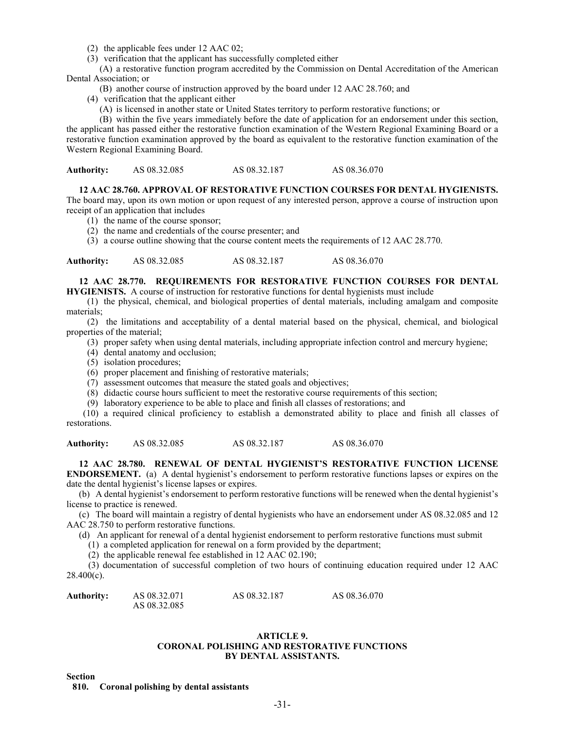(2) the applicable fees under 12 AAC 02;

(3) verification that the applicant has successfully completed either

(A) a restorative function program accredited by the Commission on Dental Accreditation of the American Dental Association; or

(B) another course of instruction approved by the board under 12 AAC 28.760; and

(4) verification that the applicant either

(A) is licensed in another state or United States territory to perform restorative functions; or

(B) within the five years immediately before the date of application for an endorsement under this section, the applicant has passed either the restorative function examination of the Western Regional Examining Board or a restorative function examination approved by the board as equivalent to the restorative function examination of the Western Regional Examining Board.

**Authority:** AS 08.32.085 AS 08.32.187 AS 08.36.070

**12 AAC 28.760. APPROVAL OF RESTORATIVE FUNCTION COURSES FOR DENTAL HYGIENISTS.** The board may, upon its own motion or upon request of any interested person, approve a course of instruction upon receipt of an application that includes

(1) the name of the course sponsor;

(2) the name and credentials of the course presenter; and

(3) a course outline showing that the course content meets the requirements of 12 AAC 28.770.

**Authority:** AS 08.32.085 AS 08.32.187 AS 08.36.070

**12 AAC 28.770. REQUIREMENTS FOR RESTORATIVE FUNCTION COURSES FOR DENTAL HYGIENISTS.** A course of instruction for restorative functions for dental hygienists must include

(1) the physical, chemical, and biological properties of dental materials, including amalgam and composite materials;

(2) the limitations and acceptability of a dental material based on the physical, chemical, and biological properties of the material;

(3) proper safety when using dental materials, including appropriate infection control and mercury hygiene;

(4) dental anatomy and occlusion;

(5) isolation procedures;

(6) proper placement and finishing of restorative materials;

(7) assessment outcomes that measure the stated goals and objectives;

(8) didactic course hours sufficient to meet the restorative course requirements of this section;

(9) laboratory experience to be able to place and finish all classes of restorations; and

(10) a required clinical proficiency to establish a demonstrated ability to place and finish all classes of restorations.

**Authority:** AS 08.32.085 AS 08.32.187 AS 08.36.070

**12 AAC 28.780. RENEWAL OF DENTAL HYGIENIST'S RESTORATIVE FUNCTION LICENSE ENDORSEMENT.** (a) A dental hygienist's endorsement to perform restorative functions lapses or expires on the date the dental hygienist's license lapses or expires.

(b) A dental hygienist's endorsement to perform restorative functions will be renewed when the dental hygienist's license to practice is renewed.

(c) The board will maintain a registry of dental hygienists who have an endorsement under AS 08.32.085 and 12 AAC 28.750 to perform restorative functions.

(d) An applicant for renewal of a dental hygienist endorsement to perform restorative functions must submit

(1) a completed application for renewal on a form provided by the department;

(2) the applicable renewal fee established in 12 AAC 02.190;

(3) documentation of successful completion of two hours of continuing education required under 12 AAC 28.400(c).

**Authority:** AS 08.32.071 AS 08.32.187 AS 08.36.070
AS 08.32.085

### ARTICLE 9.
### CORONAL POLISHING AND RESTORATIVE FUNCTIONS BY DENTAL ASSISTANTS.

**Section**

**810. Coronal polishing by dental assistants**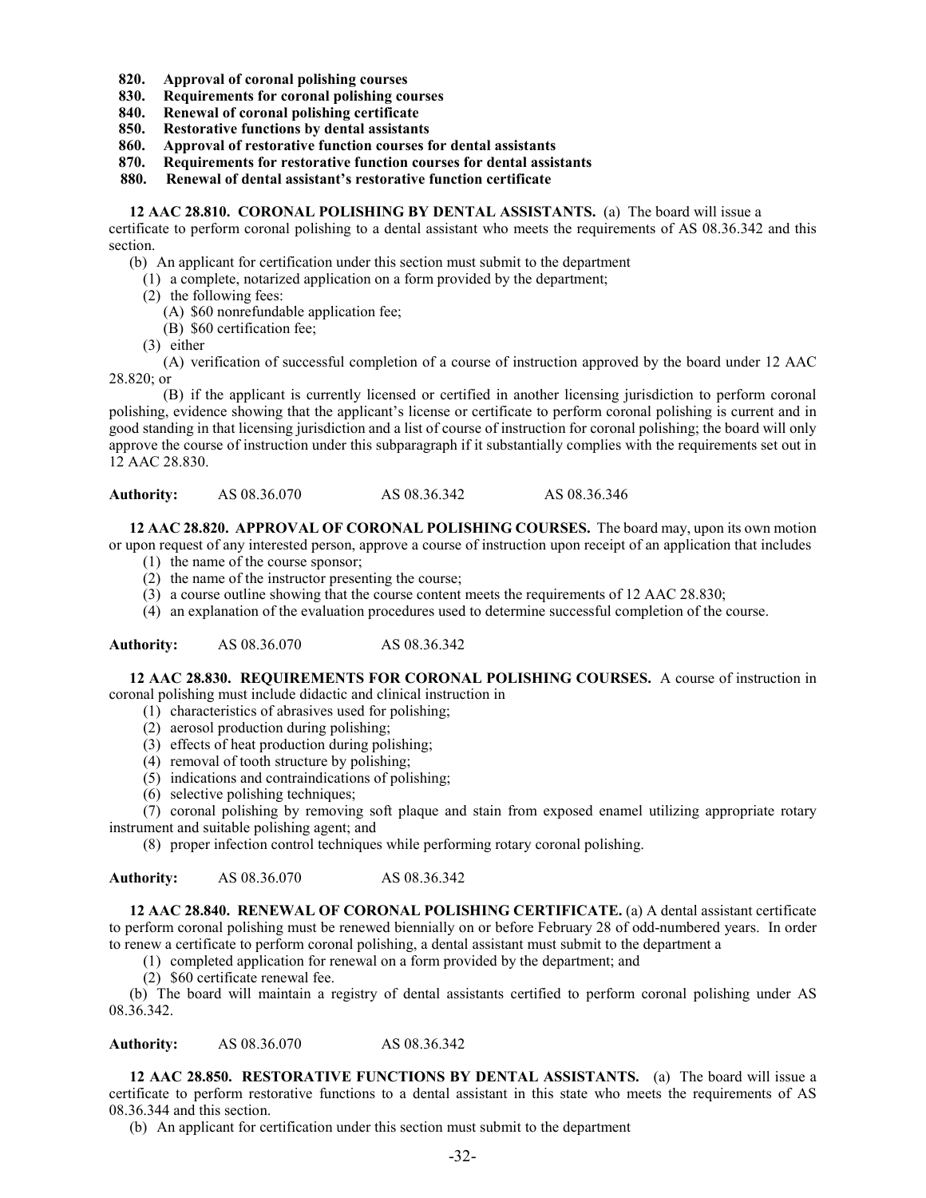**820. Approval of coronal polishing courses**
**830. Requirements for coronal polishing courses**
**840. Renewal of coronal polishing certificate**
**850. Restorative functions by dental assistants**
**860. Approval of restorative function courses for dental assistants**
**870. Requirements for restorative function courses for dental assistants**
**880. Renewal of dental assistant's restorative function certificate**

**12 AAC 28.810. CORONAL POLISHING BY DENTAL ASSISTANTS.** (a) The board will issue a certificate to perform coronal polishing to a dental assistant who meets the requirements of AS 08.36.342 and this section.

(b) An applicant for certification under this section must submit to the department

(1) a complete, notarized application on a form provided by the department;

(2) the following fees:

(A) $60 nonrefundable application fee;

(B) $60 certification fee;

(3) either

(A) verification of successful completion of a course of instruction approved by the board under 12 AAC 28.820; or

(B) if the applicant is currently licensed or certified in another licensing jurisdiction to perform coronal polishing, evidence showing that the applicant's license or certificate to perform coronal polishing is current and in good standing in that licensing jurisdiction and a list of course of instruction for coronal polishing; the board will only approve the course of instruction under this subparagraph if it substantially complies with the requirements set out in 12 AAC 28.830.

**Authority:** AS 08.36.070 AS 08.36.342 AS 08.36.346

**12 AAC 28.820. APPROVAL OF CORONAL POLISHING COURSES.** The board may, upon its own motion or upon request of any interested person, approve a course of instruction upon receipt of an application that includes

(1) the name of the course sponsor;

(2) the name of the instructor presenting the course;

(3) a course outline showing that the course content meets the requirements of 12 AAC 28.830;

(4) an explanation of the evaluation procedures used to determine successful completion of the course.

**Authority:** AS 08.36.070 AS 08.36.342

**12 AAC 28.830. REQUIREMENTS FOR CORONAL POLISHING COURSES.** A course of instruction in coronal polishing must include didactic and clinical instruction in

(1) characteristics of abrasives used for polishing;

(2) aerosol production during polishing;

(3) effects of heat production during polishing;

(4) removal of tooth structure by polishing;

(5) indications and contraindications of polishing;

(6) selective polishing techniques;

(7) coronal polishing by removing soft plaque and stain from exposed enamel utilizing appropriate rotary instrument and suitable polishing agent; and

(8) proper infection control techniques while performing rotary coronal polishing.

**Authority:** AS 08.36.070 AS 08.36.342

**12 AAC 28.840. RENEWAL OF CORONAL POLISHING CERTIFICATE.** (a) A dental assistant certificate to perform coronal polishing must be renewed biennially on or before February 28 of odd-numbered years. In order to renew a certificate to perform coronal polishing, a dental assistant must submit to the department a

(1) completed application for renewal on a form provided by the department; and

(2) $60 certificate renewal fee.

(b) The board will maintain a registry of dental assistants certified to perform coronal polishing under AS 08.36.342.

**Authority:** AS 08.36.070 AS 08.36.342

**12 AAC 28.850. RESTORATIVE FUNCTIONS BY DENTAL ASSISTANTS.** (a) The board will issue a certificate to perform restorative functions to a dental assistant in this state who meets the requirements of AS 08.36.344 and this section.

(b) An applicant for certification under this section must submit to the department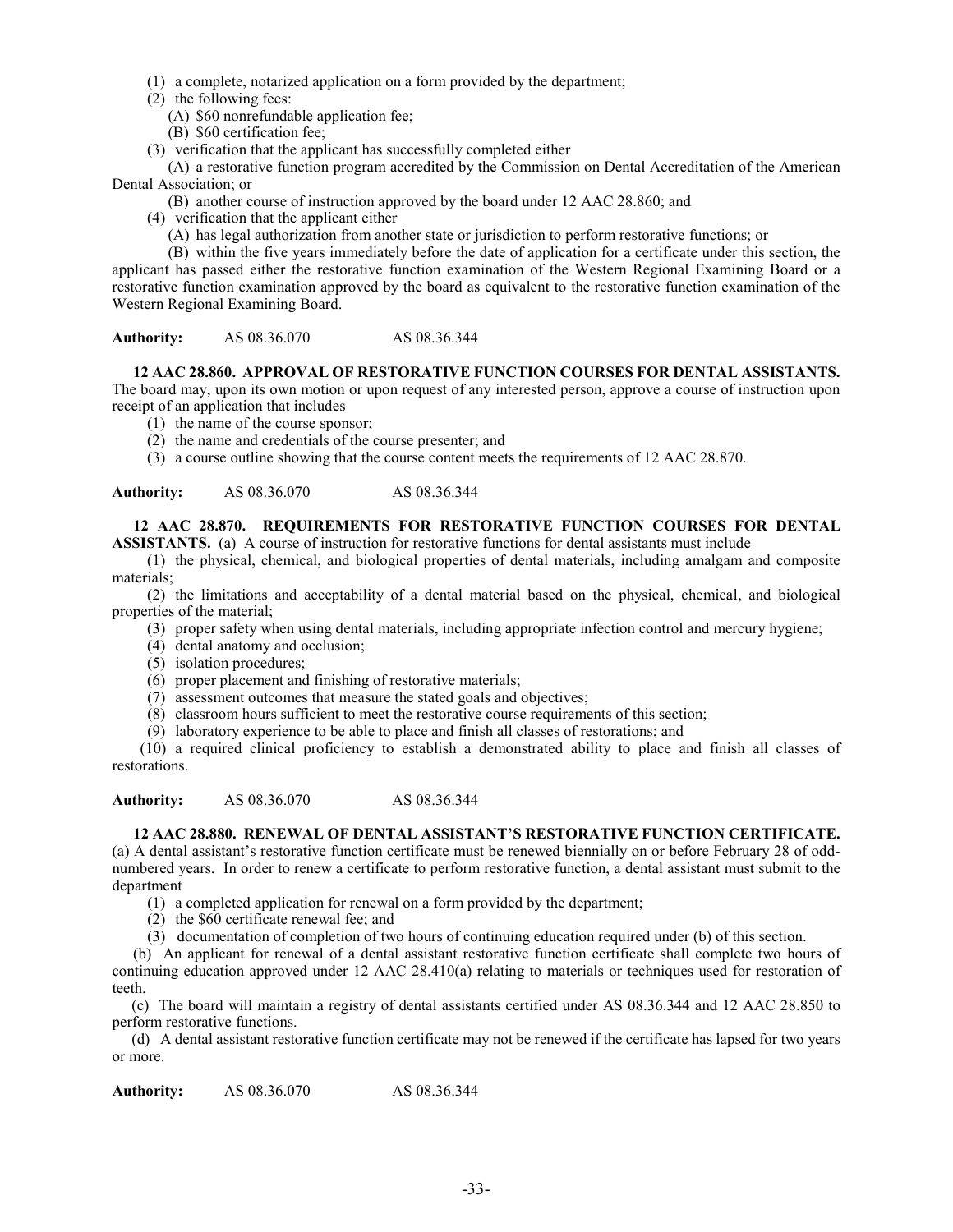(1) a complete, notarized application on a form provided by the department;

(2) the following fees:

(A) $60 nonrefundable application fee;

(B) $60 certification fee;

(3) verification that the applicant has successfully completed either

(A) a restorative function program accredited by the Commission on Dental Accreditation of the American Dental Association; or

(B) another course of instruction approved by the board under 12 AAC 28.860; and

(4) verification that the applicant either

(A) has legal authorization from another state or jurisdiction to perform restorative functions; or

(B) within the five years immediately before the date of application for a certificate under this section, the applicant has passed either the restorative function examination of the Western Regional Examining Board or a restorative function examination approved by the board as equivalent to the restorative function examination of the Western Regional Examining Board.

**Authority:** AS 08.36.070 AS 08.36.344

**12 AAC 28.860. APPROVAL OF RESTORATIVE FUNCTION COURSES FOR DENTAL ASSISTANTS.** The board may, upon its own motion or upon request of any interested person, approve a course of instruction upon receipt of an application that includes

(1) the name of the course sponsor;

(2) the name and credentials of the course presenter; and

(3) a course outline showing that the course content meets the requirements of 12 AAC 28.870.

**Authority:** AS 08.36.070 AS 08.36.344

**12 AAC 28.870. REQUIREMENTS FOR RESTORATIVE FUNCTION COURSES FOR DENTAL ASSISTANTS.** (a) A course of instruction for restorative functions for dental assistants must include

(1) the physical, chemical, and biological properties of dental materials, including amalgam and composite materials;

(2) the limitations and acceptability of a dental material based on the physical, chemical, and biological properties of the material;

(3) proper safety when using dental materials, including appropriate infection control and mercury hygiene;

(4) dental anatomy and occlusion;

(5) isolation procedures;

(6) proper placement and finishing of restorative materials;

(7) assessment outcomes that measure the stated goals and objectives;

(8) classroom hours sufficient to meet the restorative course requirements of this section;

(9) laboratory experience to be able to place and finish all classes of restorations; and

(10) a required clinical proficiency to establish a demonstrated ability to place and finish all classes of restorations.

**Authority:** AS 08.36.070 AS 08.36.344

**12 AAC 28.880. RENEWAL OF DENTAL ASSISTANT'S RESTORATIVE FUNCTION CERTIFICATE.** (a) A dental assistant's restorative function certificate must be renewed biennially on or before February 28 of odd-numbered years. In order to renew a certificate to perform restorative function, a dental assistant must submit to the department

(1) a completed application for renewal on a form provided by the department;

(2) the $60 certificate renewal fee; and

(3) documentation of completion of two hours of continuing education required under (b) of this section.

(b) An applicant for renewal of a dental assistant restorative function certificate shall complete two hours of continuing education approved under 12 AAC 28.410(a) relating to materials or techniques used for restoration of teeth.

(c) The board will maintain a registry of dental assistants certified under AS 08.36.344 and 12 AAC 28.850 to perform restorative functions.

(d) A dental assistant restorative function certificate may not be renewed if the certificate has lapsed for two years or more.

**Authority:** AS 08.36.070 AS 08.36.344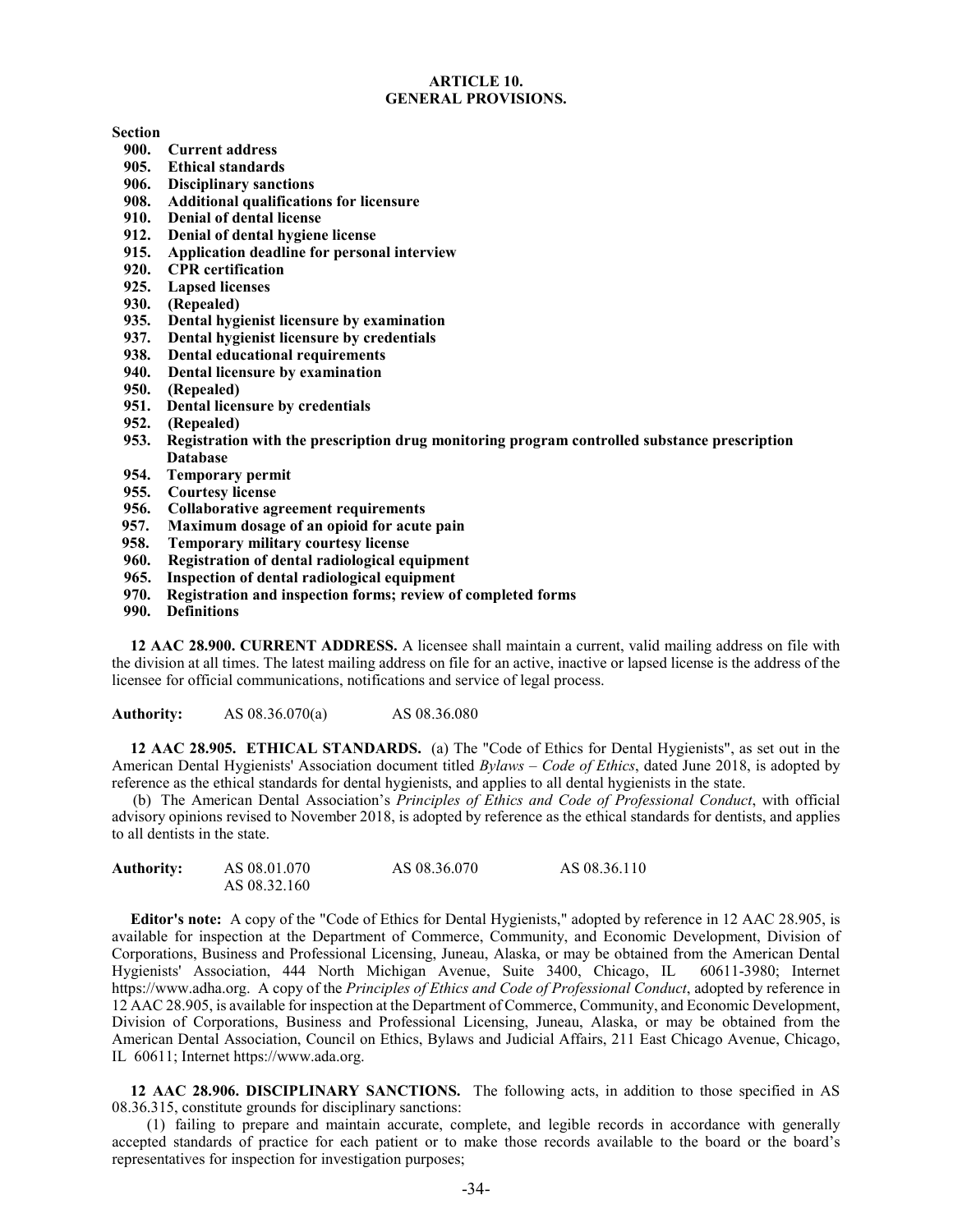## ARTICLE 10.
## GENERAL PROVISIONS.

**Section**

- **900. Current address**
- **905. Ethical standards**
- **906. Disciplinary sanctions**
- **908. Additional qualifications for licensure**
- **910. Denial of dental license**
- **912. Denial of dental hygiene license**
- **915. Application deadline for personal interview**
- **920. CPR certification**
- **925. Lapsed licenses**
- **930. (Repealed)**
- **935. Dental hygienist licensure by examination**
- **937. Dental hygienist licensure by credentials**
- **938. Dental educational requirements**
- **940. Dental licensure by examination**
- **950. (Repealed)**
- **951. Dental licensure by credentials**
- **952. (Repealed)**
- **953. Registration with the prescription drug monitoring program controlled substance prescription Database**
- **954. Temporary permit**
- **955. Courtesy license**
- **956. Collaborative agreement requirements**
- **957. Maximum dosage of an opioid for acute pain**
- **958. Temporary military courtesy license**
- **960. Registration of dental radiological equipment**
- **965. Inspection of dental radiological equipment**
- **970. Registration and inspection forms; review of completed forms**
- **990. Definitions**

**12 AAC 28.900. CURRENT ADDRESS.** A licensee shall maintain a current, valid mailing address on file with the division at all times. The latest mailing address on file for an active, inactive or lapsed license is the address of the licensee for official communications, notifications and service of legal process.

**Authority:** AS 08.36.070(a) AS 08.36.080

**12 AAC 28.905. ETHICAL STANDARDS.** (a) The "Code of Ethics for Dental Hygienists", as set out in the American Dental Hygienists' Association document titled *Bylaws – Code of Ethics*, dated June 2018, is adopted by reference as the ethical standards for dental hygienists, and applies to all dental hygienists in the state.

(b) The American Dental Association's *Principles of Ethics and Code of Professional Conduct*, with official advisory opinions revised to November 2018, is adopted by reference as the ethical standards for dentists, and applies to all dentists in the state.

**Authority:** AS 08.01.070 AS 08.36.070 AS 08.36.110 AS 08.32.160

**Editor's note:** A copy of the "Code of Ethics for Dental Hygienists," adopted by reference in 12 AAC 28.905, is available for inspection at the Department of Commerce, Community, and Economic Development, Division of Corporations, Business and Professional Licensing, Juneau, Alaska, or may be obtained from the American Dental Hygienists' Association, 444 North Michigan Avenue, Suite 3400, Chicago, IL 60611-3980; Internet https://www.adha.org. A copy of the *Principles of Ethics and Code of Professional Conduct*, adopted by reference in 12 AAC 28.905, is available for inspection at the Department of Commerce, Community, and Economic Development, Division of Corporations, Business and Professional Licensing, Juneau, Alaska, or may be obtained from the American Dental Association, Council on Ethics, Bylaws and Judicial Affairs, 211 East Chicago Avenue, Chicago, IL 60611; Internet https://www.ada.org.

**12 AAC 28.906. DISCIPLINARY SANCTIONS.** The following acts, in addition to those specified in AS 08.36.315, constitute grounds for disciplinary sanctions:

(1) failing to prepare and maintain accurate, complete, and legible records in accordance with generally accepted standards of practice for each patient or to make those records available to the board or the board's representatives for inspection for investigation purposes;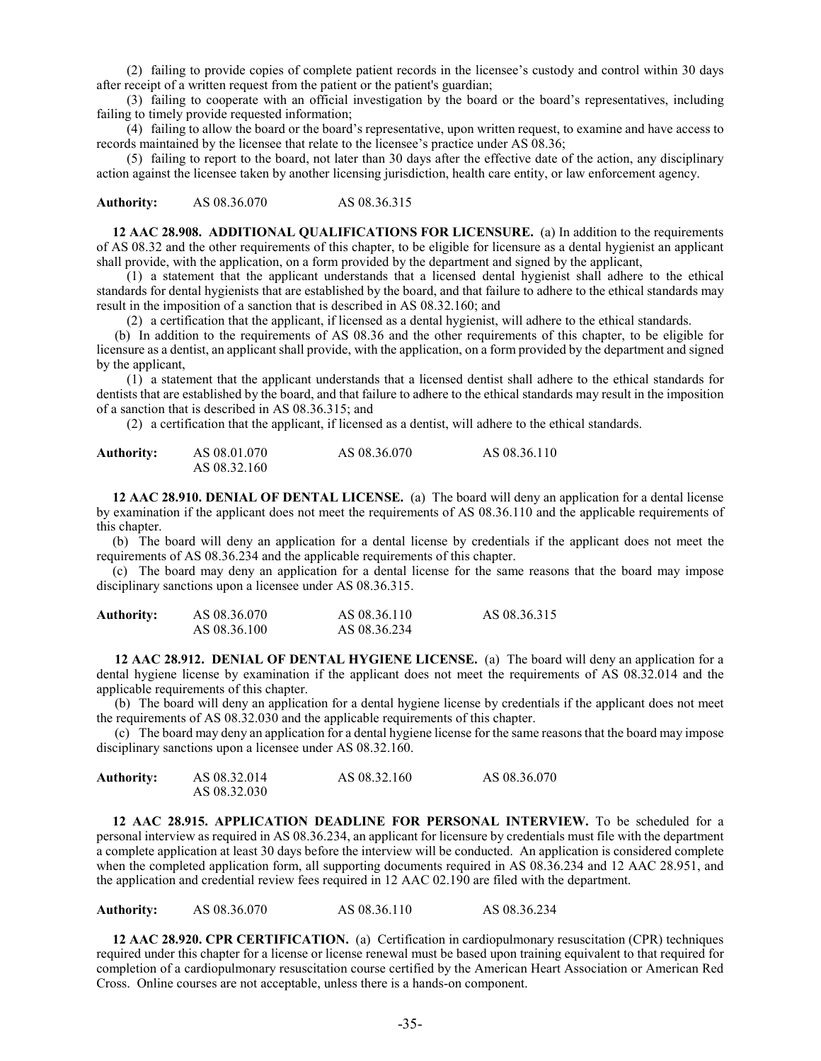(2) failing to provide copies of complete patient records in the licensee's custody and control within 30 days after receipt of a written request from the patient or the patient's guardian;

(3) failing to cooperate with an official investigation by the board or the board's representatives, including failing to timely provide requested information;

(4) failing to allow the board or the board's representative, upon written request, to examine and have access to records maintained by the licensee that relate to the licensee's practice under AS 08.36;

(5) failing to report to the board, not later than 30 days after the effective date of the action, any disciplinary action against the licensee taken by another licensing jurisdiction, health care entity, or law enforcement agency.

**Authority:** AS 08.36.070 AS 08.36.315

**12 AAC 28.908. ADDITIONAL QUALIFICATIONS FOR LICENSURE.** (a) In addition to the requirements of AS 08.32 and the other requirements of this chapter, to be eligible for licensure as a dental hygienist an applicant shall provide, with the application, on a form provided by the department and signed by the applicant,

(1) a statement that the applicant understands that a licensed dental hygienist shall adhere to the ethical standards for dental hygienists that are established by the board, and that failure to adhere to the ethical standards may result in the imposition of a sanction that is described in AS 08.32.160; and

(2) a certification that the applicant, if licensed as a dental hygienist, will adhere to the ethical standards.

(b) In addition to the requirements of AS 08.36 and the other requirements of this chapter, to be eligible for licensure as a dentist, an applicant shall provide, with the application, on a form provided by the department and signed by the applicant,

(1) a statement that the applicant understands that a licensed dentist shall adhere to the ethical standards for dentists that are established by the board, and that failure to adhere to the ethical standards may result in the imposition of a sanction that is described in AS 08.36.315; and

(2) a certification that the applicant, if licensed as a dentist, will adhere to the ethical standards.

**Authority:** AS 08.01.070 AS 08.36.070 AS 08.36.110 AS 08.32.160

**12 AAC 28.910. DENIAL OF DENTAL LICENSE.** (a) The board will deny an application for a dental license by examination if the applicant does not meet the requirements of AS 08.36.110 and the applicable requirements of this chapter.

(b) The board will deny an application for a dental license by credentials if the applicant does not meet the requirements of AS 08.36.234 and the applicable requirements of this chapter.

(c) The board may deny an application for a dental license for the same reasons that the board may impose disciplinary sanctions upon a licensee under AS 08.36.315.

**Authority:** AS 08.36.070 AS 08.36.110 AS 08.36.315 AS 08.36.100 AS 08.36.234

**12 AAC 28.912. DENIAL OF DENTAL HYGIENE LICENSE.** (a) The board will deny an application for a dental hygiene license by examination if the applicant does not meet the requirements of AS 08.32.014 and the applicable requirements of this chapter.

(b) The board will deny an application for a dental hygiene license by credentials if the applicant does not meet the requirements of AS 08.32.030 and the applicable requirements of this chapter.

(c) The board may deny an application for a dental hygiene license for the same reasons that the board may impose disciplinary sanctions upon a licensee under AS 08.32.160.

**Authority:** AS 08.32.014 AS 08.32.160 AS 08.36.070 AS 08.32.030

**12 AAC 28.915. APPLICATION DEADLINE FOR PERSONAL INTERVIEW.** To be scheduled for a personal interview as required in AS 08.36.234, an applicant for licensure by credentials must file with the department a complete application at least 30 days before the interview will be conducted. An application is considered complete when the completed application form, all supporting documents required in AS 08.36.234 and 12 AAC 28.951, and the application and credential review fees required in 12 AAC 02.190 are filed with the department.

**Authority:** AS 08.36.070 AS 08.36.110 AS 08.36.234

**12 AAC 28.920. CPR CERTIFICATION.** (a) Certification in cardiopulmonary resuscitation (CPR) techniques required under this chapter for a license or license renewal must be based upon training equivalent to that required for completion of a cardiopulmonary resuscitation course certified by the American Heart Association or American Red Cross. Online courses are not acceptable, unless there is a hands-on component.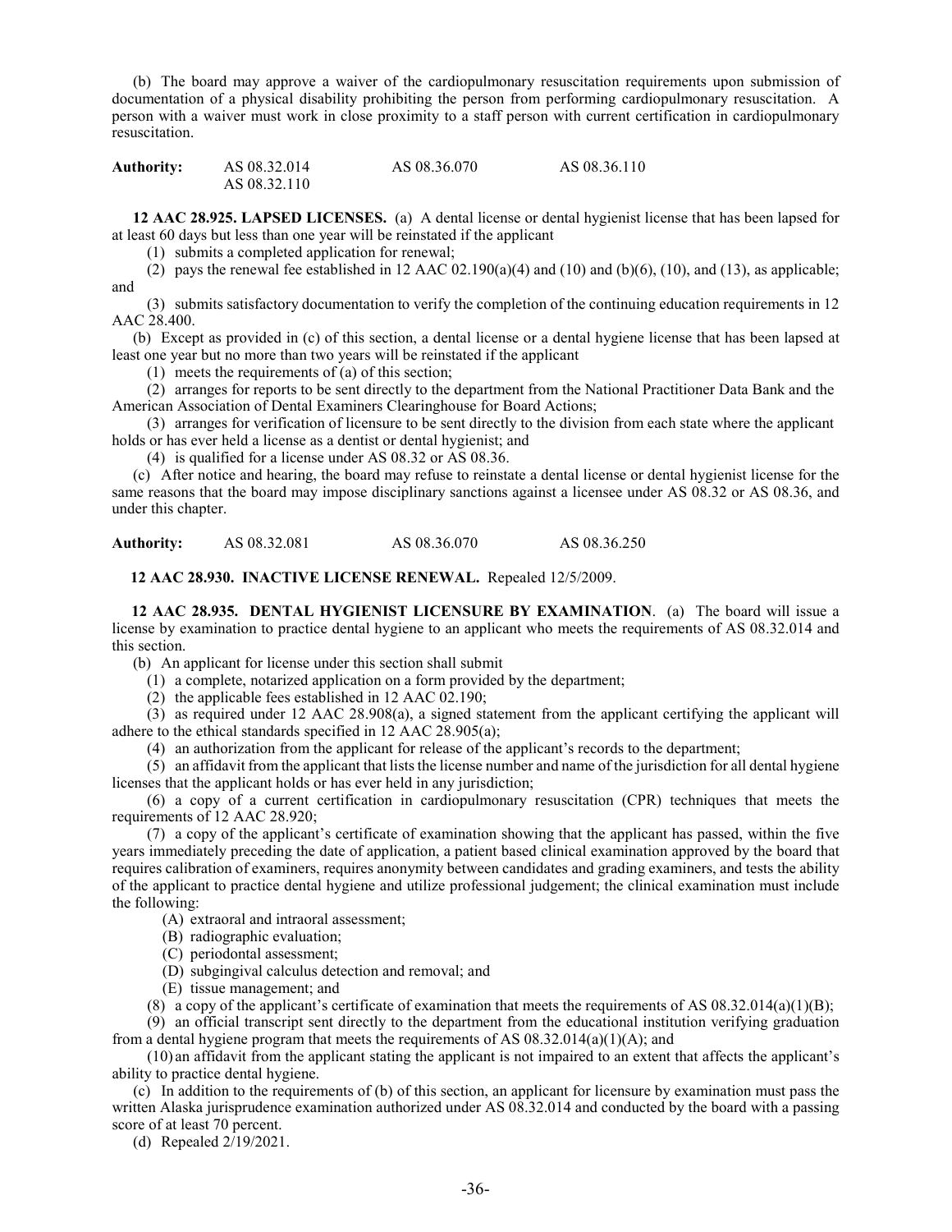(b) The board may approve a waiver of the cardiopulmonary resuscitation requirements upon submission of documentation of a physical disability prohibiting the person from performing cardiopulmonary resuscitation. A person with a waiver must work in close proximity to a staff person with current certification in cardiopulmonary resuscitation.

| **Authority:** | AS 08.32.014 | AS 08.36.070 | AS 08.36.110 |
|---|---|---|---|
| | AS 08.32.110 | | |

**12 AAC 28.925. LAPSED LICENSES.** (a) A dental license or dental hygienist license that has been lapsed for at least 60 days but less than one year will be reinstated if the applicant

(1) submits a completed application for renewal;

(2) pays the renewal fee established in 12 AAC 02.190(a)(4) and (10) and (b)(6), (10), and (13), as applicable; and

(3) submits satisfactory documentation to verify the completion of the continuing education requirements in 12 AAC 28.400.

(b) Except as provided in (c) of this section, a dental license or a dental hygiene license that has been lapsed at least one year but no more than two years will be reinstated if the applicant

(1) meets the requirements of (a) of this section;

(2) arranges for reports to be sent directly to the department from the National Practitioner Data Bank and the American Association of Dental Examiners Clearinghouse for Board Actions;

(3) arranges for verification of licensure to be sent directly to the division from each state where the applicant holds or has ever held a license as a dentist or dental hygienist; and

(4) is qualified for a license under AS 08.32 or AS 08.36.

(c) After notice and hearing, the board may refuse to reinstate a dental license or dental hygienist license for the same reasons that the board may impose disciplinary sanctions against a licensee under AS 08.32 or AS 08.36, and under this chapter.

| **Authority:** | AS 08.32.081 | AS 08.36.070 | AS 08.36.250 |
|---|---|---|---|

**12 AAC 28.930. INACTIVE LICENSE RENEWAL.** Repealed 12/5/2009.

**12 AAC 28.935. DENTAL HYGIENIST LICENSURE BY EXAMINATION**. (a) The board will issue a license by examination to practice dental hygiene to an applicant who meets the requirements of AS 08.32.014 and this section.

(b) An applicant for license under this section shall submit

(1) a complete, notarized application on a form provided by the department;

(2) the applicable fees established in 12 AAC 02.190;

(3) as required under 12 AAC 28.908(a), a signed statement from the applicant certifying the applicant will adhere to the ethical standards specified in 12 AAC 28.905(a);

(4) an authorization from the applicant for release of the applicant's records to the department;

(5) an affidavit from the applicant that lists the license number and name of the jurisdiction for all dental hygiene licenses that the applicant holds or has ever held in any jurisdiction;

(6) a copy of a current certification in cardiopulmonary resuscitation (CPR) techniques that meets the requirements of 12 AAC 28.920;

(7) a copy of the applicant's certificate of examination showing that the applicant has passed, within the five years immediately preceding the date of application, a patient based clinical examination approved by the board that requires calibration of examiners, requires anonymity between candidates and grading examiners, and tests the ability of the applicant to practice dental hygiene and utilize professional judgement; the clinical examination must include the following:

(A) extraoral and intraoral assessment;

(B) radiographic evaluation;

(C) periodontal assessment;

(D) subgingival calculus detection and removal; and

(E) tissue management; and

(8) a copy of the applicant's certificate of examination that meets the requirements of AS 08.32.014(a)(1)(B);

(9) an official transcript sent directly to the department from the educational institution verifying graduation from a dental hygiene program that meets the requirements of AS 08.32.014(a)(1)(A); and

(10) an affidavit from the applicant stating the applicant is not impaired to an extent that affects the applicant's ability to practice dental hygiene.

(c) In addition to the requirements of (b) of this section, an applicant for licensure by examination must pass the written Alaska jurisprudence examination authorized under AS 08.32.014 and conducted by the board with a passing score of at least 70 percent.

(d) Repealed 2/19/2021.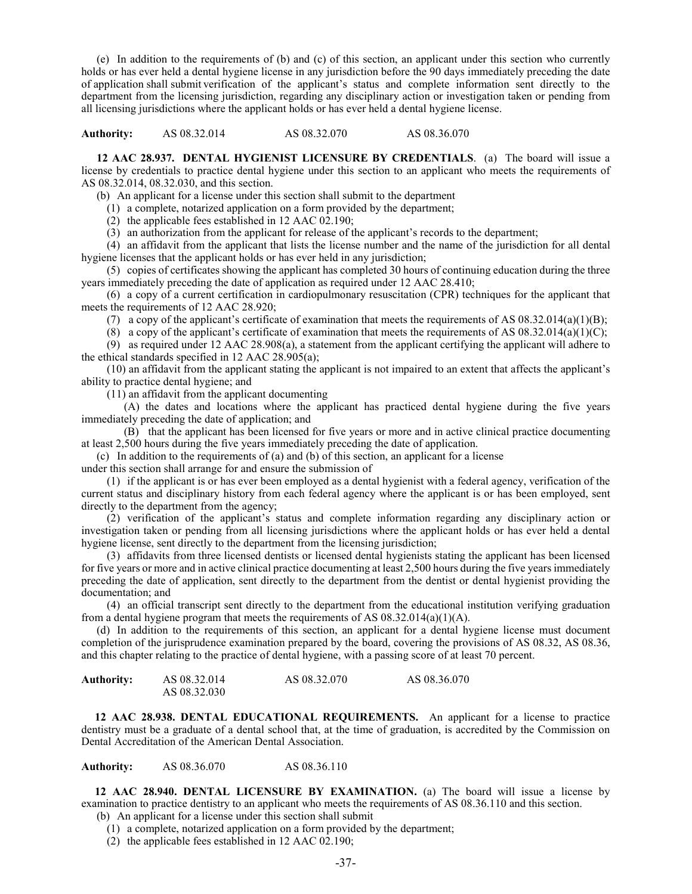(e) In addition to the requirements of (b) and (c) of this section, an applicant under this section who currently holds or has ever held a dental hygiene license in any jurisdiction before the 90 days immediately preceding the date of application shall submit verification of the applicant's status and complete information sent directly to the department from the licensing jurisdiction, regarding any disciplinary action or investigation taken or pending from all licensing jurisdictions where the applicant holds or has ever held a dental hygiene license.

**Authority:** AS 08.32.014 AS 08.32.070 AS 08.36.070

**12 AAC 28.937. DENTAL HYGIENIST LICENSURE BY CREDENTIALS**. (a) The board will issue a license by credentials to practice dental hygiene under this section to an applicant who meets the requirements of AS 08.32.014, 08.32.030, and this section.

(b) An applicant for a license under this section shall submit to the department

(1) a complete, notarized application on a form provided by the department;

(2) the applicable fees established in 12 AAC 02.190;

(3) an authorization from the applicant for release of the applicant's records to the department;

(4) an affidavit from the applicant that lists the license number and the name of the jurisdiction for all dental hygiene licenses that the applicant holds or has ever held in any jurisdiction;

(5) copies of certificates showing the applicant has completed 30 hours of continuing education during the three years immediately preceding the date of application as required under 12 AAC 28.410;

(6) a copy of a current certification in cardiopulmonary resuscitation (CPR) techniques for the applicant that meets the requirements of 12 AAC 28.920;

(7) a copy of the applicant's certificate of examination that meets the requirements of AS 08.32.014(a)(1)(B);

(8) a copy of the applicant's certificate of examination that meets the requirements of AS 08.32.014(a)(1)(C);

(9) as required under 12 AAC 28.908(a), a statement from the applicant certifying the applicant will adhere to the ethical standards specified in 12 AAC 28.905(a);

(10) an affidavit from the applicant stating the applicant is not impaired to an extent that affects the applicant's ability to practice dental hygiene; and

(11) an affidavit from the applicant documenting

(A) the dates and locations where the applicant has practiced dental hygiene during the five years immediately preceding the date of application; and

(B) that the applicant has been licensed for five years or more and in active clinical practice documenting at least 2,500 hours during the five years immediately preceding the date of application.

(c) In addition to the requirements of (a) and (b) of this section, an applicant for a license under this section shall arrange for and ensure the submission of

(1) if the applicant is or has ever been employed as a dental hygienist with a federal agency, verification of the current status and disciplinary history from each federal agency where the applicant is or has been employed, sent directly to the department from the agency;

(2) verification of the applicant's status and complete information regarding any disciplinary action or investigation taken or pending from all licensing jurisdictions where the applicant holds or has ever held a dental hygiene license, sent directly to the department from the licensing jurisdiction;

(3) affidavits from three licensed dentists or licensed dental hygienists stating the applicant has been licensed for five years or more and in active clinical practice documenting at least 2,500 hours during the five years immediately preceding the date of application, sent directly to the department from the dentist or dental hygienist providing the documentation; and

(4) an official transcript sent directly to the department from the educational institution verifying graduation from a dental hygiene program that meets the requirements of AS 08.32.014(a)(1)(A).

(d) In addition to the requirements of this section, an applicant for a dental hygiene license must document completion of the jurisprudence examination prepared by the board, covering the provisions of AS 08.32, AS 08.36, and this chapter relating to the practice of dental hygiene, with a passing score of at least 70 percent.

**Authority:** AS 08.32.014 AS 08.32.070 AS 08.36.070
AS 08.32.030

**12 AAC 28.938. DENTAL EDUCATIONAL REQUIREMENTS.** An applicant for a license to practice dentistry must be a graduate of a dental school that, at the time of graduation, is accredited by the Commission on Dental Accreditation of the American Dental Association.

**Authority:** AS 08.36.070 AS 08.36.110

**12 AAC 28.940. DENTAL LICENSURE BY EXAMINATION.** (a) The board will issue a license by examination to practice dentistry to an applicant who meets the requirements of AS 08.36.110 and this section.

(b) An applicant for a license under this section shall submit

(1) a complete, notarized application on a form provided by the department;

(2) the applicable fees established in 12 AAC 02.190;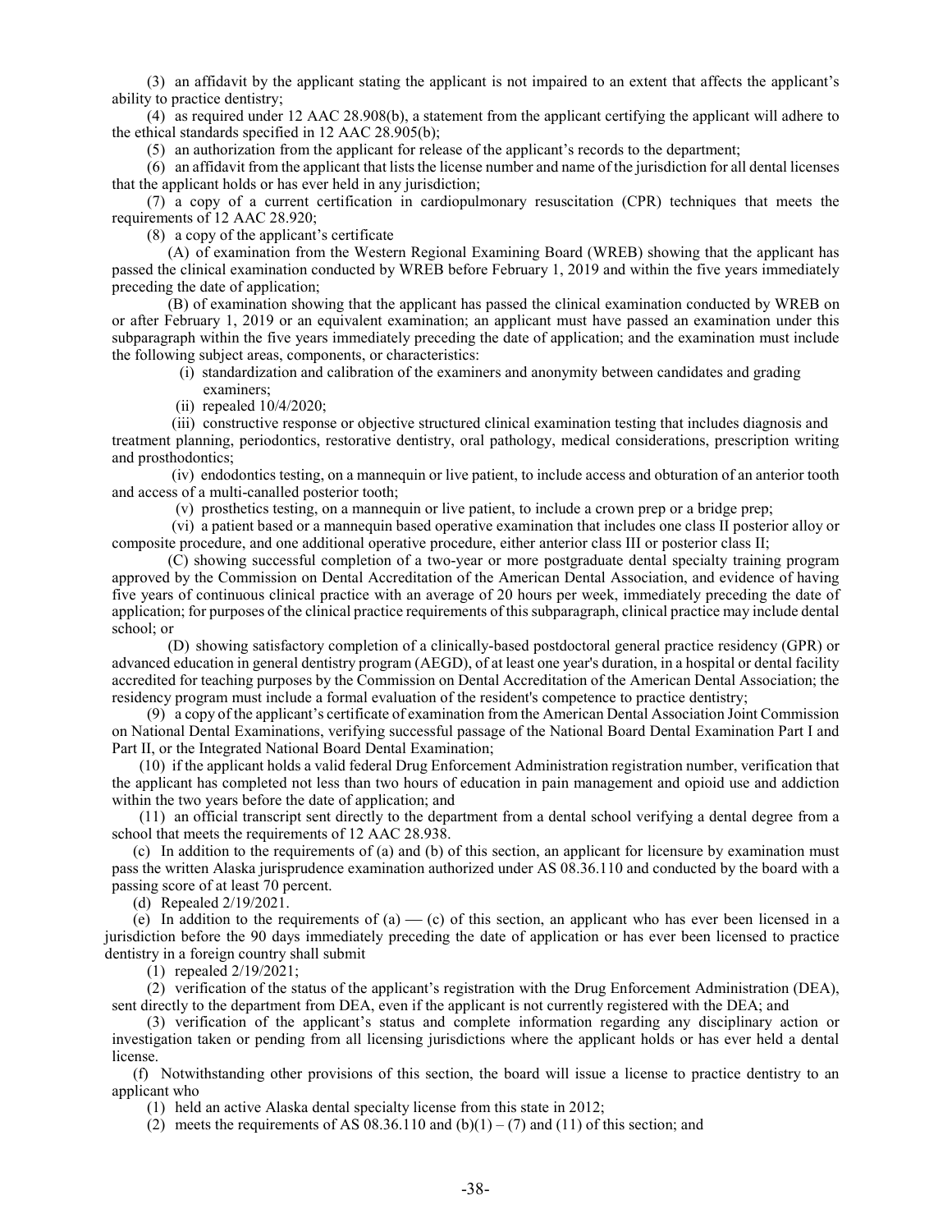(3) an affidavit by the applicant stating the applicant is not impaired to an extent that affects the applicant's ability to practice dentistry;

(4) as required under 12 AAC 28.908(b), a statement from the applicant certifying the applicant will adhere to the ethical standards specified in 12 AAC 28.905(b);

(5) an authorization from the applicant for release of the applicant's records to the department;

(6) an affidavit from the applicant that lists the license number and name of the jurisdiction for all dental licenses that the applicant holds or has ever held in any jurisdiction;

(7) a copy of a current certification in cardiopulmonary resuscitation (CPR) techniques that meets the requirements of 12 AAC 28.920;

(8) a copy of the applicant's certificate

(A) of examination from the Western Regional Examining Board (WREB) showing that the applicant has passed the clinical examination conducted by WREB before February 1, 2019 and within the five years immediately preceding the date of application;

(B) of examination showing that the applicant has passed the clinical examination conducted by WREB on or after February 1, 2019 or an equivalent examination; an applicant must have passed an examination under this subparagraph within the five years immediately preceding the date of application; and the examination must include the following subject areas, components, or characteristics:

(i) standardization and calibration of the examiners and anonymity between candidates and grading examiners;

(ii) repealed 10/4/2020;

(iii) constructive response or objective structured clinical examination testing that includes diagnosis and treatment planning, periodontics, restorative dentistry, oral pathology, medical considerations, prescription writing and prosthodontics;

(iv) endodontics testing, on a mannequin or live patient, to include access and obturation of an anterior tooth and access of a multi-canalled posterior tooth;

(v) prosthetics testing, on a mannequin or live patient, to include a crown prep or a bridge prep;

(vi) a patient based or a mannequin based operative examination that includes one class II posterior alloy or composite procedure, and one additional operative procedure, either anterior class III or posterior class II;

(C) showing successful completion of a two-year or more postgraduate dental specialty training program approved by the Commission on Dental Accreditation of the American Dental Association, and evidence of having five years of continuous clinical practice with an average of 20 hours per week, immediately preceding the date of application; for purposes of the clinical practice requirements of this subparagraph, clinical practice may include dental school; or

(D) showing satisfactory completion of a clinically-based postdoctoral general practice residency (GPR) or advanced education in general dentistry program (AEGD), of at least one year's duration, in a hospital or dental facility accredited for teaching purposes by the Commission on Dental Accreditation of the American Dental Association; the residency program must include a formal evaluation of the resident's competence to practice dentistry;

(9) a copy of the applicant's certificate of examination from the American Dental Association Joint Commission on National Dental Examinations, verifying successful passage of the National Board Dental Examination Part I and Part II, or the Integrated National Board Dental Examination;

(10) if the applicant holds a valid federal Drug Enforcement Administration registration number, verification that the applicant has completed not less than two hours of education in pain management and opioid use and addiction within the two years before the date of application; and

(11) an official transcript sent directly to the department from a dental school verifying a dental degree from a school that meets the requirements of 12 AAC 28.938.

(c) In addition to the requirements of (a) and (b) of this section, an applicant for licensure by examination must pass the written Alaska jurisprudence examination authorized under AS 08.36.110 and conducted by the board with a passing score of at least 70 percent.

(d) Repealed 2/19/2021.

(e) In addition to the requirements of (a) — (c) of this section, an applicant who has ever been licensed in a jurisdiction before the 90 days immediately preceding the date of application or has ever been licensed to practice dentistry in a foreign country shall submit

(1) repealed 2/19/2021;

(2) verification of the status of the applicant's registration with the Drug Enforcement Administration (DEA), sent directly to the department from DEA, even if the applicant is not currently registered with the DEA; and

(3) verification of the applicant's status and complete information regarding any disciplinary action or investigation taken or pending from all licensing jurisdictions where the applicant holds or has ever held a dental license.

(f) Notwithstanding other provisions of this section, the board will issue a license to practice dentistry to an applicant who

(1) held an active Alaska dental specialty license from this state in 2012;

(2) meets the requirements of AS 08.36.110 and (b)(1) – (7) and (11) of this section; and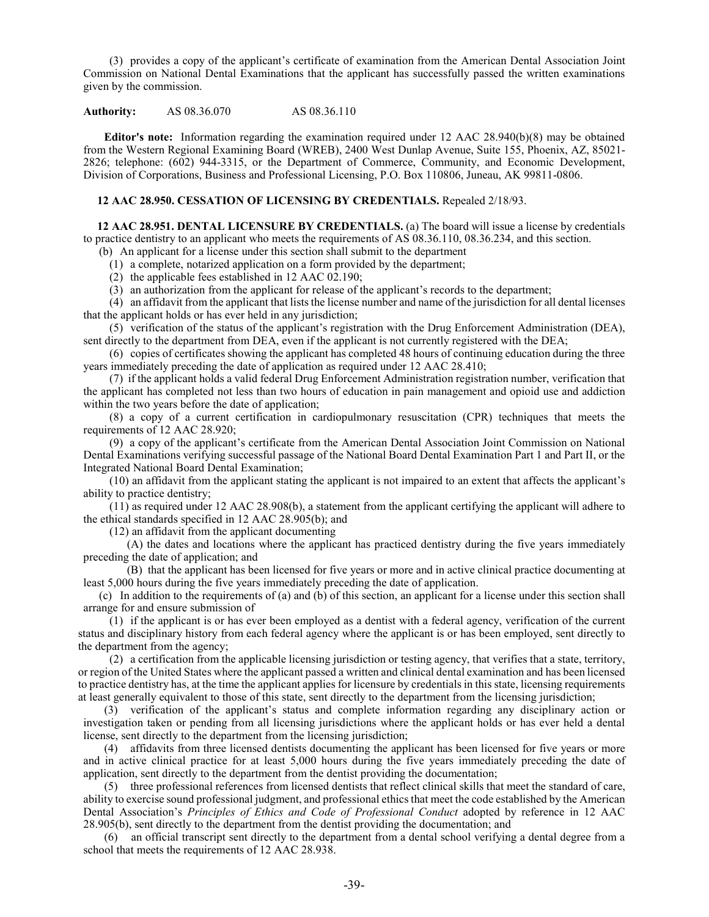(3) provides a copy of the applicant's certificate of examination from the American Dental Association Joint Commission on National Dental Examinations that the applicant has successfully passed the written examinations given by the commission.

**Authority:** AS 08.36.070 AS 08.36.110

**Editor's note:** Information regarding the examination required under 12 AAC 28.940(b)(8) may be obtained from the Western Regional Examining Board (WREB), 2400 West Dunlap Avenue, Suite 155, Phoenix, AZ, 85021-2826; telephone: (602) 944-3315, or the Department of Commerce, Community, and Economic Development, Division of Corporations, Business and Professional Licensing, P.O. Box 110806, Juneau, AK 99811-0806.

**12 AAC 28.950. CESSATION OF LICENSING BY CREDENTIALS.** Repealed 2/18/93.

**12 AAC 28.951. DENTAL LICENSURE BY CREDENTIALS.** (a) The board will issue a license by credentials to practice dentistry to an applicant who meets the requirements of AS 08.36.110, 08.36.234, and this section.

(b) An applicant for a license under this section shall submit to the department

(1) a complete, notarized application on a form provided by the department;

(2) the applicable fees established in 12 AAC 02.190;

(3) an authorization from the applicant for release of the applicant's records to the department;

(4) an affidavit from the applicant that lists the license number and name of the jurisdiction for all dental licenses that the applicant holds or has ever held in any jurisdiction;

(5) verification of the status of the applicant's registration with the Drug Enforcement Administration (DEA), sent directly to the department from DEA, even if the applicant is not currently registered with the DEA;

(6) copies of certificates showing the applicant has completed 48 hours of continuing education during the three years immediately preceding the date of application as required under 12 AAC 28.410;

(7) if the applicant holds a valid federal Drug Enforcement Administration registration number, verification that the applicant has completed not less than two hours of education in pain management and opioid use and addiction within the two years before the date of application;

(8) a copy of a current certification in cardiopulmonary resuscitation (CPR) techniques that meets the requirements of 12 AAC 28.920;

(9) a copy of the applicant's certificate from the American Dental Association Joint Commission on National Dental Examinations verifying successful passage of the National Board Dental Examination Part 1 and Part II, or the Integrated National Board Dental Examination;

(10) an affidavit from the applicant stating the applicant is not impaired to an extent that affects the applicant's ability to practice dentistry;

(11) as required under 12 AAC 28.908(b), a statement from the applicant certifying the applicant will adhere to the ethical standards specified in 12 AAC 28.905(b); and

(12) an affidavit from the applicant documenting

(A) the dates and locations where the applicant has practiced dentistry during the five years immediately preceding the date of application; and

(B) that the applicant has been licensed for five years or more and in active clinical practice documenting at least 5,000 hours during the five years immediately preceding the date of application.

(c) In addition to the requirements of (a) and (b) of this section, an applicant for a license under this section shall arrange for and ensure submission of

(1) if the applicant is or has ever been employed as a dentist with a federal agency, verification of the current status and disciplinary history from each federal agency where the applicant is or has been employed, sent directly to the department from the agency;

(2) a certification from the applicable licensing jurisdiction or testing agency, that verifies that a state, territory, or region of the United States where the applicant passed a written and clinical dental examination and has been licensed to practice dentistry has, at the time the applicant applies for licensure by credentials in this state, licensing requirements at least generally equivalent to those of this state, sent directly to the department from the licensing jurisdiction;

(3) verification of the applicant's status and complete information regarding any disciplinary action or investigation taken or pending from all licensing jurisdictions where the applicant holds or has ever held a dental license, sent directly to the department from the licensing jurisdiction;

(4) affidavits from three licensed dentists documenting the applicant has been licensed for five years or more and in active clinical practice for at least 5,000 hours during the five years immediately preceding the date of application, sent directly to the department from the dentist providing the documentation;

(5) three professional references from licensed dentists that reflect clinical skills that meet the standard of care, ability to exercise sound professional judgment, and professional ethics that meet the code established by the American Dental Association's *Principles of Ethics and Code of Professional Conduct* adopted by reference in 12 AAC 28.905(b), sent directly to the department from the dentist providing the documentation; and

(6) an official transcript sent directly to the department from a dental school verifying a dental degree from a school that meets the requirements of 12 AAC 28.938.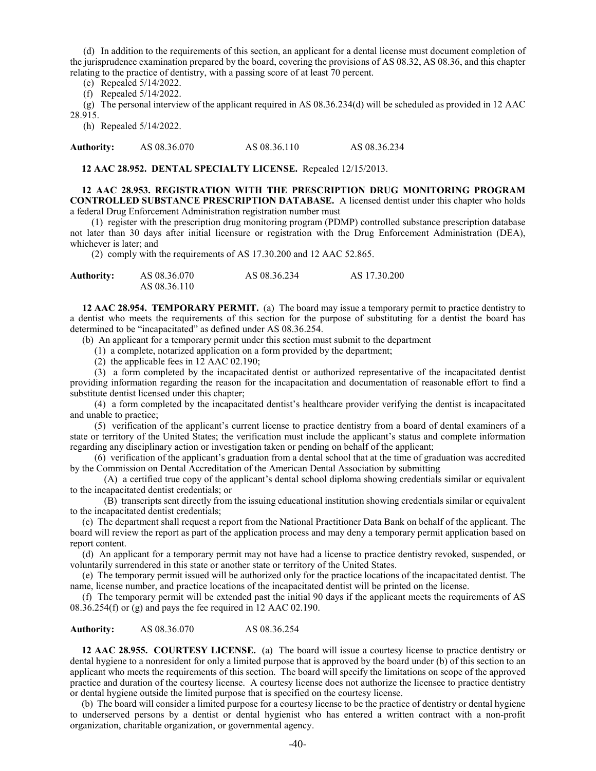(d) In addition to the requirements of this section, an applicant for a dental license must document completion of the jurisprudence examination prepared by the board, covering the provisions of AS 08.32, AS 08.36, and this chapter relating to the practice of dentistry, with a passing score of at least 70 percent.

(e) Repealed 5/14/2022.

(f) Repealed 5/14/2022.

(g) The personal interview of the applicant required in AS 08.36.234(d) will be scheduled as provided in 12 AAC 28.915.

(h) Repealed 5/14/2022.

**Authority:** AS 08.36.070 AS 08.36.110 AS 08.36.234

**12 AAC 28.952. DENTAL SPECIALTY LICENSE.** Repealed 12/15/2013.

**12 AAC 28.953. REGISTRATION WITH THE PRESCRIPTION DRUG MONITORING PROGRAM CONTROLLED SUBSTANCE PRESCRIPTION DATABASE.** A licensed dentist under this chapter who holds a federal Drug Enforcement Administration registration number must

(1) register with the prescription drug monitoring program (PDMP) controlled substance prescription database not later than 30 days after initial licensure or registration with the Drug Enforcement Administration (DEA), whichever is later; and

(2) comply with the requirements of AS 17.30.200 and 12 AAC 52.865.

**Authority:** AS 08.36.070 AS 08.36.234 AS 17.30.200
AS 08.36.110

**12 AAC 28.954. TEMPORARY PERMIT.** (a) The board may issue a temporary permit to practice dentistry to a dentist who meets the requirements of this section for the purpose of substituting for a dentist the board has determined to be "incapacitated" as defined under AS 08.36.254.

(b) An applicant for a temporary permit under this section must submit to the department

(1) a complete, notarized application on a form provided by the department;

(2) the applicable fees in 12 AAC 02.190;

(3) a form completed by the incapacitated dentist or authorized representative of the incapacitated dentist providing information regarding the reason for the incapacitation and documentation of reasonable effort to find a substitute dentist licensed under this chapter;

(4) a form completed by the incapacitated dentist's healthcare provider verifying the dentist is incapacitated and unable to practice;

(5) verification of the applicant's current license to practice dentistry from a board of dental examiners of a state or territory of the United States; the verification must include the applicant's status and complete information regarding any disciplinary action or investigation taken or pending on behalf of the applicant;

(6) verification of the applicant's graduation from a dental school that at the time of graduation was accredited by the Commission on Dental Accreditation of the American Dental Association by submitting

(A) a certified true copy of the applicant's dental school diploma showing credentials similar or equivalent to the incapacitated dentist credentials; or

(B) transcripts sent directly from the issuing educational institution showing credentials similar or equivalent to the incapacitated dentist credentials;

(c) The department shall request a report from the National Practitioner Data Bank on behalf of the applicant. The board will review the report as part of the application process and may deny a temporary permit application based on report content.

(d) An applicant for a temporary permit may not have had a license to practice dentistry revoked, suspended, or voluntarily surrendered in this state or another state or territory of the United States.

(e) The temporary permit issued will be authorized only for the practice locations of the incapacitated dentist. The name, license number, and practice locations of the incapacitated dentist will be printed on the license.

(f) The temporary permit will be extended past the initial 90 days if the applicant meets the requirements of AS 08.36.254(f) or (g) and pays the fee required in 12 AAC 02.190.

**Authority:** AS 08.36.070 AS 08.36.254

**12 AAC 28.955. COURTESY LICENSE.** (a) The board will issue a courtesy license to practice dentistry or dental hygiene to a nonresident for only a limited purpose that is approved by the board under (b) of this section to an applicant who meets the requirements of this section. The board will specify the limitations on scope of the approved practice and duration of the courtesy license. A courtesy license does not authorize the licensee to practice dentistry or dental hygiene outside the limited purpose that is specified on the courtesy license.

(b) The board will consider a limited purpose for a courtesy license to be the practice of dentistry or dental hygiene to underserved persons by a dentist or dental hygienist who has entered a written contract with a non-profit organization, charitable organization, or governmental agency.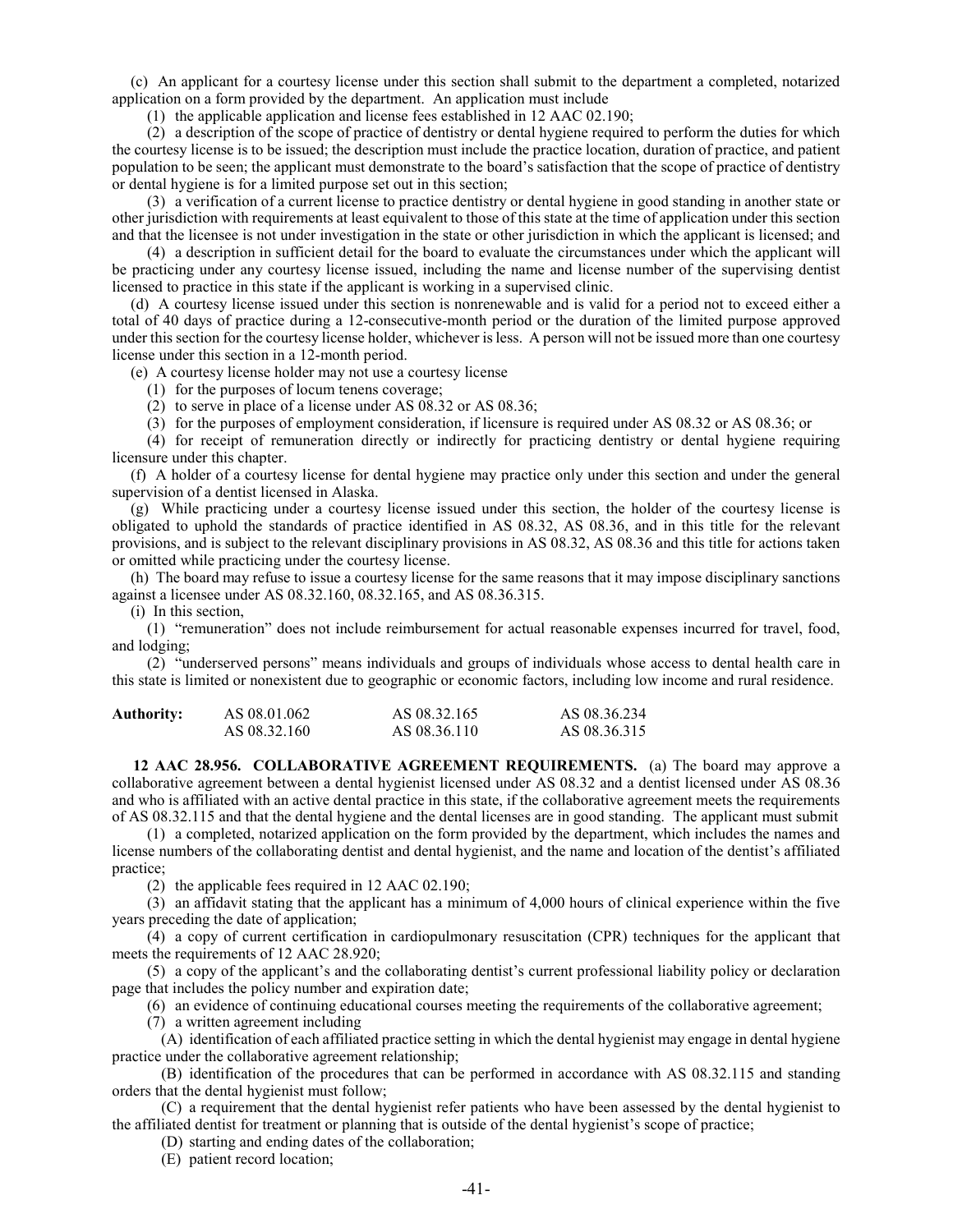(c) An applicant for a courtesy license under this section shall submit to the department a completed, notarized application on a form provided by the department. An application must include

(1) the applicable application and license fees established in 12 AAC 02.190;

(2) a description of the scope of practice of dentistry or dental hygiene required to perform the duties for which the courtesy license is to be issued; the description must include the practice location, duration of practice, and patient population to be seen; the applicant must demonstrate to the board's satisfaction that the scope of practice of dentistry or dental hygiene is for a limited purpose set out in this section;

(3) a verification of a current license to practice dentistry or dental hygiene in good standing in another state or other jurisdiction with requirements at least equivalent to those of this state at the time of application under this section and that the licensee is not under investigation in the state or other jurisdiction in which the applicant is licensed; and

(4) a description in sufficient detail for the board to evaluate the circumstances under which the applicant will be practicing under any courtesy license issued, including the name and license number of the supervising dentist licensed to practice in this state if the applicant is working in a supervised clinic.

(d) A courtesy license issued under this section is nonrenewable and is valid for a period not to exceed either a total of 40 days of practice during a 12-consecutive-month period or the duration of the limited purpose approved under this section for the courtesy license holder, whichever is less. A person will not be issued more than one courtesy license under this section in a 12-month period.

(e) A courtesy license holder may not use a courtesy license

(1) for the purposes of locum tenens coverage;

(2) to serve in place of a license under AS 08.32 or AS 08.36;

(3) for the purposes of employment consideration, if licensure is required under AS 08.32 or AS 08.36; or

(4) for receipt of remuneration directly or indirectly for practicing dentistry or dental hygiene requiring licensure under this chapter.

(f) A holder of a courtesy license for dental hygiene may practice only under this section and under the general supervision of a dentist licensed in Alaska.

(g) While practicing under a courtesy license issued under this section, the holder of the courtesy license is obligated to uphold the standards of practice identified in AS 08.32, AS 08.36, and in this title for the relevant provisions, and is subject to the relevant disciplinary provisions in AS 08.32, AS 08.36 and this title for actions taken or omitted while practicing under the courtesy license.

(h) The board may refuse to issue a courtesy license for the same reasons that it may impose disciplinary sanctions against a licensee under AS 08.32.160, 08.32.165, and AS 08.36.315.

(i) In this section,

(1) "remuneration" does not include reimbursement for actual reasonable expenses incurred for travel, food, and lodging;

(2) "underserved persons" means individuals and groups of individuals whose access to dental health care in this state is limited or nonexistent due to geographic or economic factors, including low income and rural residence.

| **Authority:** | AS 08.01.062 | AS 08.32.165 | AS 08.36.234 |
|---|---|---|---|
| | AS 08.32.160 | AS 08.36.110 | AS 08.36.315 |

**12 AAC 28.956. COLLABORATIVE AGREEMENT REQUIREMENTS.** (a) The board may approve a collaborative agreement between a dental hygienist licensed under AS 08.32 and a dentist licensed under AS 08.36 and who is affiliated with an active dental practice in this state, if the collaborative agreement meets the requirements of AS 08.32.115 and that the dental hygiene and the dental licenses are in good standing. The applicant must submit

(1) a completed, notarized application on the form provided by the department, which includes the names and license numbers of the collaborating dentist and dental hygienist, and the name and location of the dentist's affiliated practice;

(2) the applicable fees required in 12 AAC 02.190;

(3) an affidavit stating that the applicant has a minimum of 4,000 hours of clinical experience within the five years preceding the date of application;

(4) a copy of current certification in cardiopulmonary resuscitation (CPR) techniques for the applicant that meets the requirements of 12 AAC 28.920;

(5) a copy of the applicant's and the collaborating dentist's current professional liability policy or declaration page that includes the policy number and expiration date;

(6) an evidence of continuing educational courses meeting the requirements of the collaborative agreement;

(7) a written agreement including

(A) identification of each affiliated practice setting in which the dental hygienist may engage in dental hygiene practice under the collaborative agreement relationship;

(B) identification of the procedures that can be performed in accordance with AS 08.32.115 and standing orders that the dental hygienist must follow;

(C) a requirement that the dental hygienist refer patients who have been assessed by the dental hygienist to the affiliated dentist for treatment or planning that is outside of the dental hygienist's scope of practice;

(D) starting and ending dates of the collaboration;

(E) patient record location;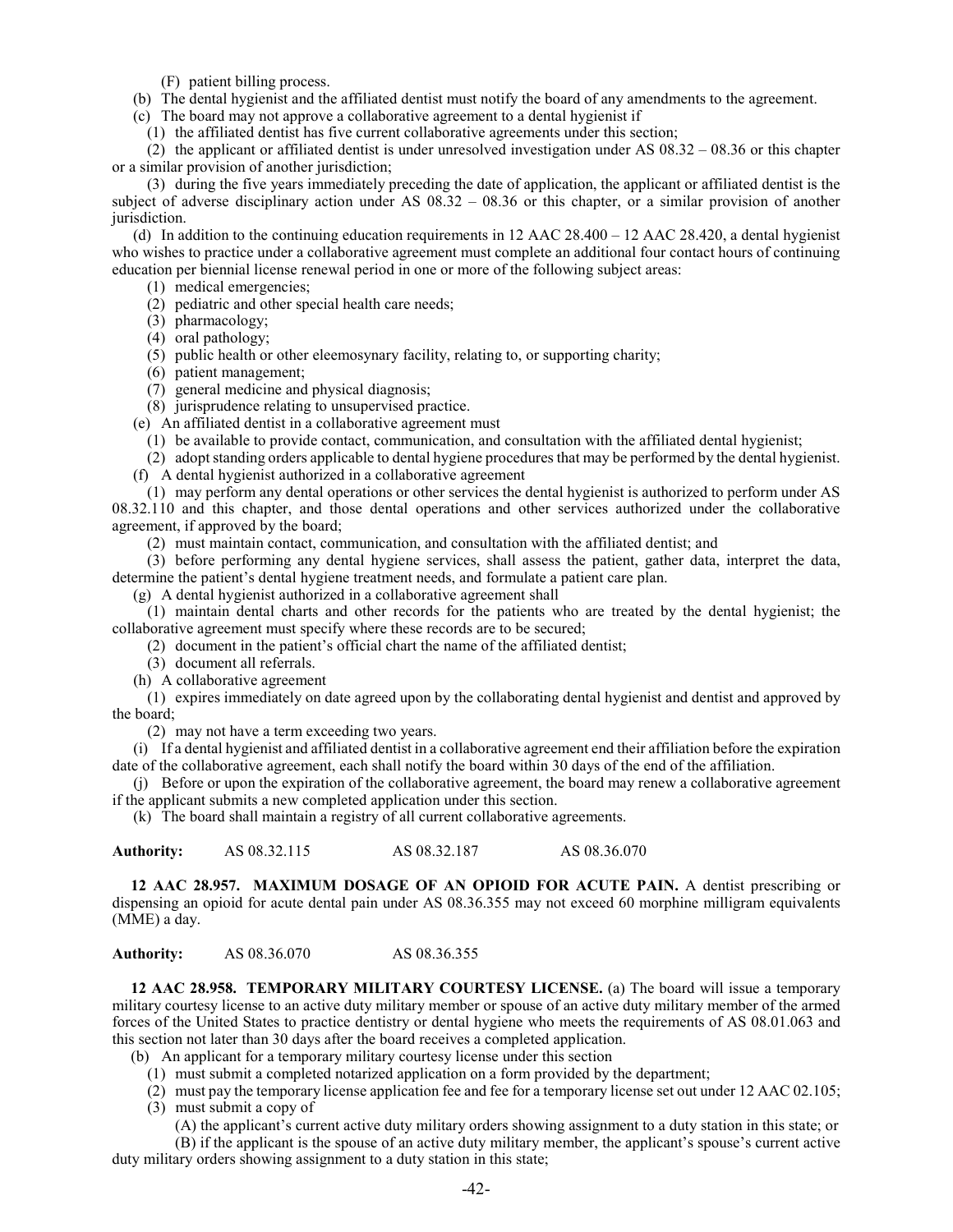(F) patient billing process.

(b) The dental hygienist and the affiliated dentist must notify the board of any amendments to the agreement.

(c) The board may not approve a collaborative agreement to a dental hygienist if

(1) the affiliated dentist has five current collaborative agreements under this section;

(2) the applicant or affiliated dentist is under unresolved investigation under AS 08.32 – 08.36 or this chapter or a similar provision of another jurisdiction;

(3) during the five years immediately preceding the date of application, the applicant or affiliated dentist is the subject of adverse disciplinary action under AS 08.32 – 08.36 or this chapter, or a similar provision of another jurisdiction.

(d) In addition to the continuing education requirements in 12 AAC 28.400 – 12 AAC 28.420, a dental hygienist who wishes to practice under a collaborative agreement must complete an additional four contact hours of continuing education per biennial license renewal period in one or more of the following subject areas:

(1) medical emergencies;

(2) pediatric and other special health care needs;

(3) pharmacology;

(4) oral pathology;

(5) public health or other eleemosynary facility, relating to, or supporting charity;

(6) patient management;

(7) general medicine and physical diagnosis;

(8) jurisprudence relating to unsupervised practice.

(e) An affiliated dentist in a collaborative agreement must

(1) be available to provide contact, communication, and consultation with the affiliated dental hygienist;

(2) adopt standing orders applicable to dental hygiene procedures that may be performed by the dental hygienist.

(f) A dental hygienist authorized in a collaborative agreement

(1) may perform any dental operations or other services the dental hygienist is authorized to perform under AS 08.32.110 and this chapter, and those dental operations and other services authorized under the collaborative agreement, if approved by the board;

(2) must maintain contact, communication, and consultation with the affiliated dentist; and

(3) before performing any dental hygiene services, shall assess the patient, gather data, interpret the data, determine the patient's dental hygiene treatment needs, and formulate a patient care plan.

(g) A dental hygienist authorized in a collaborative agreement shall

(1) maintain dental charts and other records for the patients who are treated by the dental hygienist; the collaborative agreement must specify where these records are to be secured;

(2) document in the patient's official chart the name of the affiliated dentist;

(3) document all referrals.

(h) A collaborative agreement

(1) expires immediately on date agreed upon by the collaborating dental hygienist and dentist and approved by the board;

(2) may not have a term exceeding two years.

(i) If a dental hygienist and affiliated dentist in a collaborative agreement end their affiliation before the expiration date of the collaborative agreement, each shall notify the board within 30 days of the end of the affiliation.

(j) Before or upon the expiration of the collaborative agreement, the board may renew a collaborative agreement if the applicant submits a new completed application under this section.

(k) The board shall maintain a registry of all current collaborative agreements.

**Authority:** AS 08.32.115 AS 08.32.187 AS 08.36.070

**12 AAC 28.957. MAXIMUM DOSAGE OF AN OPIOID FOR ACUTE PAIN.** A dentist prescribing or dispensing an opioid for acute dental pain under AS 08.36.355 may not exceed 60 morphine milligram equivalents (MME) a day.

**Authority:** AS 08.36.070 AS 08.36.355

**12 AAC 28.958. TEMPORARY MILITARY COURTESY LICENSE.** (a) The board will issue a temporary military courtesy license to an active duty military member or spouse of an active duty military member of the armed forces of the United States to practice dentistry or dental hygiene who meets the requirements of AS 08.01.063 and this section not later than 30 days after the board receives a completed application.

(b) An applicant for a temporary military courtesy license under this section

(1) must submit a completed notarized application on a form provided by the department;

(2) must pay the temporary license application fee and fee for a temporary license set out under 12 AAC 02.105;

(3) must submit a copy of

(A) the applicant's current active duty military orders showing assignment to a duty station in this state; or

(B) if the applicant is the spouse of an active duty military member, the applicant's spouse's current active duty military orders showing assignment to a duty station in this state;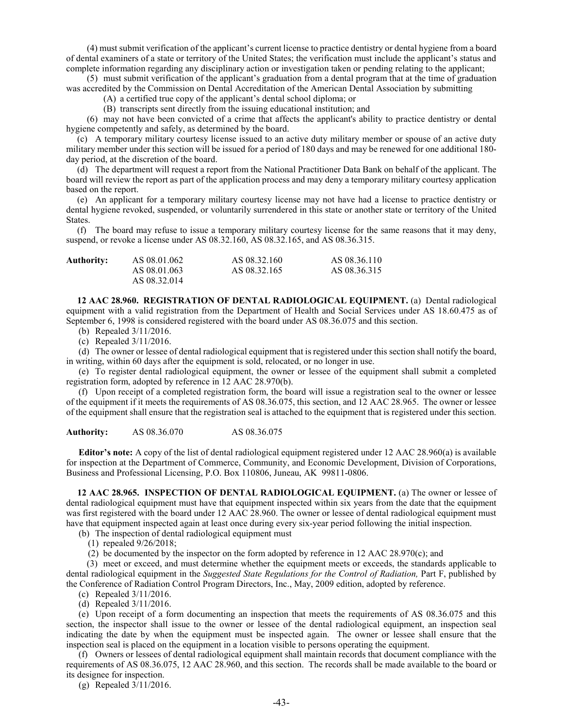(4) must submit verification of the applicant's current license to practice dentistry or dental hygiene from a board of dental examiners of a state or territory of the United States; the verification must include the applicant's status and complete information regarding any disciplinary action or investigation taken or pending relating to the applicant;

(5) must submit verification of the applicant's graduation from a dental program that at the time of graduation was accredited by the Commission on Dental Accreditation of the American Dental Association by submitting

(A) a certified true copy of the applicant's dental school diploma; or

(B) transcripts sent directly from the issuing educational institution; and

(6) may not have been convicted of a crime that affects the applicant's ability to practice dentistry or dental hygiene competently and safely, as determined by the board.

(c) A temporary military courtesy license issued to an active duty military member or spouse of an active duty military member under this section will be issued for a period of 180 days and may be renewed for one additional 180-day period, at the discretion of the board.

(d) The department will request a report from the National Practitioner Data Bank on behalf of the applicant. The board will review the report as part of the application process and may deny a temporary military courtesy application based on the report.

(e) An applicant for a temporary military courtesy license may not have had a license to practice dentistry or dental hygiene revoked, suspended, or voluntarily surrendered in this state or another state or territory of the United States.

(f) The board may refuse to issue a temporary military courtesy license for the same reasons that it may deny, suspend, or revoke a license under AS 08.32.160, AS 08.32.165, and AS 08.36.315.

| **Authority:** | AS 08.01.062 | AS 08.32.160 | AS 08.36.110 |
|---|---|---|---|
| | AS 08.01.063 | AS 08.32.165 | AS 08.36.315 |
| | AS 08.32.014 | | |

**12 AAC 28.960. REGISTRATION OF DENTAL RADIOLOGICAL EQUIPMENT.** (a) Dental radiological equipment with a valid registration from the Department of Health and Social Services under AS 18.60.475 as of September 6, 1998 is considered registered with the board under AS 08.36.075 and this section.

(b) Repealed 3/11/2016.

(c) Repealed 3/11/2016.

(d) The owner or lessee of dental radiological equipment that is registered under this section shall notify the board, in writing, within 60 days after the equipment is sold, relocated, or no longer in use.

(e) To register dental radiological equipment, the owner or lessee of the equipment shall submit a completed registration form, adopted by reference in 12 AAC 28.970(b).

(f) Upon receipt of a completed registration form, the board will issue a registration seal to the owner or lessee of the equipment if it meets the requirements of AS 08.36.075, this section, and 12 AAC 28.965. The owner or lessee of the equipment shall ensure that the registration seal is attached to the equipment that is registered under this section.

**Authority:** AS 08.36.070 AS 08.36.075

**Editor's note:** A copy of the list of dental radiological equipment registered under 12 AAC 28.960(a) is available for inspection at the Department of Commerce, Community, and Economic Development, Division of Corporations, Business and Professional Licensing, P.O. Box 110806, Juneau, AK 99811-0806.

**12 AAC 28.965. INSPECTION OF DENTAL RADIOLOGICAL EQUIPMENT.** (a) The owner or lessee of dental radiological equipment must have that equipment inspected within six years from the date that the equipment was first registered with the board under 12 AAC 28.960. The owner or lessee of dental radiological equipment must have that equipment inspected again at least once during every six-year period following the initial inspection.

(b) The inspection of dental radiological equipment must

(1) repealed 9/26/2018;

(2) be documented by the inspector on the form adopted by reference in 12 AAC 28.970(c); and

(3) meet or exceed, and must determine whether the equipment meets or exceeds, the standards applicable to dental radiological equipment in the *Suggested State Regulations for the Control of Radiation,* Part F, published by the Conference of Radiation Control Program Directors, Inc., May, 2009 edition, adopted by reference.

(c) Repealed 3/11/2016.

(d) Repealed 3/11/2016.

(e) Upon receipt of a form documenting an inspection that meets the requirements of AS 08.36.075 and this section, the inspector shall issue to the owner or lessee of the dental radiological equipment, an inspection seal indicating the date by when the equipment must be inspected again. The owner or lessee shall ensure that the inspection seal is placed on the equipment in a location visible to persons operating the equipment.

(f) Owners or lessees of dental radiological equipment shall maintain records that document compliance with the requirements of AS 08.36.075, 12 AAC 28.960, and this section. The records shall be made available to the board or its designee for inspection.

(g) Repealed 3/11/2016.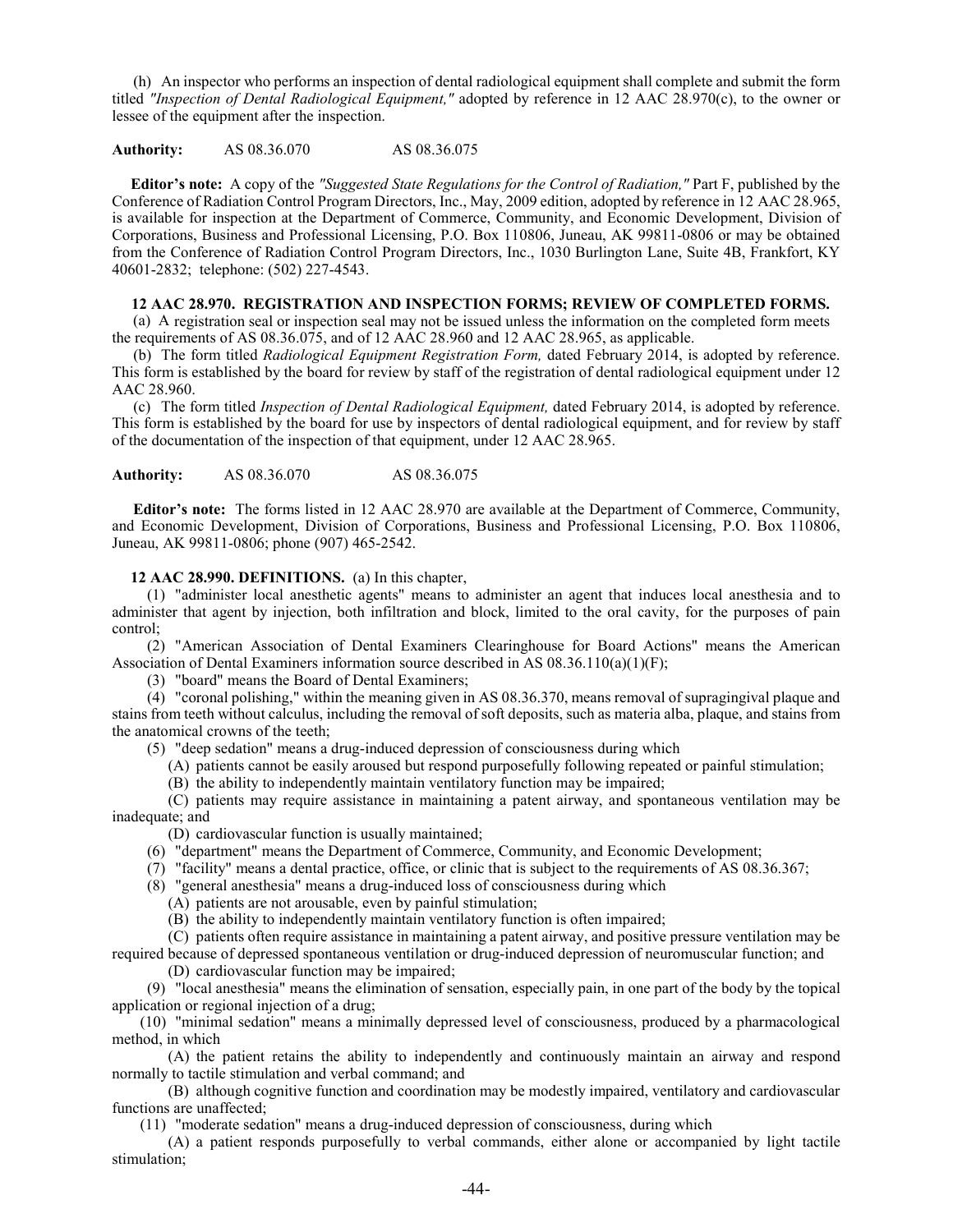(h) An inspector who performs an inspection of dental radiological equipment shall complete and submit the form titled *"Inspection of Dental Radiological Equipment,"* adopted by reference in 12 AAC 28.970(c), to the owner or lessee of the equipment after the inspection.

**Authority:** AS 08.36.070 AS 08.36.075

**Editor's note:** A copy of the *"Suggested State Regulations for the Control of Radiation,"* Part F, published by the Conference of Radiation Control Program Directors, Inc., May, 2009 edition, adopted by reference in 12 AAC 28.965, is available for inspection at the Department of Commerce, Community, and Economic Development, Division of Corporations, Business and Professional Licensing, P.O. Box 110806, Juneau, AK 99811-0806 or may be obtained from the Conference of Radiation Control Program Directors, Inc., 1030 Burlington Lane, Suite 4B, Frankfort, KY 40601-2832; telephone: (502) 227-4543.

**12 AAC 28.970. REGISTRATION AND INSPECTION FORMS; REVIEW OF COMPLETED FORMS.**

(a) A registration seal or inspection seal may not be issued unless the information on the completed form meets the requirements of AS 08.36.075, and of 12 AAC 28.960 and 12 AAC 28.965, as applicable.

(b) The form titled *Radiological Equipment Registration Form,* dated February 2014, is adopted by reference. This form is established by the board for review by staff of the registration of dental radiological equipment under 12 AAC 28.960.

(c) The form titled *Inspection of Dental Radiological Equipment,* dated February 2014, is adopted by reference. This form is established by the board for use by inspectors of dental radiological equipment, and for review by staff of the documentation of the inspection of that equipment, under 12 AAC 28.965.

**Authority:** AS 08.36.070 AS 08.36.075

**Editor's note:** The forms listed in 12 AAC 28.970 are available at the Department of Commerce, Community, and Economic Development, Division of Corporations, Business and Professional Licensing, P.O. Box 110806, Juneau, AK 99811-0806; phone (907) 465-2542.

**12 AAC 28.990. DEFINITIONS.** (a) In this chapter,

(1) "administer local anesthetic agents" means to administer an agent that induces local anesthesia and to administer that agent by injection, both infiltration and block, limited to the oral cavity, for the purposes of pain control;

(2) "American Association of Dental Examiners Clearinghouse for Board Actions" means the American Association of Dental Examiners information source described in AS 08.36.110(a)(1)(F);

(3) "board" means the Board of Dental Examiners;

(4) "coronal polishing," within the meaning given in AS 08.36.370, means removal of supragingival plaque and stains from teeth without calculus, including the removal of soft deposits, such as materia alba, plaque, and stains from the anatomical crowns of the teeth;

(5) "deep sedation" means a drug-induced depression of consciousness during which

(A) patients cannot be easily aroused but respond purposefully following repeated or painful stimulation;

(B) the ability to independently maintain ventilatory function may be impaired;

(C) patients may require assistance in maintaining a patent airway, and spontaneous ventilation may be inadequate; and

(D) cardiovascular function is usually maintained;

(6) "department" means the Department of Commerce, Community, and Economic Development;

(7) "facility" means a dental practice, office, or clinic that is subject to the requirements of AS 08.36.367;

(8) "general anesthesia" means a drug-induced loss of consciousness during which

(A) patients are not arousable, even by painful stimulation;

(B) the ability to independently maintain ventilatory function is often impaired;

(C) patients often require assistance in maintaining a patent airway, and positive pressure ventilation may be required because of depressed spontaneous ventilation or drug-induced depression of neuromuscular function; and

(D) cardiovascular function may be impaired;

(9) "local anesthesia" means the elimination of sensation, especially pain, in one part of the body by the topical application or regional injection of a drug;

(10) "minimal sedation" means a minimally depressed level of consciousness, produced by a pharmacological method, in which

(A) the patient retains the ability to independently and continuously maintain an airway and respond normally to tactile stimulation and verbal command; and

(B) although cognitive function and coordination may be modestly impaired, ventilatory and cardiovascular functions are unaffected;

(11) "moderate sedation" means a drug-induced depression of consciousness, during which

(A) a patient responds purposefully to verbal commands, either alone or accompanied by light tactile stimulation;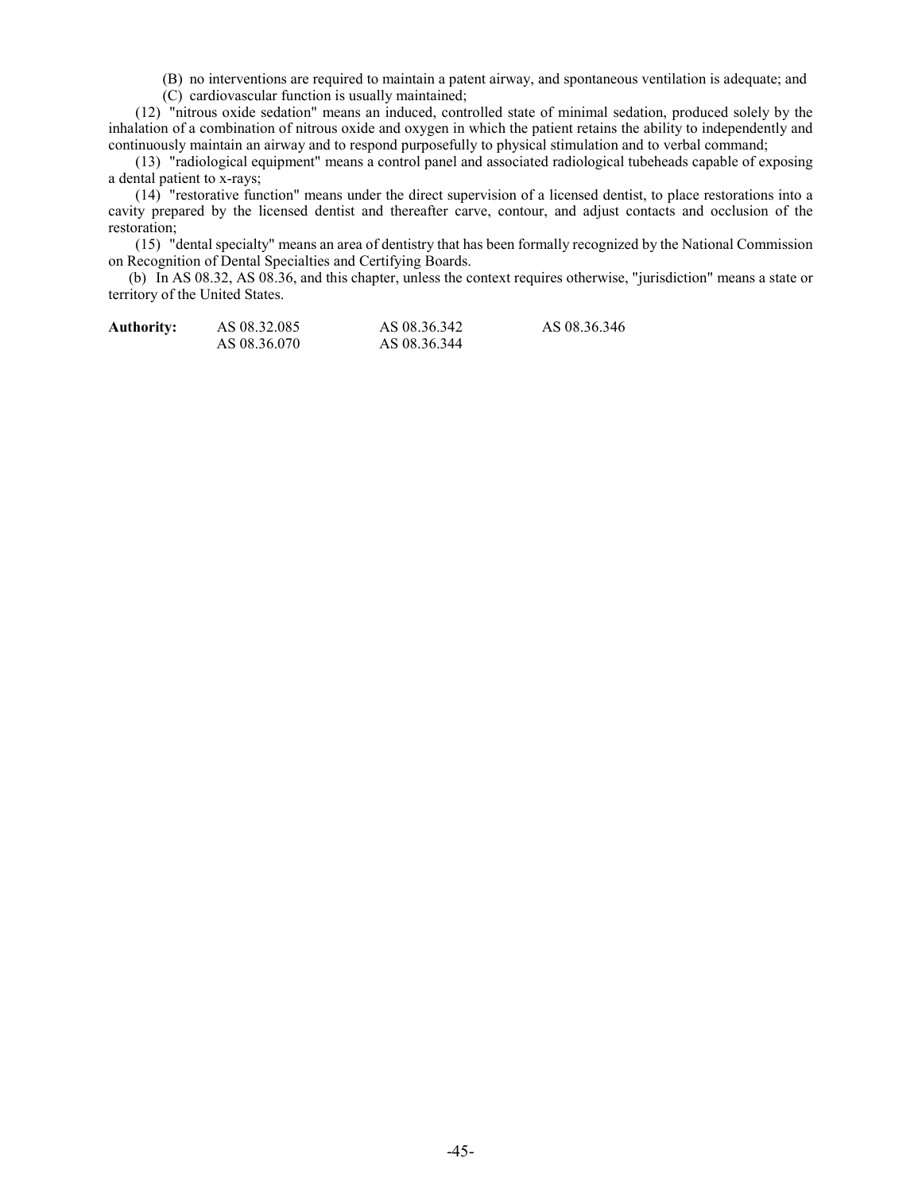(B) no interventions are required to maintain a patent airway, and spontaneous ventilation is adequate; and

(C) cardiovascular function is usually maintained;

(12) "nitrous oxide sedation" means an induced, controlled state of minimal sedation, produced solely by the inhalation of a combination of nitrous oxide and oxygen in which the patient retains the ability to independently and continuously maintain an airway and to respond purposefully to physical stimulation and to verbal command;

(13) "radiological equipment" means a control panel and associated radiological tubeheads capable of exposing a dental patient to x-rays;

(14) "restorative function" means under the direct supervision of a licensed dentist, to place restorations into a cavity prepared by the licensed dentist and thereafter carve, contour, and adjust contacts and occlusion of the restoration;

(15) "dental specialty" means an area of dentistry that has been formally recognized by the National Commission on Recognition of Dental Specialties and Certifying Boards.

(b) In AS 08.32, AS 08.36, and this chapter, unless the context requires otherwise, "jurisdiction" means a state or territory of the United States.

| **Authority:** | AS 08.32.085 | AS 08.36.342 | AS 08.36.346 |
|---|---|---|---|
| | AS 08.36.070 | AS 08.36.344 | |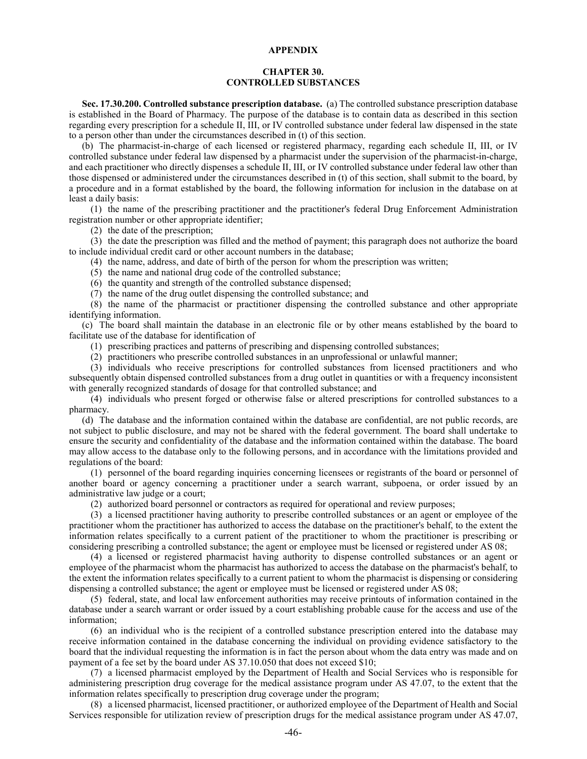## APPENDIX

### CHAPTER 30. CONTROLLED SUBSTANCES

**Sec. 17.30.200. Controlled substance prescription database.** (a) The controlled substance prescription database is established in the Board of Pharmacy. The purpose of the database is to contain data as described in this section regarding every prescription for a schedule II, III, or IV controlled substance under federal law dispensed in the state to a person other than under the circumstances described in (t) of this section.

(b) The pharmacist-in-charge of each licensed or registered pharmacy, regarding each schedule II, III, or IV controlled substance under federal law dispensed by a pharmacist under the supervision of the pharmacist-in-charge, and each practitioner who directly dispenses a schedule II, III, or IV controlled substance under federal law other than those dispensed or administered under the circumstances described in (t) of this section, shall submit to the board, by a procedure and in a format established by the board, the following information for inclusion in the database on at least a daily basis:

(1) the name of the prescribing practitioner and the practitioner's federal Drug Enforcement Administration registration number or other appropriate identifier;

(2) the date of the prescription;

(3) the date the prescription was filled and the method of payment; this paragraph does not authorize the board to include individual credit card or other account numbers in the database;

(4) the name, address, and date of birth of the person for whom the prescription was written;

(5) the name and national drug code of the controlled substance;

(6) the quantity and strength of the controlled substance dispensed;

(7) the name of the drug outlet dispensing the controlled substance; and

(8) the name of the pharmacist or practitioner dispensing the controlled substance and other appropriate identifying information.

(c) The board shall maintain the database in an electronic file or by other means established by the board to facilitate use of the database for identification of

(1) prescribing practices and patterns of prescribing and dispensing controlled substances;

(2) practitioners who prescribe controlled substances in an unprofessional or unlawful manner;

(3) individuals who receive prescriptions for controlled substances from licensed practitioners and who subsequently obtain dispensed controlled substances from a drug outlet in quantities or with a frequency inconsistent with generally recognized standards of dosage for that controlled substance; and

(4) individuals who present forged or otherwise false or altered prescriptions for controlled substances to a pharmacy.

(d) The database and the information contained within the database are confidential, are not public records, are not subject to public disclosure, and may not be shared with the federal government. The board shall undertake to ensure the security and confidentiality of the database and the information contained within the database. The board may allow access to the database only to the following persons, and in accordance with the limitations provided and regulations of the board:

(1) personnel of the board regarding inquiries concerning licensees or registrants of the board or personnel of another board or agency concerning a practitioner under a search warrant, subpoena, or order issued by an administrative law judge or a court;

(2) authorized board personnel or contractors as required for operational and review purposes;

(3) a licensed practitioner having authority to prescribe controlled substances or an agent or employee of the practitioner whom the practitioner has authorized to access the database on the practitioner's behalf, to the extent the information relates specifically to a current patient of the practitioner to whom the practitioner is prescribing or considering prescribing a controlled substance; the agent or employee must be licensed or registered under AS 08;

(4) a licensed or registered pharmacist having authority to dispense controlled substances or an agent or employee of the pharmacist whom the pharmacist has authorized to access the database on the pharmacist's behalf, to the extent the information relates specifically to a current patient to whom the pharmacist is dispensing or considering dispensing a controlled substance; the agent or employee must be licensed or registered under AS 08;

(5) federal, state, and local law enforcement authorities may receive printouts of information contained in the database under a search warrant or order issued by a court establishing probable cause for the access and use of the information;

(6) an individual who is the recipient of a controlled substance prescription entered into the database may receive information contained in the database concerning the individual on providing evidence satisfactory to the board that the individual requesting the information is in fact the person about whom the data entry was made and on payment of a fee set by the board under AS 37.10.050 that does not exceed $10;

(7) a licensed pharmacist employed by the Department of Health and Social Services who is responsible for administering prescription drug coverage for the medical assistance program under AS 47.07, to the extent that the information relates specifically to prescription drug coverage under the program;

(8) a licensed pharmacist, licensed practitioner, or authorized employee of the Department of Health and Social Services responsible for utilization review of prescription drugs for the medical assistance program under AS 47.07,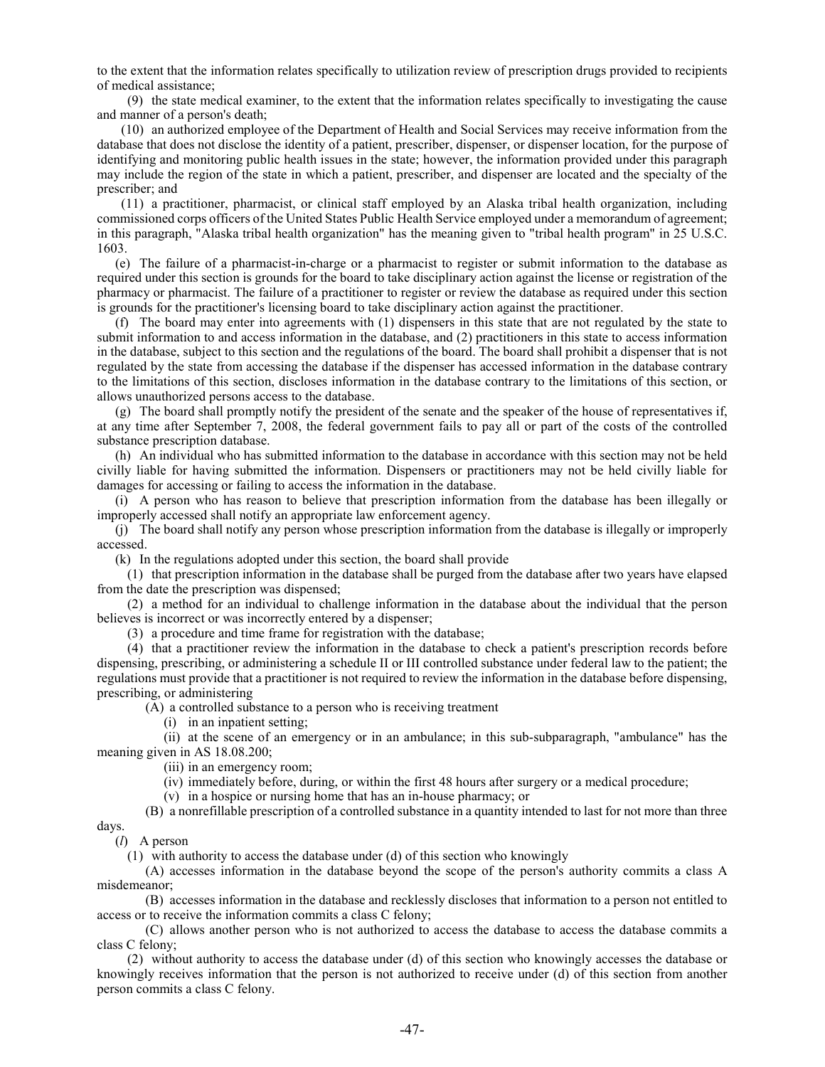to the extent that the information relates specifically to utilization review of prescription drugs provided to recipients of medical assistance;

(9) the state medical examiner, to the extent that the information relates specifically to investigating the cause and manner of a person's death;

(10) an authorized employee of the Department of Health and Social Services may receive information from the database that does not disclose the identity of a patient, prescriber, dispenser, or dispenser location, for the purpose of identifying and monitoring public health issues in the state; however, the information provided under this paragraph may include the region of the state in which a patient, prescriber, and dispenser are located and the specialty of the prescriber; and

(11) a practitioner, pharmacist, or clinical staff employed by an Alaska tribal health organization, including commissioned corps officers of the United States Public Health Service employed under a memorandum of agreement; in this paragraph, "Alaska tribal health organization" has the meaning given to "tribal health program" in 25 U.S.C. 1603.

(e) The failure of a pharmacist-in-charge or a pharmacist to register or submit information to the database as required under this section is grounds for the board to take disciplinary action against the license or registration of the pharmacy or pharmacist. The failure of a practitioner to register or review the database as required under this section is grounds for the practitioner's licensing board to take disciplinary action against the practitioner.

(f) The board may enter into agreements with (1) dispensers in this state that are not regulated by the state to submit information to and access information in the database, and (2) practitioners in this state to access information in the database, subject to this section and the regulations of the board. The board shall prohibit a dispenser that is not regulated by the state from accessing the database if the dispenser has accessed information in the database contrary to the limitations of this section, discloses information in the database contrary to the limitations of this section, or allows unauthorized persons access to the database.

(g) The board shall promptly notify the president of the senate and the speaker of the house of representatives if, at any time after September 7, 2008, the federal government fails to pay all or part of the costs of the controlled substance prescription database.

(h) An individual who has submitted information to the database in accordance with this section may not be held civilly liable for having submitted the information. Dispensers or practitioners may not be held civilly liable for damages for accessing or failing to access the information in the database.

(i) A person who has reason to believe that prescription information from the database has been illegally or improperly accessed shall notify an appropriate law enforcement agency.

(j) The board shall notify any person whose prescription information from the database is illegally or improperly accessed.

(k) In the regulations adopted under this section, the board shall provide

(1) that prescription information in the database shall be purged from the database after two years have elapsed from the date the prescription was dispensed;

(2) a method for an individual to challenge information in the database about the individual that the person believes is incorrect or was incorrectly entered by a dispenser;

(3) a procedure and time frame for registration with the database;

(4) that a practitioner review the information in the database to check a patient's prescription records before dispensing, prescribing, or administering a schedule II or III controlled substance under federal law to the patient; the regulations must provide that a practitioner is not required to review the information in the database before dispensing, prescribing, or administering

(A) a controlled substance to a person who is receiving treatment

(i) in an inpatient setting;

(ii) at the scene of an emergency or in an ambulance; in this sub-subparagraph, "ambulance" has the meaning given in AS 18.08.200;

(iii) in an emergency room;

(iv) immediately before, during, or within the first 48 hours after surgery or a medical procedure;

(v) in a hospice or nursing home that has an in-house pharmacy; or

(B) a nonrefillable prescription of a controlled substance in a quantity intended to last for not more than three days.

(*l*) A person

(1) with authority to access the database under (d) of this section who knowingly

(A) accesses information in the database beyond the scope of the person's authority commits a class A misdemeanor;

(B) accesses information in the database and recklessly discloses that information to a person not entitled to access or to receive the information commits a class C felony;

(C) allows another person who is not authorized to access the database to access the database commits a class C felony;

(2) without authority to access the database under (d) of this section who knowingly accesses the database or knowingly receives information that the person is not authorized to receive under (d) of this section from another person commits a class C felony.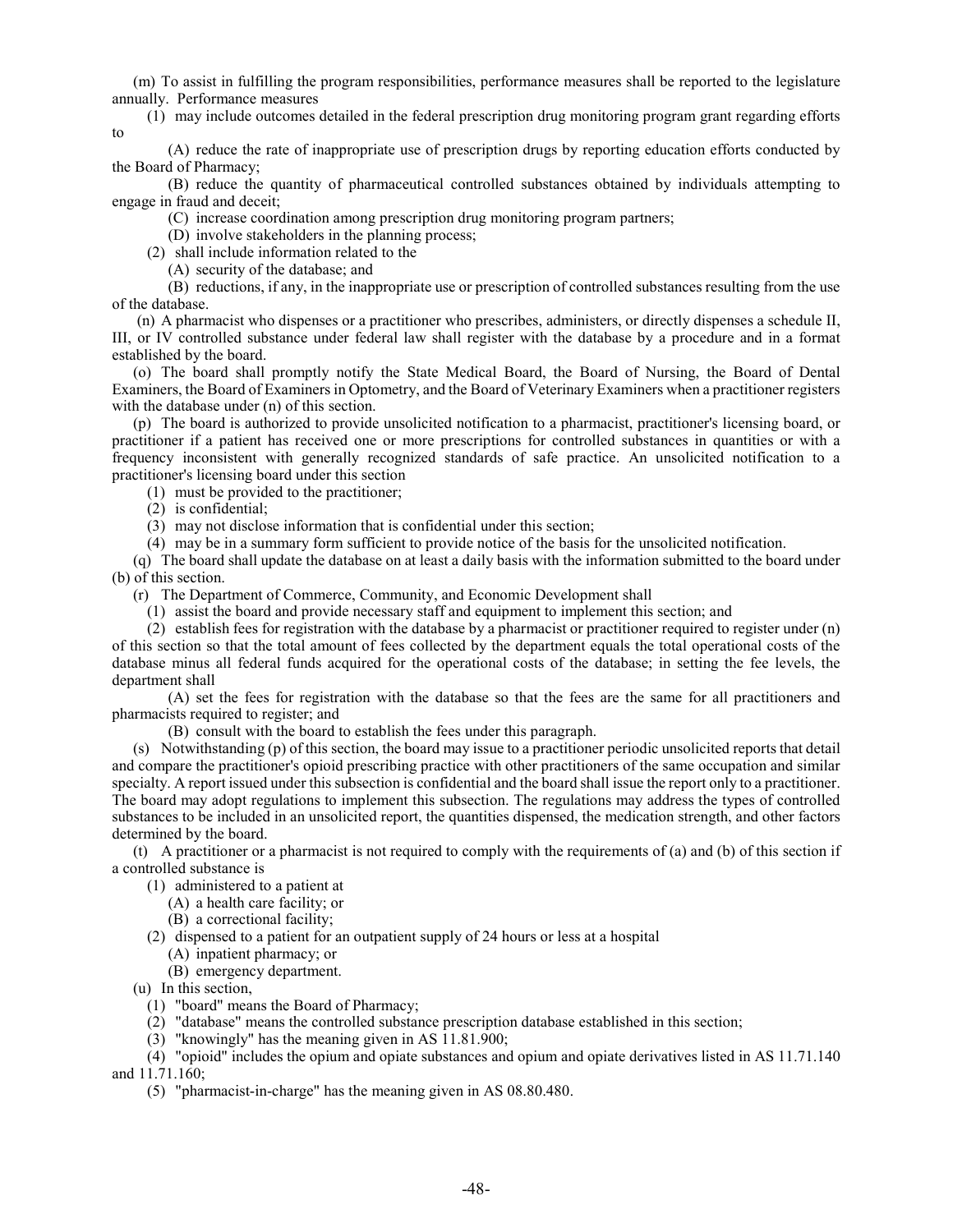(m) To assist in fulfilling the program responsibilities, performance measures shall be reported to the legislature annually. Performance measures

(1) may include outcomes detailed in the federal prescription drug monitoring program grant regarding efforts to

(A) reduce the rate of inappropriate use of prescription drugs by reporting education efforts conducted by the Board of Pharmacy;

(B) reduce the quantity of pharmaceutical controlled substances obtained by individuals attempting to engage in fraud and deceit;

(C) increase coordination among prescription drug monitoring program partners;

(D) involve stakeholders in the planning process;

(2) shall include information related to the

(A) security of the database; and

(B) reductions, if any, in the inappropriate use or prescription of controlled substances resulting from the use of the database.

(n) A pharmacist who dispenses or a practitioner who prescribes, administers, or directly dispenses a schedule II, III, or IV controlled substance under federal law shall register with the database by a procedure and in a format established by the board.

(o) The board shall promptly notify the State Medical Board, the Board of Nursing, the Board of Dental Examiners, the Board of Examiners in Optometry, and the Board of Veterinary Examiners when a practitioner registers with the database under (n) of this section.

(p) The board is authorized to provide unsolicited notification to a pharmacist, practitioner's licensing board, or practitioner if a patient has received one or more prescriptions for controlled substances in quantities or with a frequency inconsistent with generally recognized standards of safe practice. An unsolicited notification to a practitioner's licensing board under this section

(1) must be provided to the practitioner;

(2) is confidential;

(3) may not disclose information that is confidential under this section;

(4) may be in a summary form sufficient to provide notice of the basis for the unsolicited notification.

(q) The board shall update the database on at least a daily basis with the information submitted to the board under (b) of this section.

(r) The Department of Commerce, Community, and Economic Development shall

(1) assist the board and provide necessary staff and equipment to implement this section; and

(2) establish fees for registration with the database by a pharmacist or practitioner required to register under (n) of this section so that the total amount of fees collected by the department equals the total operational costs of the database minus all federal funds acquired for the operational costs of the database; in setting the fee levels, the department shall

(A) set the fees for registration with the database so that the fees are the same for all practitioners and pharmacists required to register; and

(B) consult with the board to establish the fees under this paragraph.

(s) Notwithstanding (p) of this section, the board may issue to a practitioner periodic unsolicited reports that detail and compare the practitioner's opioid prescribing practice with other practitioners of the same occupation and similar specialty. A report issued under this subsection is confidential and the board shall issue the report only to a practitioner. The board may adopt regulations to implement this subsection. The regulations may address the types of controlled substances to be included in an unsolicited report, the quantities dispensed, the medication strength, and other factors determined by the board.

(t) A practitioner or a pharmacist is not required to comply with the requirements of (a) and (b) of this section if a controlled substance is

(1) administered to a patient at

(A) a health care facility; or

(B) a correctional facility;

(2) dispensed to a patient for an outpatient supply of 24 hours or less at a hospital

(A) inpatient pharmacy; or

(B) emergency department.

(u) In this section,

(1) "board" means the Board of Pharmacy;

(2) "database" means the controlled substance prescription database established in this section;

(3) "knowingly" has the meaning given in AS 11.81.900;

(4) "opioid" includes the opium and opiate substances and opium and opiate derivatives listed in AS 11.71.140 and 11.71.160;

(5) "pharmacist-in-charge" has the meaning given in AS 08.80.480.